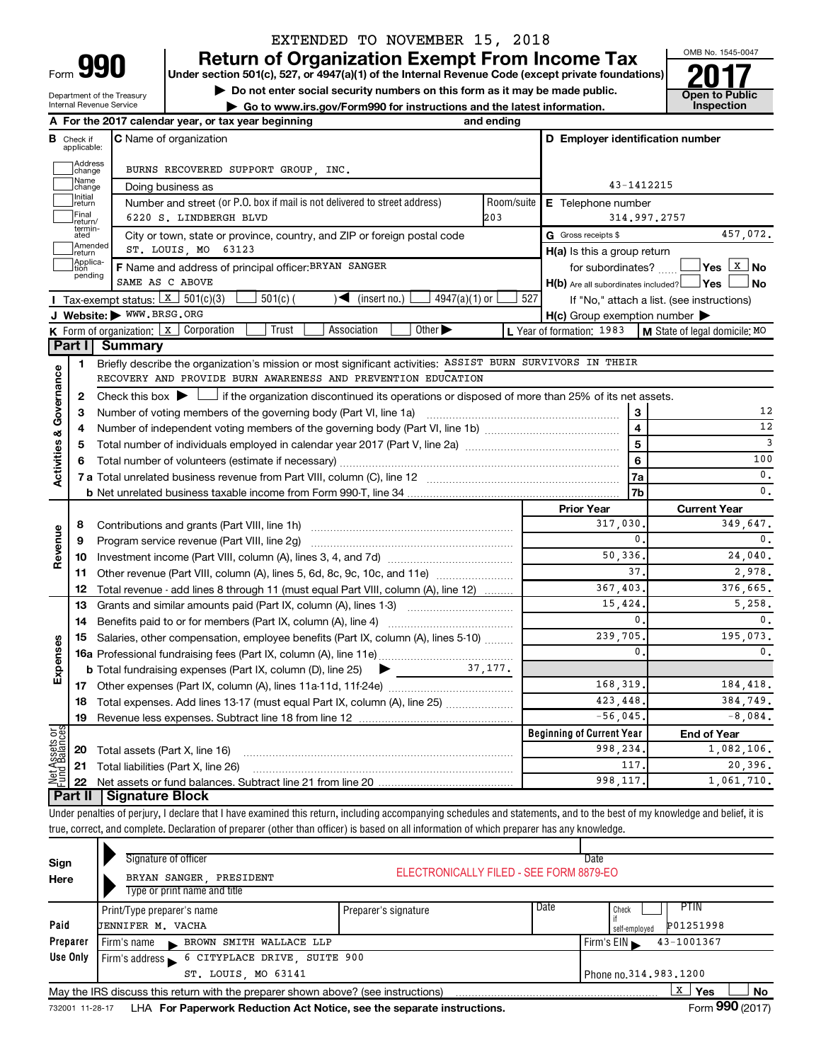EXTENDED TO NOVEMBER 15, 2018

# Form 990 — Return of Organization Exempt From Income Tax

Under section 501(c), 527, or 4947(a)(1) of the Internal Revenue Code (except private foundations)

▶ Do not enter social security numbers on this form as it may be made public.

▶ Go to www.irs.gov/Form990 for instructions and the latest information.

Department of the Treasury
Internal Revenue Service

OMB No. 1545-0047

**2017**

Open to Public Inspection

**A** For the 2017 calendar year, or tax year beginning and ending

**B** Check if applicable: Address change, Name change, Initial return, Final return/terminated, Amended return, Application pending

**C** Name of organization: BURNS RECOVERED SUPPORT GROUP, INC.

Doing business as

Number and street (or P.O. box if mail is not delivered to street address): 6220 S. LINDBERGH BLVD — Room/suite: 203

City or town, state or province, country, and ZIP or foreign postal code: ST. LOUIS, MO 63123

**F** Name and address of principal officer: BRYAN SANGER, SAME AS C ABOVE

**D** Employer identification number: 43-1412215

**E** Telephone number: 314.997.2757

**G** Gross receipts $ 457,072.

**H(a)** Is this a group return for subordinates? ☐ Yes ☒ No

**H(b)** Are all subordinates included? ☐ Yes ☐ No — If "No," attach a list. (see instructions)

**H(c)** Group exemption number ▶

**I** Tax-exempt status: ☒ 501(c)(3) ☐ 501(c)( ) ◀ (insert no.) ☐ 4947(a)(1) or ☐ 527

**J** Website: ▶ WWW.BRSG.ORG

**K** Form of organization: ☒ Corporation ☐ Trust ☐ Association ☐ Other ▶

**L** Year of formation: 1983 **M** State of legal domicile: MO

## Part I Summary

### Activities & Governance

1. Briefly describe the organization's mission or most significant activities: ASSIST BURN SURVIVORS IN THEIR RECOVERY AND PROVIDE BURN AWARENESS AND PREVENTION EDUCATION
2. Check this box ▶ ☐ if the organization discontinued its operations or disposed of more than 25% of its net assets.

| | | Line | |
|---|---|---|---|
| 3 | Number of voting members of the governing body (Part VI, line 1a) | 3 | 12 |
| 4 | Number of independent voting members of the governing body (Part VI, line 1b) | 4 | 12 |
| 5 | Total number of individuals employed in calendar year 2017 (Part V, line 2a) | 5 | 3 |
| 6 | Total number of volunteers (estimate if necessary) | 6 | 100 |
| 7a | Total unrelated business revenue from Part VIII, column (C), line 12 | 7a | 0. |
| 7b | Net unrelated business taxable income from Form 990-T, line 34 | 7b | 0. |

### Revenue / Expenses

| | | Prior Year | Current Year |
|---|---|---|---|
| 8 | Contributions and grants (Part VIII, line 1h) | 317,030. | 349,647. |
| 9 | Program service revenue (Part VIII, line 2g) | 0. | 0. |
| 10 | Investment income (Part VIII, column (A), lines 3, 4, and 7d) | 50,336. | 24,040. |
| 11 | Other revenue (Part VIII, column (A), lines 5, 6d, 8c, 9c, 10c, and 11e) | 37. | 2,978. |
| 12 | Total revenue - add lines 8 through 11 (must equal Part VIII, column (A), line 12) | 367,403. | 376,665. |
| 13 | Grants and similar amounts paid (Part IX, column (A), lines 1-3) | 15,424. | 5,258. |
| 14 | Benefits paid to or for members (Part IX, column (A), line 4) | 0. | 0. |
| 15 | Salaries, other compensation, employee benefits (Part IX, column (A), lines 5-10) | 239,705. | 195,073. |
| 16a | Professional fundraising fees (Part IX, column (A), line 11e) | 0. | 0. |
| b | Total fundraising expenses (Part IX, column (D), line 25) ▶ 37,177. | | |
| 17 | Other expenses (Part IX, column (A), lines 11a-11d, 11f-24e) | 168,319. | 184,418. |
| 18 | Total expenses. Add lines 13-17 (must equal Part IX, column (A), line 25) | 423,448. | 384,749. |
| 19 | Revenue less expenses. Subtract line 18 from line 12 | -56,045. | -8,084. |

### Net Assets or Fund Balances

| | | Beginning of Current Year | End of Year |
|---|---|---|---|
| 20 | Total assets (Part X, line 16) | 998,234. | 1,082,106. |
| 21 | Total liabilities (Part X, line 26) | 117. | 20,396. |
| 22 | Net assets or fund balances. Subtract line 21 from line 20 | 998,117. | 1,061,710. |

## Part II Signature Block

Under penalties of perjury, I declare that I have examined this return, including accompanying schedules and statements, and to the best of my knowledge and belief, it is true, correct, and complete. Declaration of preparer (other than officer) is based on all information of which preparer has any knowledge.

**Sign Here**

Signature of officer — Date

ELECTRONICALLY FILED - SEE FORM 8879-EO

BRYAN SANGER, PRESIDENT

Type or print name and title

**Paid Preparer Use Only**

| Print/Type preparer's name | Preparer's signature | Date | Check ☐ if self-employed | PTIN |
|---|---|---|---|---|
| JENNIFER M. VACHA | | | | P01251998 |

Firm's name ▶ BROWN SMITH WALLACE LLP — Firm's EIN ▶ 43-1001367

Firm's address ▶ 6 CITYPLACE DRIVE, SUITE 900, ST. LOUIS, MO 63141 — Phone no. 314.983.1200

May the IRS discuss this return with the preparer shown above? (see instructions) ☒ Yes ☐ No

732001 11-28-17 LHA For Paperwork Reduction Act Notice, see the separate instructions. Form 990 (2017)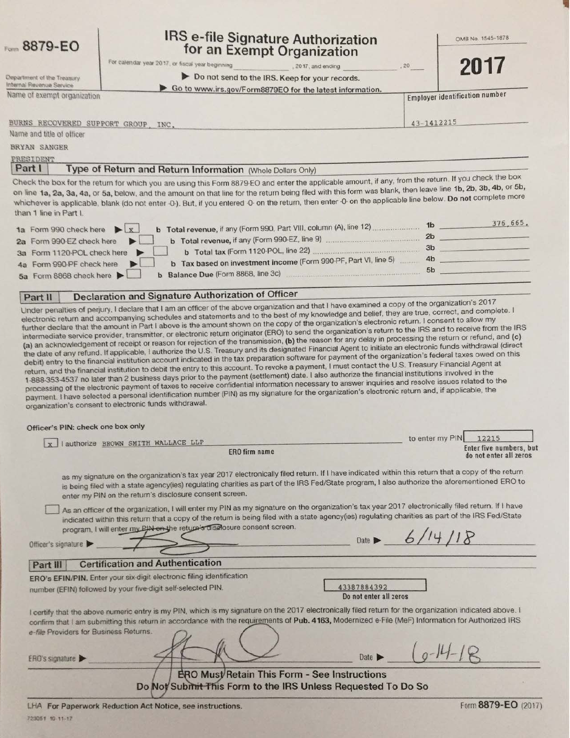Form **8879-EO**

Department of the Treasury
Internal Revenue Service

# IRS e-file Signature Authorization for an Exempt Organization

For calendar year 2017, or fiscal year beginning ____________, 2017, and ending ____________, 20___

▶ Do not send to the IRS. Keep for your records.

▶ Go to www.irs.gov/Form8879EO for the latest information.

OMB No. 1545-1878

**2017**

Name of exempt organization: BURNS RECOVERED SUPPORT GROUP, INC.

Employer identification number: 43-1412215

Name and title of officer: BRYAN SANGER, PRESIDENT

## Part I Type of Return and Return Information (Whole Dollars Only)

Check the box for the return for which you are using this Form 8879-EO and enter the applicable amount, if any, from the return. If you check the box on line 1a, 2a, 3a, 4a, or 5a, below, and the amount on that line for the return being filed with this form was blank, then leave line 1b, 2b, 3b, 4b, or 5b, whichever is applicable, blank (do not enter -0-). But, if you entered -0- on the return, then enter -0- on the applicable line below. **Do not** complete more than 1 line in Part I.

| | | | |
|---|---|---|---|
| **1a** Form 990 check here ▶ [x] | **b Total revenue,** if any (Form 990, Part VIII, column (A), line 12) | 1b | 376,665. |
| **2a** Form 990-EZ check here ▶ [ ] | **b Total revenue,** if any (Form 990-EZ, line 9) | 2b | |
| **3a** Form 1120-POL check here ▶ [ ] | **b** Total tax (Form 1120-POL, line 22) | 3b | |
| **4a** Form 990-PF check here ▶ [ ] | **b** Tax based on investment income (Form 990-PF, Part VI, line 5) | 4b | |
| **5a** Form 8868 check here ▶ [ ] | **b Balance Due** (Form 8868, line 3c) | 5b | |

## Part II Declaration and Signature Authorization of Officer

Under penalties of perjury, I declare that I am an officer of the above organization and that I have examined a copy of the organization's 2017 electronic return and accompanying schedules and statements and to the best of my knowledge and belief, they are true, correct, and complete. I further declare that the amount in Part I above is the amount shown on the copy of the organization's electronic return. I consent to allow my intermediate service provider, transmitter, or electronic return originator (ERO) to send the organization's return to the IRS and to receive from the IRS (a) an acknowledgement of receipt or reason for rejection of the transmission, (b) the reason for any delay in processing the return or refund, and (c) the date of any refund. If applicable, I authorize the U.S. Treasury and its designated Financial Agent to initiate an electronic funds withdrawal (direct debit) entry to the financial institution account indicated in the tax preparation software for payment of the organization's federal taxes owed on this return, and the financial institution to debit the entry to this account. To revoke a payment, I must contact the U.S. Treasury Financial Agent at 1-888-353-4537 no later than 2 business days prior to the payment (settlement) date. I also authorize the financial institutions involved in the processing of the electronic payment of taxes to receive confidential information necessary to answer inquiries and resolve issues related to the payment. I have selected a personal identification number (PIN) as my signature for the organization's electronic return and, if applicable, the organization's consent to electronic funds withdrawal.

**Officer's PIN: check one box only**

[x] I authorize BROWN SMITH WALLACE LLP (ERO firm name) to enter my PIN 12215 (Enter five numbers, but do not enter all zeros)

as my signature on the organization's tax year 2017 electronically filed return. If I have indicated within this return that a copy of the return is being filed with a state agency(ies) regulating charities as part of the IRS Fed/State program, I also authorize the aforementioned ERO to enter my PIN on the return's disclosure consent screen.

[ ] As an officer of the organization, I will enter my PIN as my signature on the organization's tax year 2017 electronically filed return. If I have indicated within this return that a copy of the return is being filed with a state agency(ies) regulating charities as part of the IRS Fed/State program, I will enter my PIN on the return's disclosure consent screen.

Officer's signature ▶ [signature] Date ▶ 6/14/18

## Part III Certification and Authentication

**ERO's EFIN/PIN.** Enter your six-digit electronic filing identification number (EFIN) followed by your five-digit self-selected PIN. 43387884392 (Do not enter all zeros)

I certify that the above numeric entry is my PIN, which is my signature on the 2017 electronically filed return for the organization indicated above. I confirm that I am submitting this return in accordance with the requirements of **Pub. 4163,** Modernized e-File (MeF) Information for Authorized IRS *e-file* Providers for Business Returns.

ERO's signature ▶ [signature] Date ▶ 6-14-18

**ERO Must Retain This Form - See Instructions**
**Do Not Submit This Form to the IRS Unless Requested To Do So**

LHA For Paperwork Reduction Act Notice, see instructions. Form **8879-EO** (2017)

723051 10-11-17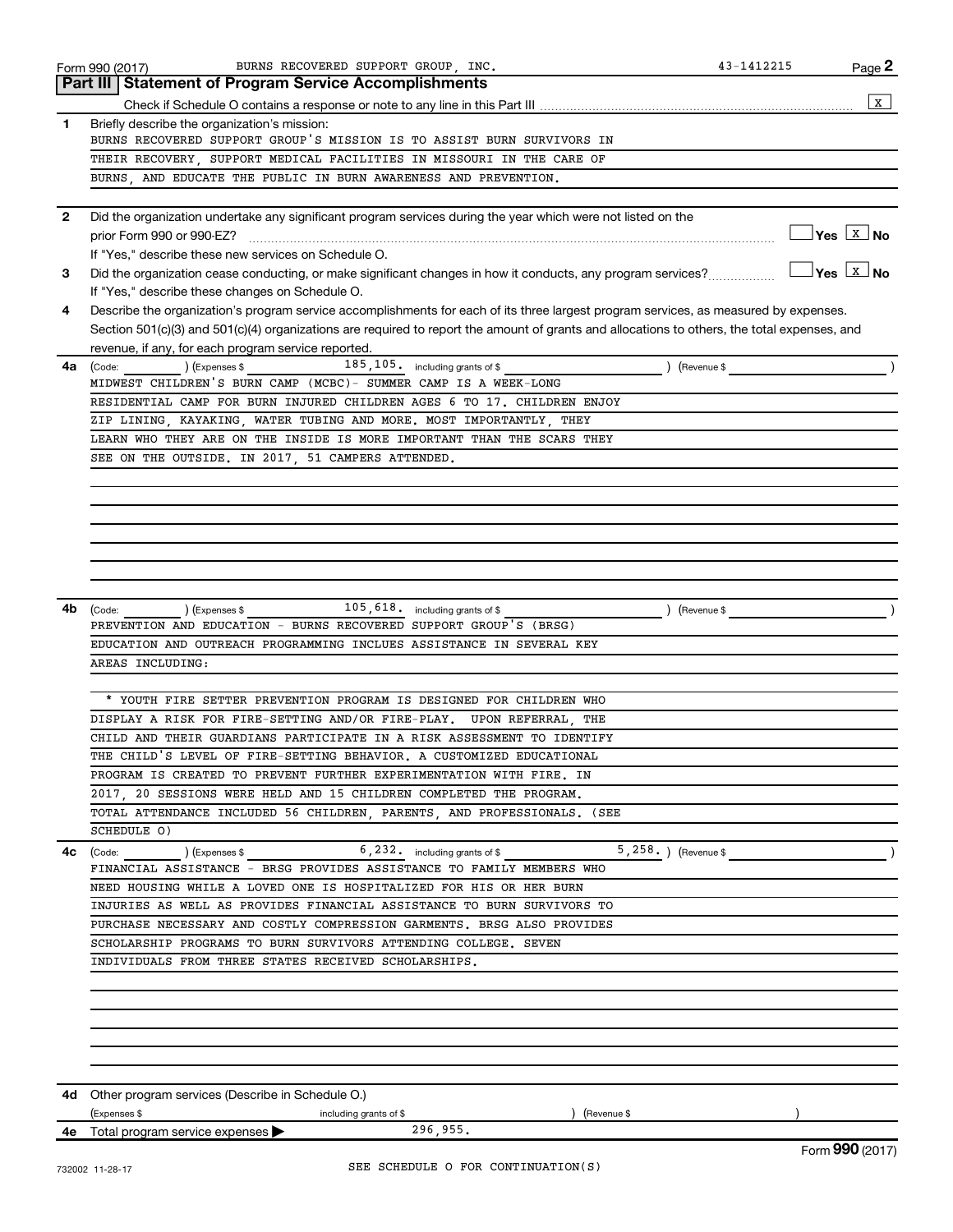Form 990 (2017) BURNS RECOVERED SUPPORT GROUP, INC. 43-1412215

## Part III Statement of Program Service Accomplishments

Check if Schedule O contains a response or note to any line in this Part III [X]

**1** Briefly describe the organization's mission:

BURNS RECOVERED SUPPORT GROUP'S MISSION IS TO ASSIST BURN SURVIVORS IN THEIR RECOVERY, SUPPORT MEDICAL FACILITIES IN MISSOURI IN THE CARE OF BURNS, AND EDUCATE THE PUBLIC IN BURN AWARENESS AND PREVENTION.

**2** Did the organization undertake any significant program services during the year which were not listed on the prior Form 990 or 990-EZ? [ ] Yes [X] No

If "Yes," describe these new services on Schedule O.

**3** Did the organization cease conducting, or make significant changes in how it conducts, any program services? [ ] Yes [X] No

If "Yes," describe these changes on Schedule O.

**4** Describe the organization's program service accomplishments for each of its three largest program services, as measured by expenses. Section 501(c)(3) and 501(c)(4) organizations are required to report the amount of grants and allocations to others, the total expenses, and revenue, if any, for each program service reported.

**4a** (Code: ) (Expenses $ 185,105. including grants of $ ) (Revenue $ )

MIDWEST CHILDREN'S BURN CAMP (MCBC)- SUMMER CAMP IS A WEEK-LONG RESIDENTIAL CAMP FOR BURN INJURED CHILDREN AGES 6 TO 17. CHILDREN ENJOY ZIP LINING, KAYAKING, WATER TUBING AND MORE. MOST IMPORTANTLY, THEY LEARN WHO THEY ARE ON THE INSIDE IS MORE IMPORTANT THAN THE SCARS THEY SEE ON THE OUTSIDE. IN 2017, 51 CAMPERS ATTENDED.

**4b** (Code: ) (Expenses $ 105,618. including grants of $ ) (Revenue $ )

PREVENTION AND EDUCATION - BURNS RECOVERED SUPPORT GROUP'S (BRSG) EDUCATION AND OUTREACH PROGRAMMING INCLUES ASSISTANCE IN SEVERAL KEY AREAS INCLUDING:

* YOUTH FIRE SETTER PREVENTION PROGRAM IS DESIGNED FOR CHILDREN WHO DISPLAY A RISK FOR FIRE-SETTING AND/OR FIRE-PLAY. UPON REFERRAL, THE CHILD AND THEIR GUARDIANS PARTICIPATE IN A RISK ASSESSMENT TO IDENTIFY THE CHILD'S LEVEL OF FIRE-SETTING BEHAVIOR. A CUSTOMIZED EDUCATIONAL PROGRAM IS CREATED TO PREVENT FURTHER EXPERIMENTATION WITH FIRE. IN 2017, 20 SESSIONS WERE HELD AND 15 CHILDREN COMPLETED THE PROGRAM. TOTAL ATTENDANCE INCLUDED 56 CHILDREN, PARENTS, AND PROFESSIONALS. (SEE SCHEDULE O)

**4c** (Code: ) (Expenses $ 6,232. including grants of $ 5,258.) (Revenue $ )

FINANCIAL ASSISTANCE - BRSG PROVIDES ASSISTANCE TO FAMILY MEMBERS WHO NEED HOUSING WHILE A LOVED ONE IS HOSPITALIZED FOR HIS OR HER BURN INJURIES AS WELL AS PROVIDES FINANCIAL ASSISTANCE TO BURN SURVIVORS TO PURCHASE NECESSARY AND COSTLY COMPRESSION GARMENTS. BRSG ALSO PROVIDES SCHOLARSHIP PROGRAMS TO BURN SURVIVORS ATTENDING COLLEGE. SEVEN INDIVIDUALS FROM THREE STATES RECEIVED SCHOLARSHIPS.

**4d** Other program services (Describe in Schedule O.)

(Expenses $ including grants of $ ) (Revenue $ )

**4e** Total program service expenses ▶ 296,955.

SEE SCHEDULE O FOR CONTINUATION(S)

Form **990** (2017)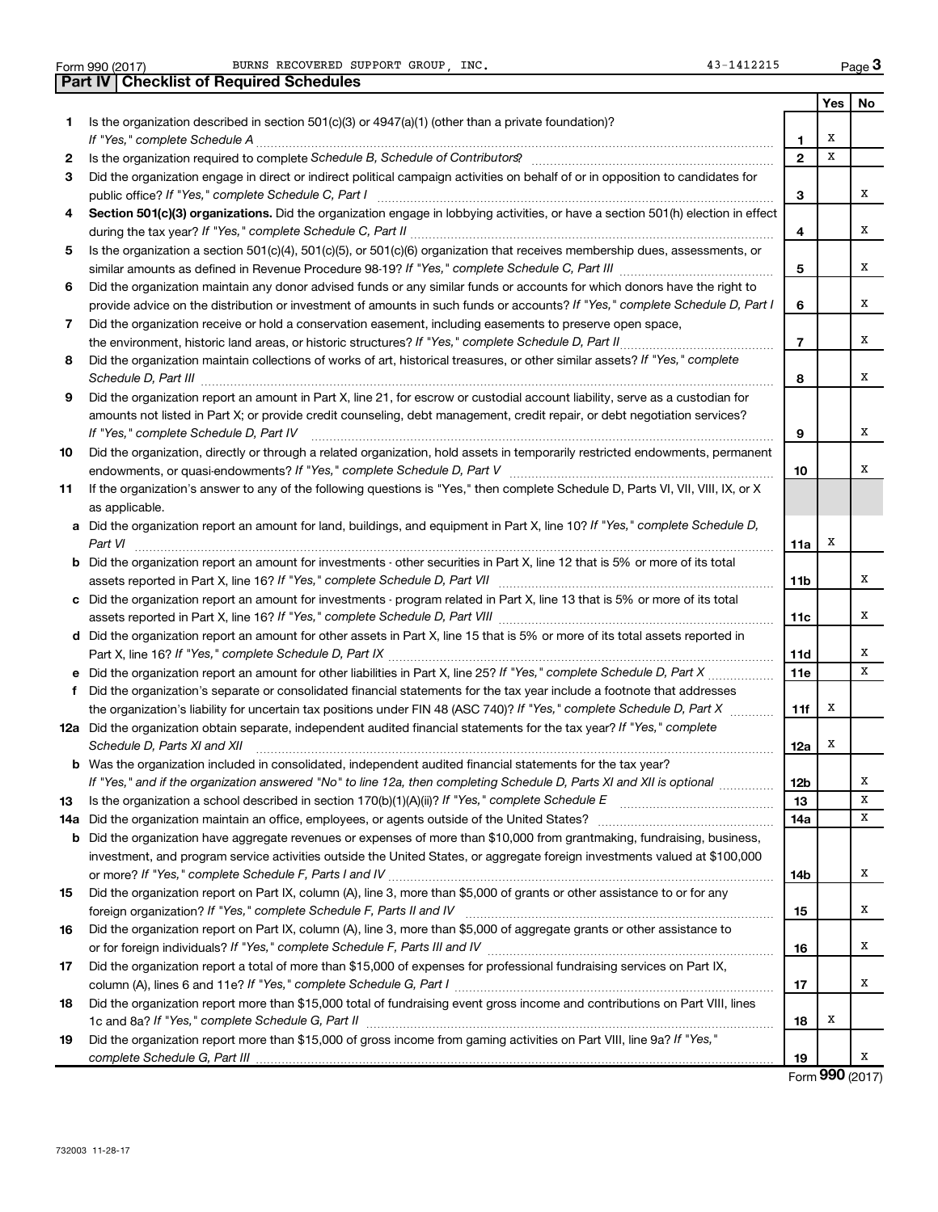Form 990 (2017) BURNS RECOVERED SUPPORT GROUP, INC. 43-1412215

## Part IV | Checklist of Required Schedules

| | | | Yes | No |
|---|---|---|---|---|
| **1** | Is the organization described in section 501(c)(3) or 4947(a)(1) (other than a private foundation)? *If "Yes," complete Schedule A* | **1** | X | |
| **2** | Is the organization required to complete *Schedule B, Schedule of Contributors*? | **2** | X | |
| **3** | Did the organization engage in direct or indirect political campaign activities on behalf of or in opposition to candidates for public office? *If "Yes," complete Schedule C, Part I* | **3** | | X |
| **4** | **Section 501(c)(3) organizations.** Did the organization engage in lobbying activities, or have a section 501(h) election in effect during the tax year? *If "Yes," complete Schedule C, Part II* | **4** | | X |
| **5** | Is the organization a section 501(c)(4), 501(c)(5), or 501(c)(6) organization that receives membership dues, assessments, or similar amounts as defined in Revenue Procedure 98-19? *If "Yes," complete Schedule C, Part III* | **5** | | X |
| **6** | Did the organization maintain any donor advised funds or any similar funds or accounts for which donors have the right to provide advice on the distribution or investment of amounts in such funds or accounts? *If "Yes," complete Schedule D, Part I* | **6** | | X |
| **7** | Did the organization receive or hold a conservation easement, including easements to preserve open space, the environment, historic land areas, or historic structures? *If "Yes," complete Schedule D, Part II* | **7** | | X |
| **8** | Did the organization maintain collections of works of art, historical treasures, or other similar assets? *If "Yes," complete Schedule D, Part III* | **8** | | X |
| **9** | Did the organization report an amount in Part X, line 21, for escrow or custodial account liability, serve as a custodian for amounts not listed in Part X; or provide credit counseling, debt management, credit repair, or debt negotiation services? *If "Yes," complete Schedule D, Part IV* | **9** | | X |
| **10** | Did the organization, directly or through a related organization, hold assets in temporarily restricted endowments, permanent endowments, or quasi-endowments? *If "Yes," complete Schedule D, Part V* | **10** | | X |
| **11** | If the organization's answer to any of the following questions is "Yes," then complete Schedule D, Parts VI, VII, VIII, IX, or X as applicable. | | | |
| **a** | Did the organization report an amount for land, buildings, and equipment in Part X, line 10? *If "Yes," complete Schedule D, Part VI* | **11a** | X | |
| **b** | Did the organization report an amount for investments - other securities in Part X, line 12 that is 5% or more of its total assets reported in Part X, line 16? *If "Yes," complete Schedule D, Part VII* | **11b** | | X |
| **c** | Did the organization report an amount for investments - program related in Part X, line 13 that is 5% or more of its total assets reported in Part X, line 16? *If "Yes," complete Schedule D, Part VIII* | **11c** | | X |
| **d** | Did the organization report an amount for other assets in Part X, line 15 that is 5% or more of its total assets reported in Part X, line 16? *If "Yes," complete Schedule D, Part IX* | **11d** | | X |
| **e** | Did the organization report an amount for other liabilities in Part X, line 25? *If "Yes," complete Schedule D, Part X* | **11e** | | X |
| **f** | Did the organization's separate or consolidated financial statements for the tax year include a footnote that addresses the organization's liability for uncertain tax positions under FIN 48 (ASC 740)? *If "Yes," complete Schedule D, Part X* | **11f** | X | |
| **12a** | Did the organization obtain separate, independent audited financial statements for the tax year? *If "Yes," complete Schedule D, Parts XI and XII* | **12a** | X | |
| **b** | Was the organization included in consolidated, independent audited financial statements for the tax year? *If "Yes," and if the organization answered "No" to line 12a, then completing Schedule D, Parts XI and XII is optional* | **12b** | | X |
| **13** | Is the organization a school described in section 170(b)(1)(A)(ii)? *If "Yes," complete Schedule E* | **13** | | X |
| **14a** | Did the organization maintain an office, employees, or agents outside of the United States? | **14a** | | X |
| **b** | Did the organization have aggregate revenues or expenses of more than $10,000 from grantmaking, fundraising, business, investment, and program service activities outside the United States, or aggregate foreign investments valued at $100,000 or more? *If "Yes," complete Schedule F, Parts I and IV* | **14b** | | X |
| **15** | Did the organization report on Part IX, column (A), line 3, more than $5,000 of grants or other assistance to or for any foreign organization? *If "Yes," complete Schedule F, Parts II and IV* | **15** | | X |
| **16** | Did the organization report on Part IX, column (A), line 3, more than $5,000 of aggregate grants or other assistance to or for foreign individuals? *If "Yes," complete Schedule F, Parts III and IV* | **16** | | X |
| **17** | Did the organization report a total of more than $15,000 of expenses for professional fundraising services on Part IX, column (A), lines 6 and 11e? *If "Yes," complete Schedule G, Part I* | **17** | | X |
| **18** | Did the organization report more than $15,000 total of fundraising event gross income and contributions on Part VIII, lines 1c and 8a? *If "Yes," complete Schedule G, Part II* | **18** | X | |
| **19** | Did the organization report more than $15,000 of gross income from gaming activities on Part VIII, line 9a? *If "Yes," complete Schedule G, Part III* | **19** | | X |

Form **990** (2017)

732003 11-28-17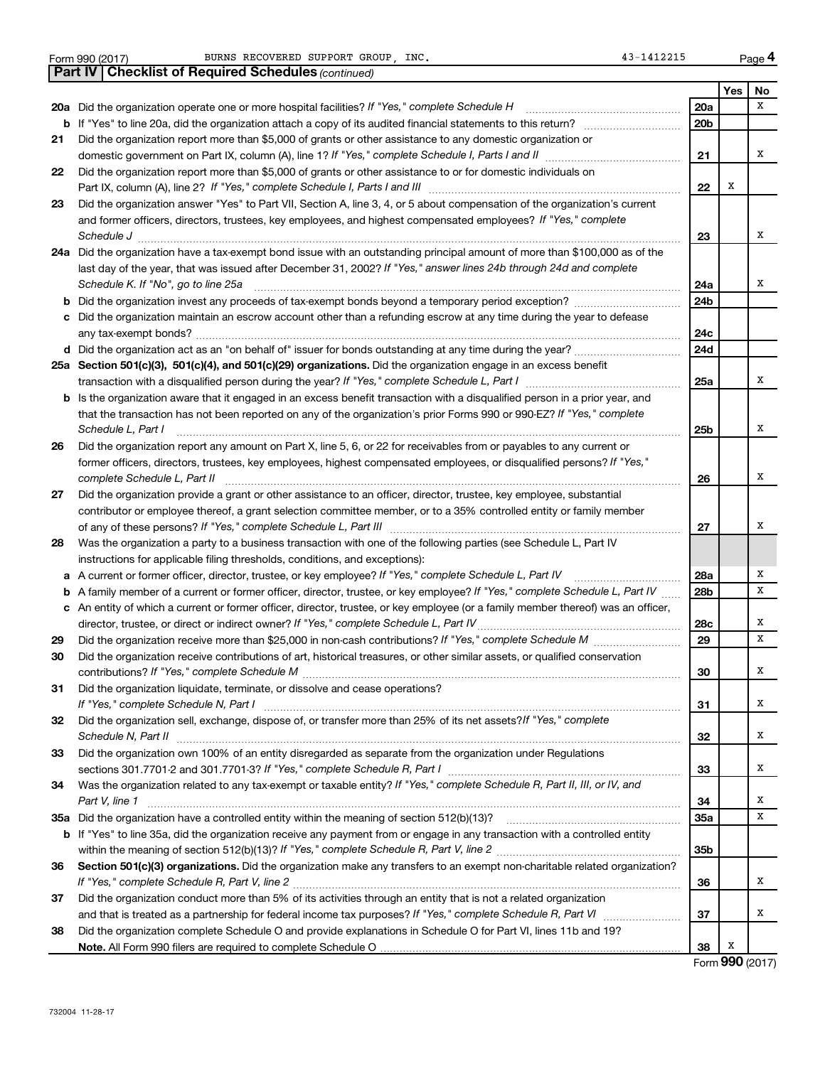Form 990 (2017) BURNS RECOVERED SUPPORT GROUP, INC. 43-1412215 Page 4

**Part IV | Checklist of Required Schedules** *(continued)*

| | | | Yes | No |
|---|---|---|---|---|
| **20a** | Did the organization operate one or more hospital facilities? *If "Yes," complete Schedule H* | 20a | | X |
| **b** | If "Yes" to line 20a, did the organization attach a copy of its audited financial statements to this return? | 20b | | |
| **21** | Did the organization report more than $5,000 of grants or other assistance to any domestic organization or domestic government on Part IX, column (A), line 1? *If "Yes," complete Schedule I, Parts I and II* | 21 | | X |
| **22** | Did the organization report more than $5,000 of grants or other assistance to or for domestic individuals on Part IX, column (A), line 2? *If "Yes," complete Schedule I, Parts I and III* | 22 | X | |
| **23** | Did the organization answer "Yes" to Part VII, Section A, line 3, 4, or 5 about compensation of the organization's current and former officers, directors, trustees, key employees, and highest compensated employees? *If "Yes," complete Schedule J* | 23 | | X |
| **24a** | Did the organization have a tax-exempt bond issue with an outstanding principal amount of more than $100,000 as of the last day of the year, that was issued after December 31, 2002? *If "Yes," answer lines 24b through 24d and complete Schedule K. If "No", go to line 25a* | 24a | | X |
| **b** | Did the organization invest any proceeds of tax-exempt bonds beyond a temporary period exception? | 24b | | |
| **c** | Did the organization maintain an escrow account other than a refunding escrow at any time during the year to defease any tax-exempt bonds? | 24c | | |
| **d** | Did the organization act as an "on behalf of" issuer for bonds outstanding at any time during the year? | 24d | | |
| **25a** | **Section 501(c)(3), 501(c)(4), and 501(c)(29) organizations.** Did the organization engage in an excess benefit transaction with a disqualified person during the year? *If "Yes," complete Schedule L, Part I* | 25a | | X |
| **b** | Is the organization aware that it engaged in an excess benefit transaction with a disqualified person in a prior year, and that the transaction has not been reported on any of the organization's prior Forms 990 or 990-EZ? *If "Yes," complete Schedule L, Part I* | 25b | | X |
| **26** | Did the organization report any amount on Part X, line 5, 6, or 22 for receivables from or payables to any current or former officers, directors, trustees, key employees, highest compensated employees, or disqualified persons? *If "Yes," complete Schedule L, Part II* | 26 | | X |
| **27** | Did the organization provide a grant or other assistance to an officer, director, trustee, key employee, substantial contributor or employee thereof, a grant selection committee member, or to a 35% controlled entity or family member of any of these persons? *If "Yes," complete Schedule L, Part III* | 27 | | X |
| **28** | Was the organization a party to a business transaction with one of the following parties (see Schedule L, Part IV instructions for applicable filing thresholds, conditions, and exceptions): | | | |
| **a** | A current or former officer, director, trustee, or key employee? *If "Yes," complete Schedule L, Part IV* | 28a | | X |
| **b** | A family member of a current or former officer, director, trustee, or key employee? *If "Yes," complete Schedule L, Part IV* | 28b | | X |
| **c** | An entity of which a current or former officer, director, trustee, or key employee (or a family member thereof) was an officer, director, trustee, or direct or indirect owner? *If "Yes," complete Schedule L, Part IV* | 28c | | X |
| **29** | Did the organization receive more than $25,000 in non-cash contributions? *If "Yes," complete Schedule M* | 29 | | X |
| **30** | Did the organization receive contributions of art, historical treasures, or other similar assets, or qualified conservation contributions? *If "Yes," complete Schedule M* | 30 | | X |
| **31** | Did the organization liquidate, terminate, or dissolve and cease operations? *If "Yes," complete Schedule N, Part I* | 31 | | X |
| **32** | Did the organization sell, exchange, dispose of, or transfer more than 25% of its net assets? *If "Yes," complete Schedule N, Part II* | 32 | | X |
| **33** | Did the organization own 100% of an entity disregarded as separate from the organization under Regulations sections 301.7701-2 and 301.7701-3? *If "Yes," complete Schedule R, Part I* | 33 | | X |
| **34** | Was the organization related to any tax-exempt or taxable entity? *If "Yes," complete Schedule R, Part II, III, or IV, and Part V, line 1* | 34 | | X |
| **35a** | Did the organization have a controlled entity within the meaning of section 512(b)(13)? | 35a | | X |
| **b** | If "Yes" to line 35a, did the organization receive any payment from or engage in any transaction with a controlled entity within the meaning of section 512(b)(13)? *If "Yes," complete Schedule R, Part V, line 2* | 35b | | |
| **36** | **Section 501(c)(3) organizations.** Did the organization make any transfers to an exempt non-charitable related organization? *If "Yes," complete Schedule R, Part V, line 2* | 36 | | X |
| **37** | Did the organization conduct more than 5% of its activities through an entity that is not a related organization and that is treated as a partnership for federal income tax purposes? *If "Yes," complete Schedule R, Part VI* | 37 | | X |
| **38** | Did the organization complete Schedule O and provide explanations in Schedule O for Part VI, lines 11b and 19? **Note.** All Form 990 filers are required to complete Schedule O | 38 | X | |

Form **990** (2017)

732004 11-28-17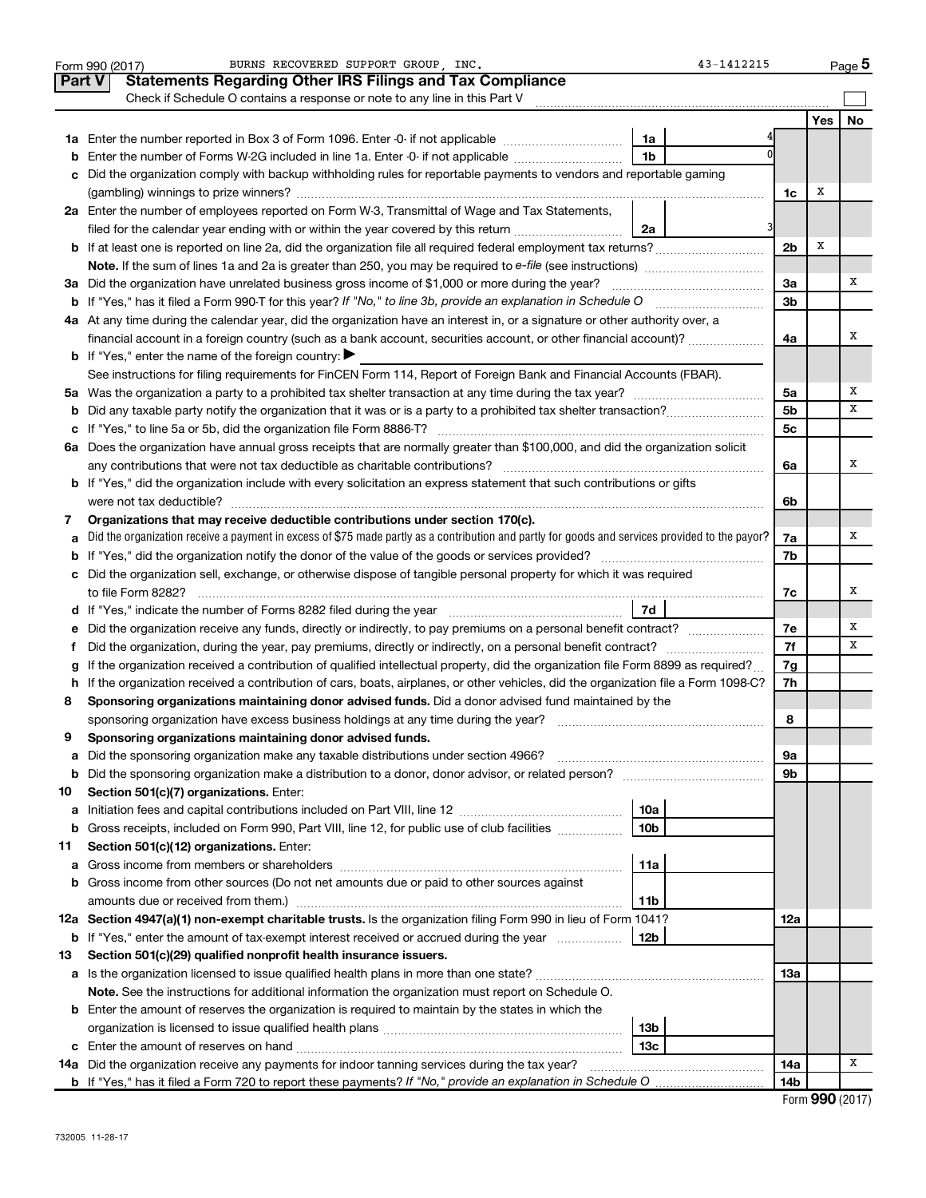Form 990 (2017) BURNS RECOVERED SUPPORT GROUP, INC. 43-1412215 Page 5

## Part V Statements Regarding Other IRS Filings and Tax Compliance

Check if Schedule O contains a response or note to any line in this Part V

| | | | | | Yes | No |
|---|---|---|---|---|---|---|
| **1a** | Enter the number reported in Box 3 of Form 1096. Enter -0- if not applicable | 1a | 4 | | | |
| **b** | Enter the number of Forms W-2G included in line 1a. Enter -0- if not applicable | 1b | 0 | | | |
| **c** | Did the organization comply with backup withholding rules for reportable payments to vendors and reportable gaming (gambling) winnings to prize winners? | | | 1c | X | |
| **2a** | Enter the number of employees reported on Form W-3, Transmittal of Wage and Tax Statements, filed for the calendar year ending with or within the year covered by this return | 2a | 3 | | | |
| **b** | If at least one is reported on line 2a, did the organization file all required federal employment tax returns? | | | 2b | X | |
| | **Note.** If the sum of lines 1a and 2a is greater than 250, you may be required to *e-file* (see instructions) | | | | | |
| **3a** | Did the organization have unrelated business gross income of $1,000 or more during the year? | | | 3a | | X |
| **b** | If "Yes," has it filed a Form 990-T for this year? *If "No," to line 3b, provide an explanation in Schedule O* | | | 3b | | |
| **4a** | At any time during the calendar year, did the organization have an interest in, or a signature or other authority over, a financial account in a foreign country (such as a bank account, securities account, or other financial account)? | | | 4a | | X |
| **b** | If "Yes," enter the name of the foreign country: ▶ | | | | | |
| | See instructions for filing requirements for FinCEN Form 114, Report of Foreign Bank and Financial Accounts (FBAR). | | | | | |
| **5a** | Was the organization a party to a prohibited tax shelter transaction at any time during the tax year? | | | 5a | | X |
| **b** | Did any taxable party notify the organization that it was or is a party to a prohibited tax shelter transaction? | | | 5b | | X |
| **c** | If "Yes," to line 5a or 5b, did the organization file Form 8886-T? | | | 5c | | |
| **6a** | Does the organization have annual gross receipts that are normally greater than $100,000, and did the organization solicit any contributions that were not tax deductible as charitable contributions? | | | 6a | | X |
| **b** | If "Yes," did the organization include with every solicitation an express statement that such contributions or gifts were not tax deductible? | | | 6b | | |
| **7** | **Organizations that may receive deductible contributions under section 170(c).** | | | | | |
| **a** | Did the organization receive a payment in excess of $75 made partly as a contribution and partly for goods and services provided to the payor? | | | 7a | | X |
| **b** | If "Yes," did the organization notify the donor of the value of the goods or services provided? | | | 7b | | |
| **c** | Did the organization sell, exchange, or otherwise dispose of tangible personal property for which it was required to file Form 8282? | | | 7c | | X |
| **d** | If "Yes," indicate the number of Forms 8282 filed during the year | 7d | | | | |
| **e** | Did the organization receive any funds, directly or indirectly, to pay premiums on a personal benefit contract? | | | 7e | | X |
| **f** | Did the organization, during the year, pay premiums, directly or indirectly, on a personal benefit contract? | | | 7f | | X |
| **g** | If the organization received a contribution of qualified intellectual property, did the organization file Form 8899 as required? | | | 7g | | |
| **h** | If the organization received a contribution of cars, boats, airplanes, or other vehicles, did the organization file a Form 1098-C? | | | 7h | | |
| **8** | **Sponsoring organizations maintaining donor advised funds.** Did a donor advised fund maintained by the sponsoring organization have excess business holdings at any time during the year? | | | 8 | | |
| **9** | **Sponsoring organizations maintaining donor advised funds.** | | | | | |
| **a** | Did the sponsoring organization make any taxable distributions under section 4966? | | | 9a | | |
| **b** | Did the sponsoring organization make a distribution to a donor, donor advisor, or related person? | | | 9b | | |
| **10** | **Section 501(c)(7) organizations.** Enter: | | | | | |
| **a** | Initiation fees and capital contributions included on Part VIII, line 12 | 10a | | | | |
| **b** | Gross receipts, included on Form 990, Part VIII, line 12, for public use of club facilities | 10b | | | | |
| **11** | **Section 501(c)(12) organizations.** Enter: | | | | | |
| **a** | Gross income from members or shareholders | 11a | | | | |
| **b** | Gross income from other sources (Do not net amounts due or paid to other sources against amounts due or received from them.) | 11b | | | | |
| **12a** | **Section 4947(a)(1) non-exempt charitable trusts.** Is the organization filing Form 990 in lieu of Form 1041? | | | 12a | | |
| **b** | If "Yes," enter the amount of tax-exempt interest received or accrued during the year | 12b | | | | |
| **13** | **Section 501(c)(29) qualified nonprofit health insurance issuers.** | | | | | |
| **a** | Is the organization licensed to issue qualified health plans in more than one state? | | | 13a | | |
| | **Note.** See the instructions for additional information the organization must report on Schedule O. | | | | | |
| **b** | Enter the amount of reserves the organization is required to maintain by the states in which the organization is licensed to issue qualified health plans | 13b | | | | |
| **c** | Enter the amount of reserves on hand | 13c | | | | |
| **14a** | Did the organization receive any payments for indoor tanning services during the tax year? | | | 14a | | X |
| **b** | If "Yes," has it filed a Form 720 to report these payments? *If "No," provide an explanation in Schedule O* | | | 14b | | |

Form **990** (2017)

732005 11-28-17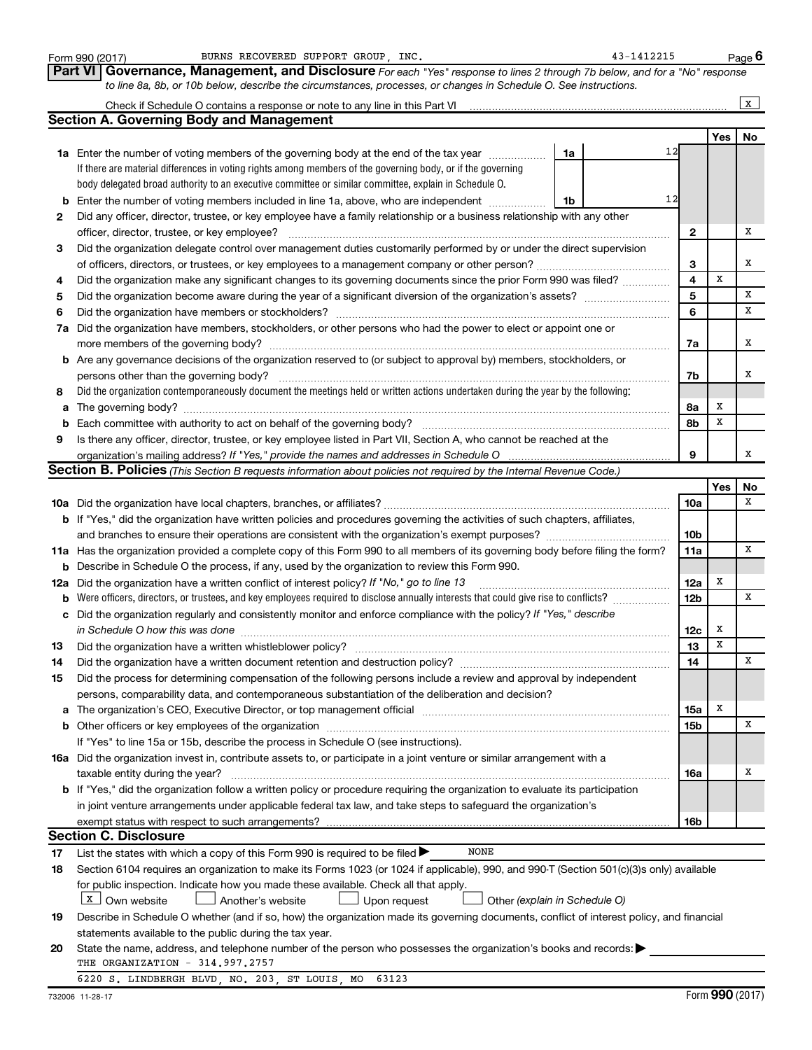Form 990 (2017) BURNS RECOVERED SUPPORT GROUP, INC. 43-1412215 Page 6

## Part VI Governance, Management, and Disclosure

*For each "Yes" response to lines 2 through 7b below, and for a "No" response to line 8a, 8b, or 10b below, describe the circumstances, processes, or changes in Schedule O. See instructions.*

Check if Schedule O contains a response or note to any line in this Part VI ☒

### Section A. Governing Body and Management

| | | | | Yes | No |
|---|---|---|---|---|---|
| **1a** | Enter the number of voting members of the governing body at the end of the tax year. If there are material differences in voting rights among members of the governing body, or if the governing body delegated broad authority to an executive committee or similar committee, explain in Schedule O. | 1a | 12 | | |
| **b** | Enter the number of voting members included in line 1a, above, who are independent | 1b | 12 | | |
| **2** | Did any officer, director, trustee, or key employee have a family relationship or a business relationship with any other officer, director, trustee, or key employee? | 2 | | | X |
| **3** | Did the organization delegate control over management duties customarily performed by or under the direct supervision of officers, directors, or trustees, or key employees to a management company or other person? | 3 | | | X |
| **4** | Did the organization make any significant changes to its governing documents since the prior Form 990 was filed? | 4 | | X | |
| **5** | Did the organization become aware during the year of a significant diversion of the organization's assets? | 5 | | | X |
| **6** | Did the organization have members or stockholders? | 6 | | | X |
| **7a** | Did the organization have members, stockholders, or other persons who had the power to elect or appoint one or more members of the governing body? | 7a | | | X |
| **b** | Are any governance decisions of the organization reserved to (or subject to approval by) members, stockholders, or persons other than the governing body? | 7b | | | X |
| **8** | Did the organization contemporaneously document the meetings held or written actions undertaken during the year by the following: | | | | |
| **a** | The governing body? | 8a | | X | |
| **b** | Each committee with authority to act on behalf of the governing body? | 8b | | X | |
| **9** | Is there any officer, director, trustee, or key employee listed in Part VII, Section A, who cannot be reached at the organization's mailing address? *If "Yes," provide the names and addresses in Schedule O* | 9 | | | X |

### Section B. Policies *(This Section B requests information about policies not required by the Internal Revenue Code.)*

| | | | Yes | No |
|---|---|---|---|---|
| **10a** | Did the organization have local chapters, branches, or affiliates? | 10a | | X |
| **b** | If "Yes," did the organization have written policies and procedures governing the activities of such chapters, affiliates, and branches to ensure their operations are consistent with the organization's exempt purposes? | 10b | | |
| **11a** | Has the organization provided a complete copy of this Form 990 to all members of its governing body before filing the form? | 11a | | X |
| **b** | Describe in Schedule O the process, if any, used by the organization to review this Form 990. | | | |
| **12a** | Did the organization have a written conflict of interest policy? *If "No," go to line 13* | 12a | X | |
| **b** | Were officers, directors, or trustees, and key employees required to disclose annually interests that could give rise to conflicts? | 12b | | X |
| **c** | Did the organization regularly and consistently monitor and enforce compliance with the policy? *If "Yes," describe in Schedule O how this was done* | 12c | X | |
| **13** | Did the organization have a written whistleblower policy? | 13 | X | |
| **14** | Did the organization have a written document retention and destruction policy? | 14 | | X |
| **15** | Did the process for determining compensation of the following persons include a review and approval by independent persons, comparability data, and contemporaneous substantiation of the deliberation and decision? | | | |
| **a** | The organization's CEO, Executive Director, or top management official | 15a | X | |
| **b** | Other officers or key employees of the organization | 15b | | X |
| | If "Yes" to line 15a or 15b, describe the process in Schedule O (see instructions). | | | |
| **16a** | Did the organization invest in, contribute assets to, or participate in a joint venture or similar arrangement with a taxable entity during the year? | 16a | | X |
| **b** | If "Yes," did the organization follow a written policy or procedure requiring the organization to evaluate its participation in joint venture arrangements under applicable federal tax law, and take steps to safeguard the organization's exempt status with respect to such arrangements? | 16b | | |

### Section C. Disclosure

**17** List the states with which a copy of this Form 990 is required to be filed ▶ NONE

**18** Section 6104 requires an organization to make its Forms 1023 (or 1024 if applicable), 990, and 990-T (Section 501(c)(3)s only) available for public inspection. Indicate how you made these available. Check all that apply.

☒ Own website ☐ Another's website ☐ Upon request ☐ Other *(explain in Schedule O)*

**19** Describe in Schedule O whether (and if so, how) the organization made its governing documents, conflict of interest policy, and financial statements available to the public during the tax year.

**20** State the name, address, and telephone number of the person who possesses the organization's books and records: ▶

THE ORGANIZATION - 314.997.2757

6220 S. LINDBERGH BLVD, NO. 203, ST LOUIS, MO 63123

732006 11-28-17 Form **990** (2017)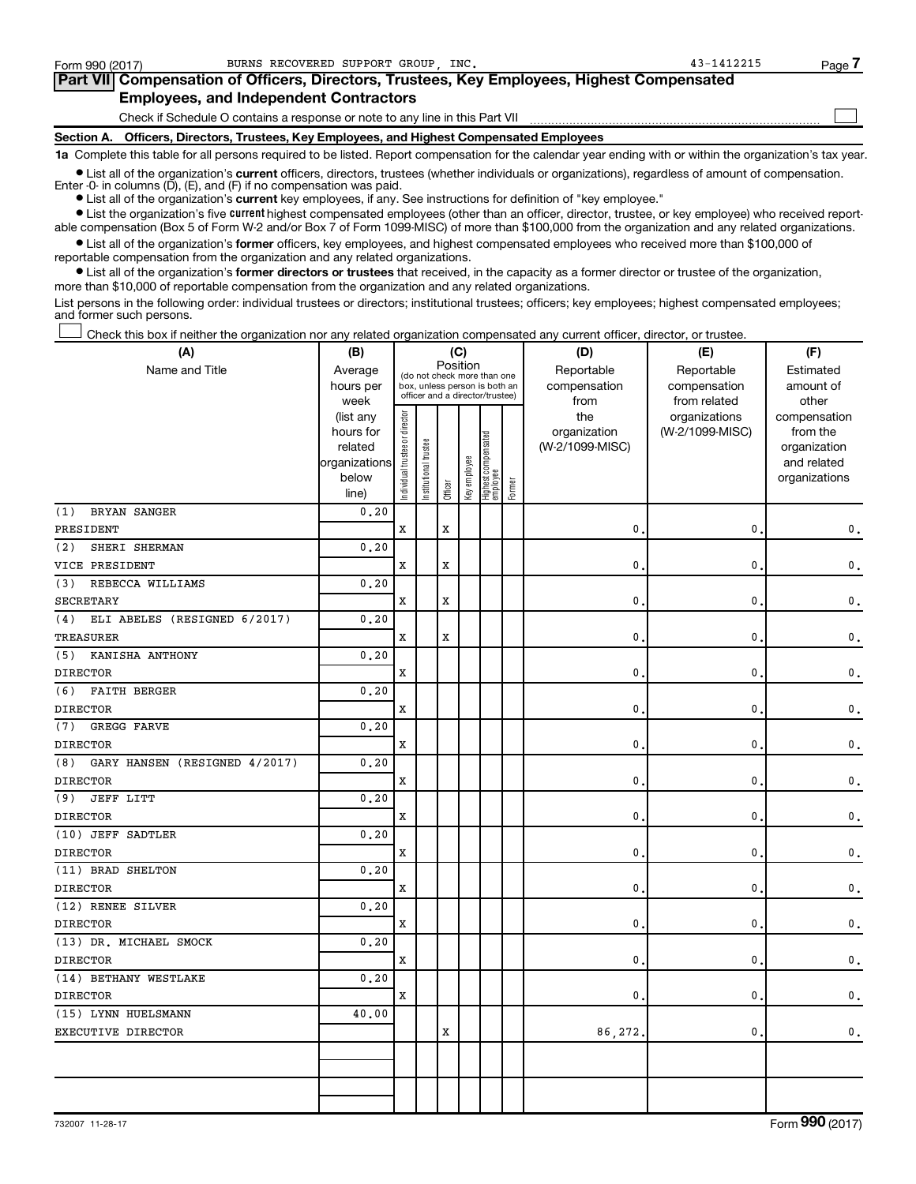Form 990 (2017) BURNS RECOVERED SUPPORT GROUP, INC. 43-1412215 Page 7

## Part VII Compensation of Officers, Directors, Trustees, Key Employees, Highest Compensated Employees, and Independent Contractors

Check if Schedule O contains a response or note to any line in this Part VII

### Section A. Officers, Directors, Trustees, Key Employees, and Highest Compensated Employees

**1a** Complete this table for all persons required to be listed. Report compensation for the calendar year ending with or within the organization's tax year.

- List all of the organization's **current** officers, directors, trustees (whether individuals or organizations), regardless of amount of compensation. Enter -0- in columns (D), (E), and (F) if no compensation was paid.
- List all of the organization's **current** key employees, if any. See instructions for definition of "key employee."
- List the organization's five **current** highest compensated employees (other than an officer, director, trustee, or key employee) who received reportable compensation (Box 5 of Form W-2 and/or Box 7 of Form 1099-MISC) of more than $100,000 from the organization and any related organizations.
- List all of the organization's **former** officers, key employees, and highest compensated employees who received more than $100,000 of reportable compensation from the organization and any related organizations.
- List all of the organization's **former directors or trustees** that received, in the capacity as a former director or trustee of the organization, more than $10,000 of reportable compensation from the organization and any related organizations.

List persons in the following order: individual trustees or directors; institutional trustees; officers; key employees; highest compensated employees; and former such persons.

Check this box if neither the organization nor any related organization compensated any current officer, director, or trustee.

| (A) Name and Title | (B) Average hours per week (list any hours for related organizations below line) | (C) Position: Individual trustee or director | Institutional trustee | Officer | Key employee | Highest compensated employee | Former | (D) Reportable compensation from the organization (W-2/1099-MISC) | (E) Reportable compensation from related organizations (W-2/1099-MISC) | (F) Estimated amount of other compensation from the organization and related organizations |
|---|---|---|---|---|---|---|---|---|---|---|
| (1) BRYAN SANGER<br>PRESIDENT | 0.20 | X | | X | | | | 0. | 0. | 0. |
| (2) SHERI SHERMAN<br>VICE PRESIDENT | 0.20 | X | | X | | | | 0. | 0. | 0. |
| (3) REBECCA WILLIAMS<br>SECRETARY | 0.20 | X | | X | | | | 0. | 0. | 0. |
| (4) ELI ABELES (RESIGNED 6/2017)<br>TREASURER | 0.20 | X | | X | | | | 0. | 0. | 0. |
| (5) KANISHA ANTHONY<br>DIRECTOR | 0.20 | X | | | | | | 0. | 0. | 0. |
| (6) FAITH BERGER<br>DIRECTOR | 0.20 | X | | | | | | 0. | 0. | 0. |
| (7) GREGG FARVE<br>DIRECTOR | 0.20 | X | | | | | | 0. | 0. | 0. |
| (8) GARY HANSEN (RESIGNED 4/2017)<br>DIRECTOR | 0.20 | X | | | | | | 0. | 0. | 0. |
| (9) JEFF LITT<br>DIRECTOR | 0.20 | X | | | | | | 0. | 0. | 0. |
| (10) JEFF SADTLER<br>DIRECTOR | 0.20 | X | | | | | | 0. | 0. | 0. |
| (11) BRAD SHELTON<br>DIRECTOR | 0.20 | X | | | | | | 0. | 0. | 0. |
| (12) RENEE SILVER<br>DIRECTOR | 0.20 | X | | | | | | 0. | 0. | 0. |
| (13) DR. MICHAEL SMOCK<br>DIRECTOR | 0.20 | X | | | | | | 0. | 0. | 0. |
| (14) BETHANY WESTLAKE<br>DIRECTOR | 0.20 | X | | | | | | 0. | 0. | 0. |
| (15) LYNN HUELSMANN<br>EXECUTIVE DIRECTOR | 40.00 | | | X | | | | 86,272. | 0. | 0. |
| | | | | | | | | | | |
| | | | | | | | | | | |

732007 11-28-17 Form 990 (2017)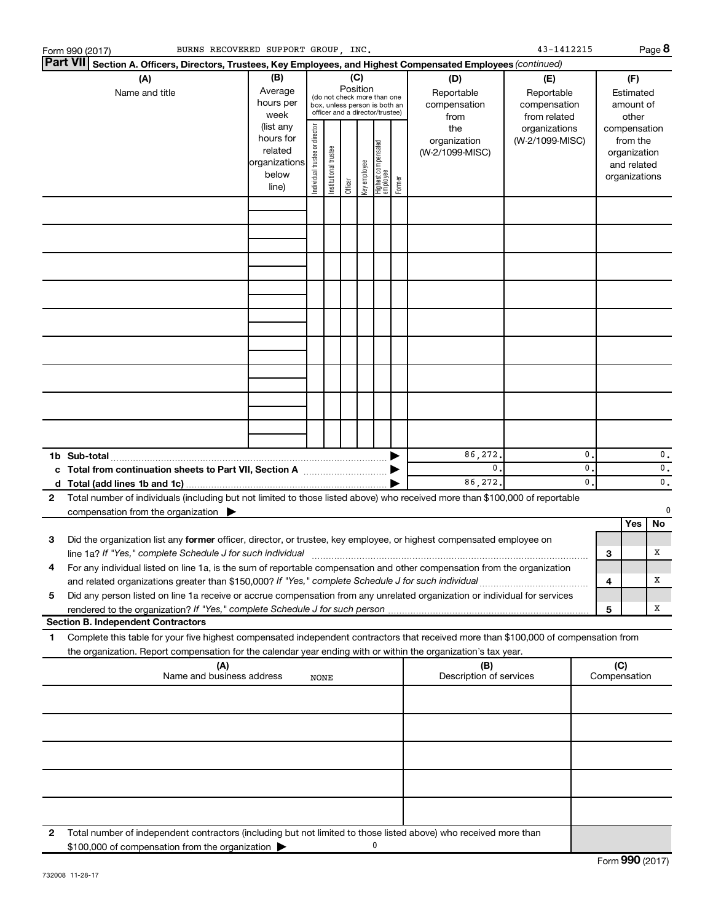Form 990 (2017) BURNS RECOVERED SUPPORT GROUP, INC. 43-1412215 Page 8

**Part VII** **Section A. Officers, Directors, Trustees, Key Employees, and Highest Compensated Employees** *(continued)*

| (A) Name and title | (B) Average hours per week (list any hours for related organizations below line) | (C) Position (do not check more than one box, unless person is both an officer and a director/trustee): Individual trustee or director | Institutional trustee | Officer | Key employee | Highest compensated employee | Former | (D) Reportable compensation from the organization (W-2/1099-MISC) | (E) Reportable compensation from related organizations (W-2/1099-MISC) | (F) Estimated amount of other compensation from the organization and related organizations |
|---|---|---|---|---|---|---|---|---|---|---|
| | | | | | | | | | | |
| | | | | | | | | | | |
| | | | | | | | | | | |
| | | | | | | | | | | |
| | | | | | | | | | | |
| | | | | | | | | | | |
| | | | | | | | | | | |
| | | | | | | | | | | |
| | | | | | | | | | | |
| **1b Sub-total** | | | | | | | | 86,272. | 0. | 0. |
| **c Total from continuation sheets to Part VII, Section A** | | | | | | | | 0. | 0. | 0. |
| **d Total (add lines 1b and 1c)** | | | | | | | | 86,272. | 0. | 0. |

**2** Total number of individuals (including but not limited to those listed above) who received more than $100,000 of reportable compensation from the organization ▶ 0

| | | Yes | No |
|---|---|---|---|
| **3** Did the organization list any **former** officer, director, or trustee, key employee, or highest compensated employee on line 1a? *If "Yes," complete Schedule J for such individual* | 3 | | X |
| **4** For any individual listed on line 1a, is the sum of reportable compensation and other compensation from the organization and related organizations greater than $150,000? *If "Yes," complete Schedule J for such individual* | 4 | | X |
| **5** Did any person listed on line 1a receive or accrue compensation from any unrelated organization or individual for services rendered to the organization? *If "Yes," complete Schedule J for such person* | 5 | | X |

**Section B. Independent Contractors**

**1** Complete this table for your five highest compensated independent contractors that received more than $100,000 of compensation from the organization. Report compensation for the calendar year ending with or within the organization's tax year.

| (A) Name and business address | (B) Description of services | (C) Compensation |
|---|---|---|
| NONE | | |
| | | |
| | | |
| | | |
| | | |

**2** Total number of independent contractors (including but not limited to those listed above) who received more than $100,000 of compensation from the organization ▶ 0

Form **990** (2017)

732008 11-28-17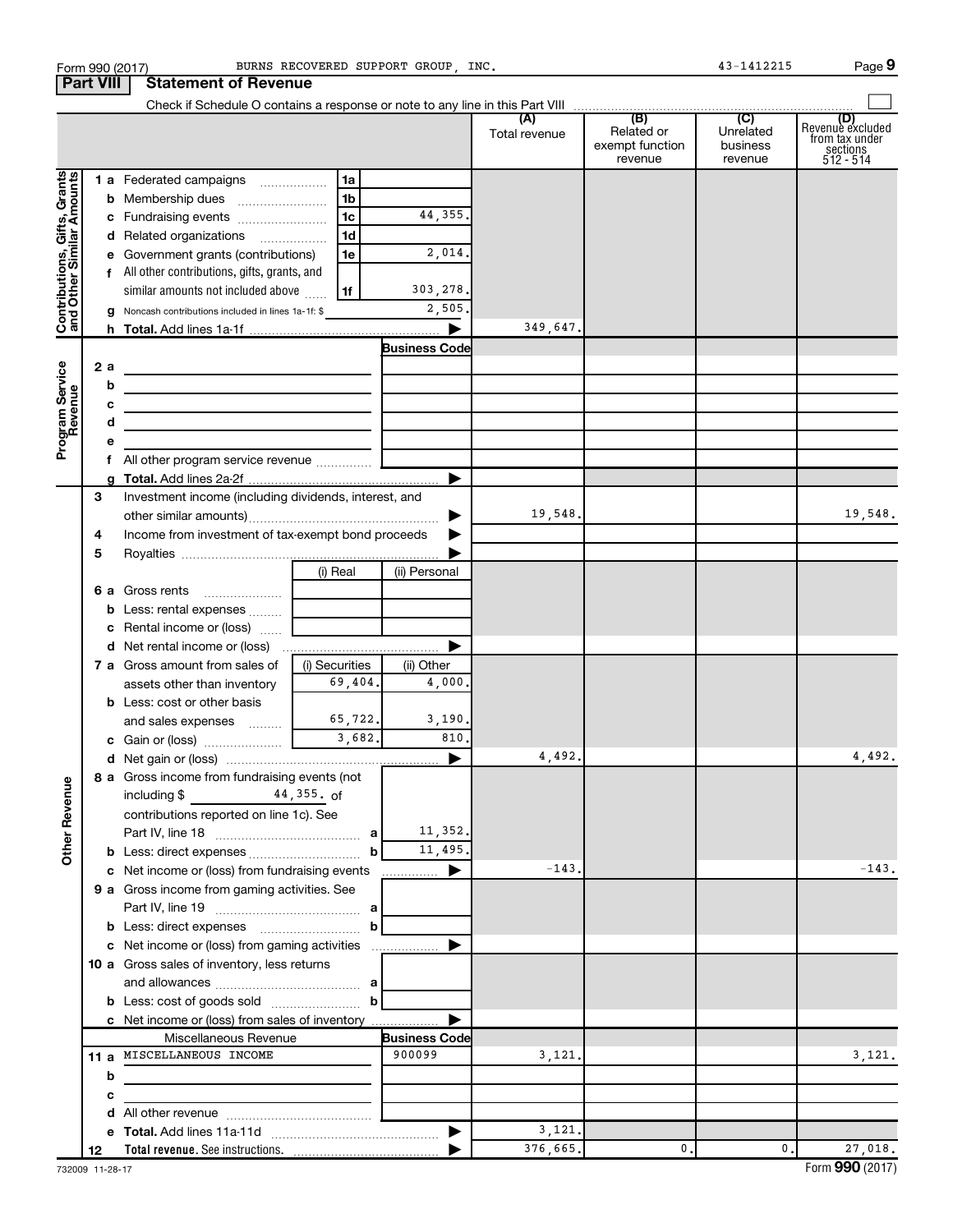Form 990 (2017) BURNS RECOVERED SUPPORT GROUP, INC. 43-1412215 Page **9**

## Part VIII Statement of Revenue

Check if Schedule O contains a response or note to any line in this Part VIII

| | | | (A) Total revenue | (B) Related or exempt function revenue | (C) Unrelated business revenue | (D) Revenue excluded from tax under sections 512 - 514 |
|---|---|---|---|---|---|---|
| **Contributions, Gifts, Grants and Other Similar Amounts** | | | | | | |
| 1 a | Federated campaigns | 1a | | | | |
| b | Membership dues | 1b | | | | |
| c | Fundraising events | 1c 44,355. | | | | |
| d | Related organizations | 1d | | | | |
| e | Government grants (contributions) | 1e 2,014. | | | | |
| f | All other contributions, gifts, grants, and similar amounts not included above | 1f 303,278. | | | | |
| g | Noncash contributions included in lines 1a-1f: $ | 2,505. | | | | |
| h | **Total.** Add lines 1a-1f | ▶ | 349,647. | | | |
| **Program Service Revenue** | | Business Code | | | | |
| 2 a | | | | | | |
| b | | | | | | |
| c | | | | | | |
| d | | | | | | |
| e | | | | | | |
| f | All other program service revenue | | | | | |
| g | **Total.** Add lines 2a-2f | ▶ | | | | |
| 3 | Investment income (including dividends, interest, and other similar amounts) | ▶ | 19,548. | | | 19,548. |
| 4 | Income from investment of tax-exempt bond proceeds | ▶ | | | | |
| 5 | Royalties | ▶ | | | | |
| | | (i) Real / (ii) Personal | | | | |
| 6 a | Gross rents | | | | | |
| b | Less: rental expenses | | | | | |
| c | Rental income or (loss) | | | | | |
| d | Net rental income or (loss) | ▶ | | | | |
| | | (i) Securities / (ii) Other | | | | |
| 7 a | Gross amount from sales of assets other than inventory | 69,404. / 4,000. | | | | |
| b | Less: cost or other basis and sales expenses | 65,722. / 3,190. | | | | |
| c | Gain or (loss) | 3,682. / 810. | | | | |
| d | Net gain or (loss) | ▶ | 4,492. | | | 4,492. |
| **Other Revenue** | | | | | | |
| 8 a | Gross income from fundraising events (not including $ 44,355. of contributions reported on line 1c). See Part IV, line 18 | a 11,352. | | | | |
| b | Less: direct expenses | b 11,495. | | | | |
| c | Net income or (loss) from fundraising events | ▶ | -143. | | | -143. |
| 9 a | Gross income from gaming activities. See Part IV, line 19 | a | | | | |
| b | Less: direct expenses | b | | | | |
| c | Net income or (loss) from gaming activities | ▶ | | | | |
| 10 a | Gross sales of inventory, less returns and allowances | a | | | | |
| b | Less: cost of goods sold | b | | | | |
| c | Net income or (loss) from sales of inventory | ▶ | | | | |
| | Miscellaneous Revenue | Business Code | | | | |
| 11 a | MISCELLANEOUS INCOME | 900099 | 3,121. | | | 3,121. |
| b | | | | | | |
| c | | | | | | |
| d | All other revenue | | | | | |
| e | **Total.** Add lines 11a-11d | ▶ | 3,121. | | | |
| 12 | **Total revenue.** See instructions. | ▶ | 376,665. | 0. | 0. | 27,018. |

732009 11-28-17 Form **990** (2017)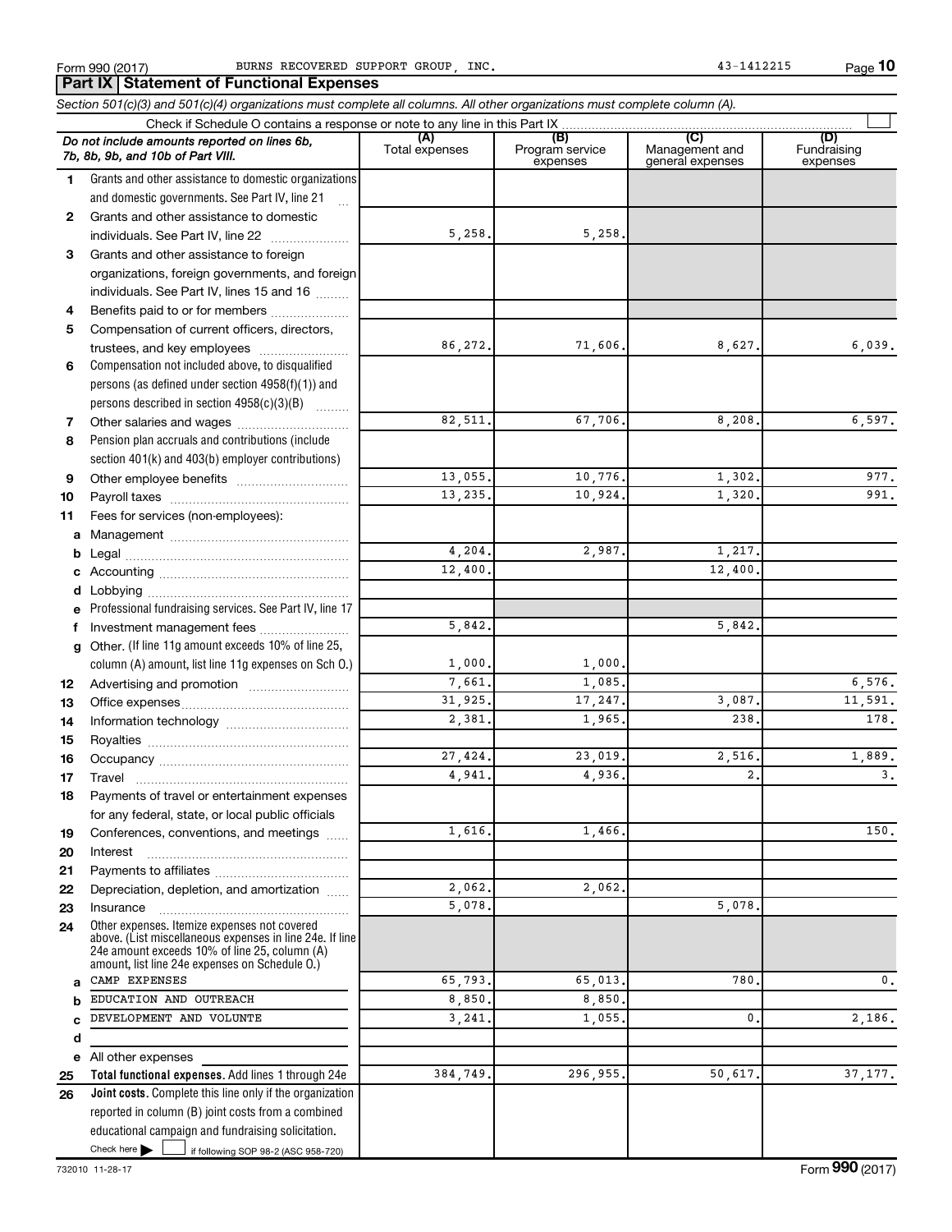Form 990 (2017) BURNS RECOVERED SUPPORT GROUP, INC. 43-1412215

## Part IX Statement of Functional Expenses

*Section 501(c)(3) and 501(c)(4) organizations must complete all columns. All other organizations must complete column (A).*

Check if Schedule O contains a response or note to any line in this Part IX ☐

| *Do not include amounts reported on lines 6b, 7b, 8b, 9b, and 10b of Part VIII.* | (A) Total expenses | (B) Program service expenses | (C) Management and general expenses | (D) Fundraising expenses |
|---|---|---|---|---|
| 1 Grants and other assistance to domestic organizations and domestic governments. See Part IV, line 21 | | | | |
| 2 Grants and other assistance to domestic individuals. See Part IV, line 22 | 5,258. | 5,258. | | |
| 3 Grants and other assistance to foreign organizations, foreign governments, and foreign individuals. See Part IV, lines 15 and 16 | | | | |
| 4 Benefits paid to or for members | | | | |
| 5 Compensation of current officers, directors, trustees, and key employees | 86,272. | 71,606. | 8,627. | 6,039. |
| 6 Compensation not included above, to disqualified persons (as defined under section 4958(f)(1)) and persons described in section 4958(c)(3)(B) | | | | |
| 7 Other salaries and wages | 82,511. | 67,706. | 8,208. | 6,597. |
| 8 Pension plan accruals and contributions (include section 401(k) and 403(b) employer contributions) | | | | |
| 9 Other employee benefits | 13,055. | 10,776. | 1,302. | 977. |
| 10 Payroll taxes | 13,235. | 10,924. | 1,320. | 991. |
| 11 Fees for services (non-employees): | | | | |
| a Management | | | | |
| b Legal | 4,204. | 2,987. | 1,217. | |
| c Accounting | 12,400. | | 12,400. | |
| d Lobbying | | | | |
| e Professional fundraising services. See Part IV, line 17 | | | | |
| f Investment management fees | 5,842. | | 5,842. | |
| g Other. (If line 11g amount exceeds 10% of line 25, column (A) amount, list line 11g expenses on Sch O.) | 1,000. | 1,000. | | |
| 12 Advertising and promotion | 7,661. | 1,085. | | 6,576. |
| 13 Office expenses | 31,925. | 17,247. | 3,087. | 11,591. |
| 14 Information technology | 2,381. | 1,965. | 238. | 178. |
| 15 Royalties | | | | |
| 16 Occupancy | 27,424. | 23,019. | 2,516. | 1,889. |
| 17 Travel | 4,941. | 4,936. | 2. | 3. |
| 18 Payments of travel or entertainment expenses for any federal, state, or local public officials | | | | |
| 19 Conferences, conventions, and meetings | 1,616. | 1,466. | | 150. |
| 20 Interest | | | | |
| 21 Payments to affiliates | | | | |
| 22 Depreciation, depletion, and amortization | 2,062. | 2,062. | | |
| 23 Insurance | 5,078. | | 5,078. | |
| 24 Other expenses. Itemize expenses not covered above. (List miscellaneous expenses in line 24e. If line 24e amount exceeds 10% of line 25, column (A) amount, list line 24e expenses on Schedule O.) | | | | |
| a CAMP EXPENSES | 65,793. | 65,013. | 780. | 0. |
| b EDUCATION AND OUTREACH | 8,850. | 8,850. | | |
| c DEVELOPMENT AND VOLUNTE | 3,241. | 1,055. | 0. | 2,186. |
| d | | | | |
| e All other expenses | | | | |
| 25 **Total functional expenses.** Add lines 1 through 24e | 384,749. | 296,955. | 50,617. | 37,177. |
| 26 **Joint costs.** Complete this line only if the organization reported in column (B) joint costs from a combined educational campaign and fundraising solicitation. Check here ☐ if following SOP 98-2 (ASC 958-720) | | | | |

732010 11-28-17 Form **990** (2017)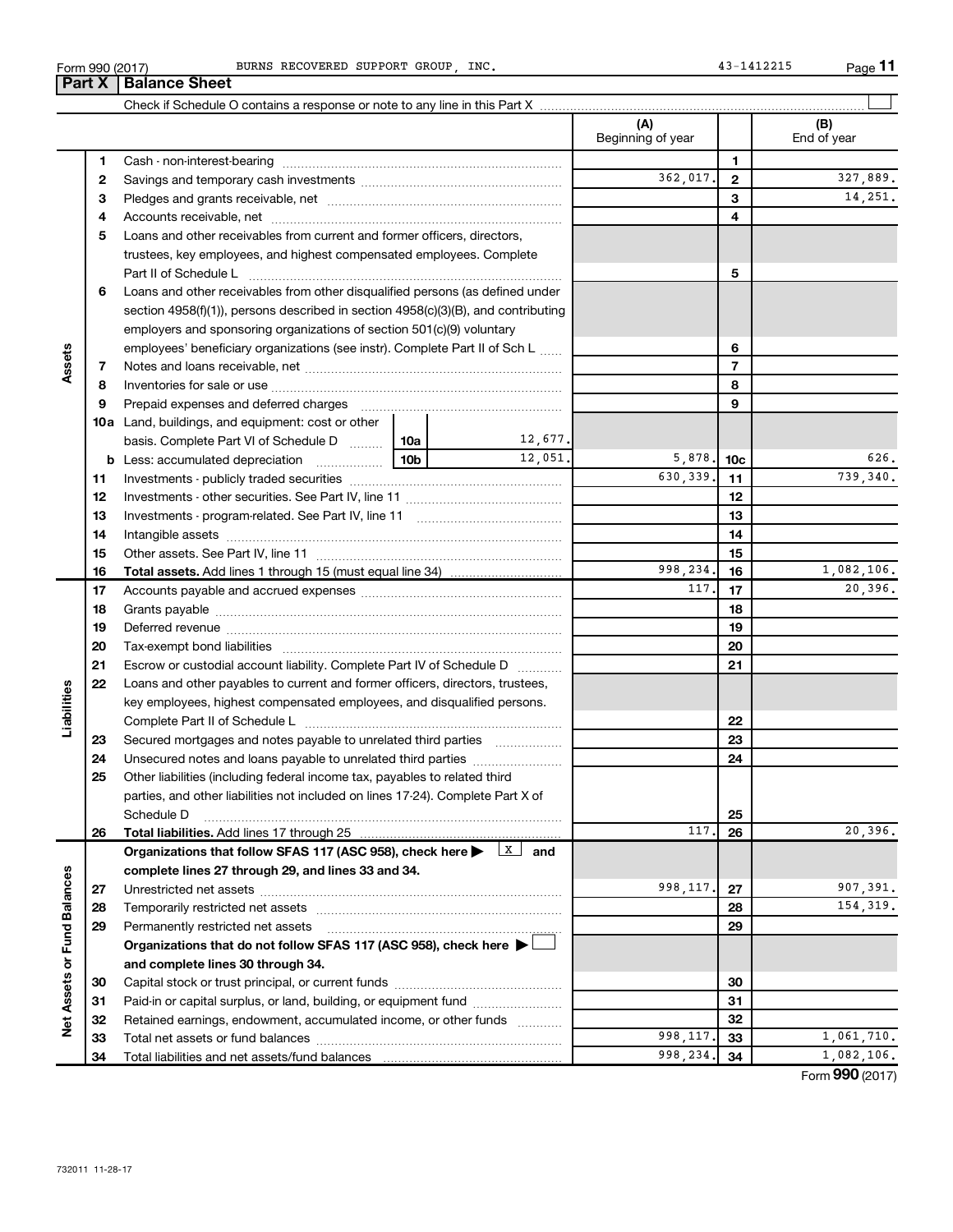Form 990 (2017) BURNS RECOVERED SUPPORT GROUP, INC. 43-1412215

## Part X Balance Sheet

Check if Schedule O contains a response or note to any line in this Part X

| | | | | (A) Beginning of year | | (B) End of year |
|---|---|---|---|---|---|---|
| **Assets** | 1 | Cash - non-interest-bearing | | | 1 | |
| | 2 | Savings and temporary cash investments | | 362,017. | 2 | 327,889. |
| | 3 | Pledges and grants receivable, net | | | 3 | 14,251. |
| | 4 | Accounts receivable, net | | | 4 | |
| | 5 | Loans and other receivables from current and former officers, directors, trustees, key employees, and highest compensated employees. Complete Part II of Schedule L | | | 5 | |
| | 6 | Loans and other receivables from other disqualified persons (as defined under section 4958(f)(1)), persons described in section 4958(c)(3)(B), and contributing employers and sponsoring organizations of section 501(c)(9) voluntary employees' beneficiary organizations (see instr). Complete Part II of Sch L | | | 6 | |
| | 7 | Notes and loans receivable, net | | | 7 | |
| | 8 | Inventories for sale or use | | | 8 | |
| | 9 | Prepaid expenses and deferred charges | | | 9 | |
| | 10a | Land, buildings, and equipment: cost or other basis. Complete Part VI of Schedule D | 10a 12,677. | | | |
| | b | Less: accumulated depreciation | 10b 12,051. | 5,878. | 10c | 626. |
| | 11 | Investments - publicly traded securities | | 630,339. | 11 | 739,340. |
| | 12 | Investments - other securities. See Part IV, line 11 | | | 12 | |
| | 13 | Investments - program-related. See Part IV, line 11 | | | 13 | |
| | 14 | Intangible assets | | | 14 | |
| | 15 | Other assets. See Part IV, line 11 | | | 15 | |
| | 16 | **Total assets.** Add lines 1 through 15 (must equal line 34) | | 998,234. | 16 | 1,082,106. |
| **Liabilities** | 17 | Accounts payable and accrued expenses | | 117. | 17 | 20,396. |
| | 18 | Grants payable | | | 18 | |
| | 19 | Deferred revenue | | | 19 | |
| | 20 | Tax-exempt bond liabilities | | | 20 | |
| | 21 | Escrow or custodial account liability. Complete Part IV of Schedule D | | | 21 | |
| | 22 | Loans and other payables to current and former officers, directors, trustees, key employees, highest compensated employees, and disqualified persons. Complete Part II of Schedule L | | | 22 | |
| | 23 | Secured mortgages and notes payable to unrelated third parties | | | 23 | |
| | 24 | Unsecured notes and loans payable to unrelated third parties | | | 24 | |
| | 25 | Other liabilities (including federal income tax, payables to related third parties, and other liabilities not included on lines 17-24). Complete Part X of Schedule D | | | 25 | |
| | 26 | **Total liabilities.** Add lines 17 through 25 | | 117. | 26 | 20,396. |
| **Net Assets or Fund Balances** | | **Organizations that follow SFAS 117 (ASC 958), check here** [X] **and complete lines 27 through 29, and lines 33 and 34.** | | | | |
| | 27 | Unrestricted net assets | | 998,117. | 27 | 907,391. |
| | 28 | Temporarily restricted net assets | | | 28 | 154,319. |
| | 29 | Permanently restricted net assets | | | 29 | |
| | | **Organizations that do not follow SFAS 117 (ASC 958), check here** [ ] **and complete lines 30 through 34.** | | | | |
| | 30 | Capital stock or trust principal, or current funds | | | 30 | |
| | 31 | Paid-in or capital surplus, or land, building, or equipment fund | | | 31 | |
| | 32 | Retained earnings, endowment, accumulated income, or other funds | | | 32 | |
| | 33 | Total net assets or fund balances | | 998,117. | 33 | 1,061,710. |
| | 34 | Total liabilities and net assets/fund balances | | 998,234. | 34 | 1,082,106. |

Form **990** (2017)

732011 11-28-17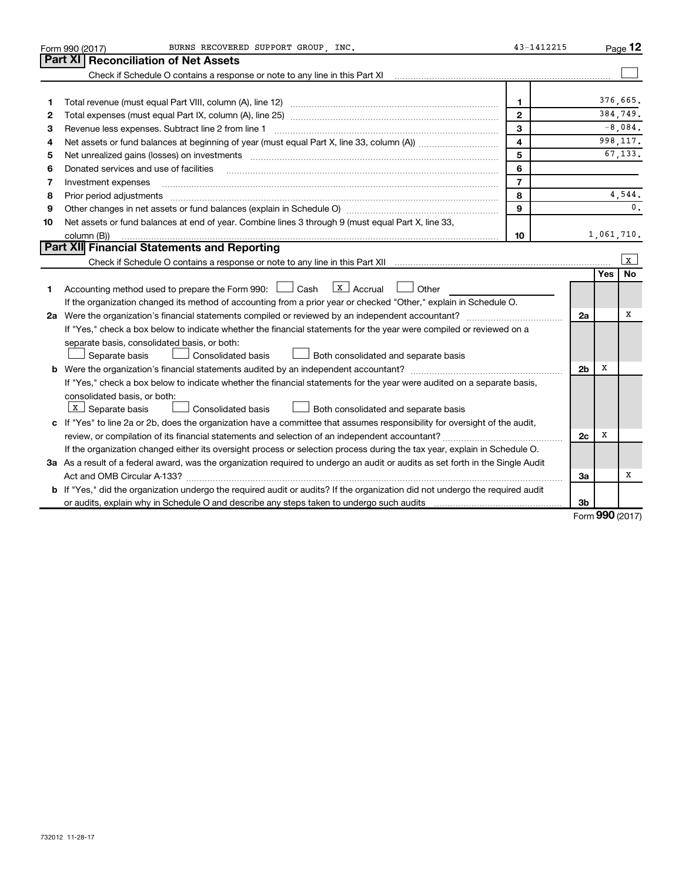Form 990 (2017) BURNS RECOVERED SUPPORT GROUP, INC. 43-1412215 Page 12

## Part XI Reconciliation of Net Assets

Check if Schedule O contains a response or note to any line in this Part XI ☐

| | | | |
|---|---|---|---|
| 1 | Total revenue (must equal Part VIII, column (A), line 12) | 1 | 376,665. |
| 2 | Total expenses (must equal Part IX, column (A), line 25) | 2 | 384,749. |
| 3 | Revenue less expenses. Subtract line 2 from line 1 | 3 | -8,084. |
| 4 | Net assets or fund balances at beginning of year (must equal Part X, line 33, column (A)) | 4 | 998,117. |
| 5 | Net unrealized gains (losses) on investments | 5 | 67,133. |
| 6 | Donated services and use of facilities | 6 | |
| 7 | Investment expenses | 7 | |
| 8 | Prior period adjustments | 8 | 4,544. |
| 9 | Other changes in net assets or fund balances (explain in Schedule O) | 9 | 0. |
| 10 | Net assets or fund balances at end of year. Combine lines 3 through 9 (must equal Part X, line 33, column (B)) | 10 | 1,061,710. |

## Part XII Financial Statements and Reporting

Check if Schedule O contains a response or note to any line in this Part XII ☒

| | | | Yes | No |
|---|---|---|---|---|
| 1 | Accounting method used to prepare the Form 990: ☐ Cash ☒ Accrual ☐ Other<br>If the organization changed its method of accounting from a prior year or checked "Other," explain in Schedule O. | | | |
| 2a | Were the organization's financial statements compiled or reviewed by an independent accountant?<br>If "Yes," check a box below to indicate whether the financial statements for the year were compiled or reviewed on a separate basis, consolidated basis, or both:<br>☐ Separate basis ☐ Consolidated basis ☐ Both consolidated and separate basis | 2a | | X |
| b | Were the organization's financial statements audited by an independent accountant?<br>If "Yes," check a box below to indicate whether the financial statements for the year were audited on a separate basis, consolidated basis, or both:<br>☒ Separate basis ☐ Consolidated basis ☐ Both consolidated and separate basis | 2b | X | |
| c | If "Yes" to line 2a or 2b, does the organization have a committee that assumes responsibility for oversight of the audit, review, or compilation of its financial statements and selection of an independent accountant?<br>If the organization changed either its oversight process or selection process during the tax year, explain in Schedule O. | 2c | X | |
| 3a | As a result of a federal award, was the organization required to undergo an audit or audits as set forth in the Single Audit Act and OMB Circular A-133? | 3a | | X |
| b | If "Yes," did the organization undergo the required audit or audits? If the organization did not undergo the required audit or audits, explain why in Schedule O and describe any steps taken to undergo such audits | 3b | | |

Form **990** (2017)

732012 11-28-17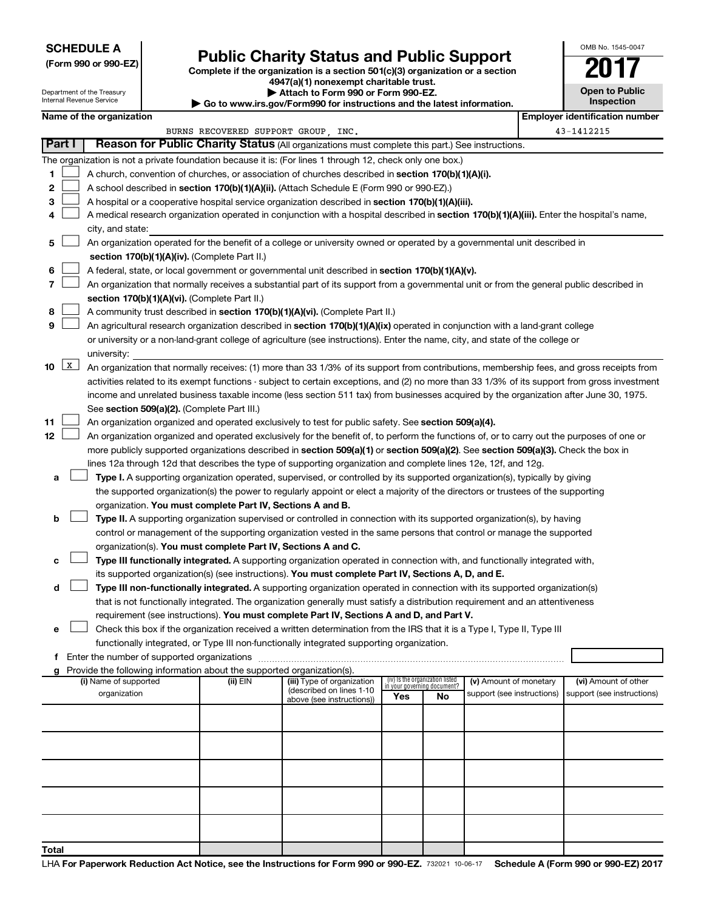**SCHEDULE A**
**(Form 990 or 990-EZ)**

Department of the Treasury
Internal Revenue Service

# Public Charity Status and Public Support

**Complete if the organization is a section 501(c)(3) organization or a section 4947(a)(1) nonexempt charitable trust.**
**▶ Attach to Form 990 or Form 990-EZ.**
**▶ Go to www.irs.gov/Form990 for instructions and the latest information.**

OMB No. 1545-0047

**2017**

**Open to Public Inspection**

**Name of the organization**
BURNS RECOVERED SUPPORT GROUP, INC.

**Employer identification number**
43-1412215

## Part I — Reason for Public Charity Status (All organizations must complete this part.) See instructions.

The organization is not a private foundation because it is: (For lines 1 through 12, check only one box.)

1 ☐ A church, convention of churches, or association of churches described in **section 170(b)(1)(A)(i).**

2 ☐ A school described in **section 170(b)(1)(A)(ii).** (Attach Schedule E (Form 990 or 990-EZ).)

3 ☐ A hospital or a cooperative hospital service organization described in **section 170(b)(1)(A)(iii).**

4 ☐ A medical research organization operated in conjunction with a hospital described in **section 170(b)(1)(A)(iii).** Enter the hospital's name, city, and state:

5 ☐ An organization operated for the benefit of a college or university owned or operated by a governmental unit described in **section 170(b)(1)(A)(iv).** (Complete Part II.)

6 ☐ A federal, state, or local government or governmental unit described in **section 170(b)(1)(A)(v).**

7 ☐ An organization that normally receives a substantial part of its support from a governmental unit or from the general public described in **section 170(b)(1)(A)(vi).** (Complete Part II.)

8 ☐ A community trust described in **section 170(b)(1)(A)(vi).** (Complete Part II.)

9 ☐ An agricultural research organization described in **section 170(b)(1)(A)(ix)** operated in conjunction with a land-grant college or university or a non-land-grant college of agriculture (see instructions). Enter the name, city, and state of the college or university:

10 ☒ An organization that normally receives: (1) more than 33 1/3% of its support from contributions, membership fees, and gross receipts from activities related to its exempt functions - subject to certain exceptions, and (2) no more than 33 1/3% of its support from gross investment income and unrelated business taxable income (less section 511 tax) from businesses acquired by the organization after June 30, 1975. See **section 509(a)(2).** (Complete Part III.)

11 ☐ An organization organized and operated exclusively to test for public safety. See **section 509(a)(4).**

12 ☐ An organization organized and operated exclusively for the benefit of, to perform the functions of, or to carry out the purposes of one or more publicly supported organizations described in **section 509(a)(1)** or **section 509(a)(2).** See **section 509(a)(3).** Check the box in lines 12a through 12d that describes the type of supporting organization and complete lines 12e, 12f, and 12g.

a ☐ **Type I.** A supporting organization operated, supervised, or controlled by its supported organization(s), typically by giving the supported organization(s) the power to regularly appoint or elect a majority of the directors or trustees of the supporting organization. **You must complete Part IV, Sections A and B.**

b ☐ **Type II.** A supporting organization supervised or controlled in connection with its supported organization(s), by having control or management of the supporting organization vested in the same persons that control or manage the supported organization(s). **You must complete Part IV, Sections A and C.**

c ☐ **Type III functionally integrated.** A supporting organization operated in connection with, and functionally integrated with, its supported organization(s) (see instructions). **You must complete Part IV, Sections A, D, and E.**

d ☐ **Type III non-functionally integrated.** A supporting organization operated in connection with its supported organization(s) that is not functionally integrated. The organization generally must satisfy a distribution requirement and an attentiveness requirement (see instructions). **You must complete Part IV, Sections A and D, and Part V.**

e ☐ Check this box if the organization received a written determination from the IRS that it is a Type I, Type II, Type III functionally integrated, or Type III non-functionally integrated supporting organization.

f Enter the number of supported organizations

g Provide the following information about the supported organization(s).

| (i) Name of supported organization | (ii) EIN | (iii) Type of organization (described on lines 1-10 above (see instructions)) | (iv) Is the organization listed in your governing document? Yes | No | (v) Amount of monetary support (see instructions) | (vi) Amount of other support (see instructions) |
|---|---|---|---|---|---|---|
| | | | | | | |
| | | | | | | |
| | | | | | | |
| | | | | | | |
| | | | | | | |
| **Total** | | | | | | |

LHA **For Paperwork Reduction Act Notice, see the Instructions for Form 990 or 990-EZ.** 732021 10-06-17 **Schedule A (Form 990 or 990-EZ) 2017**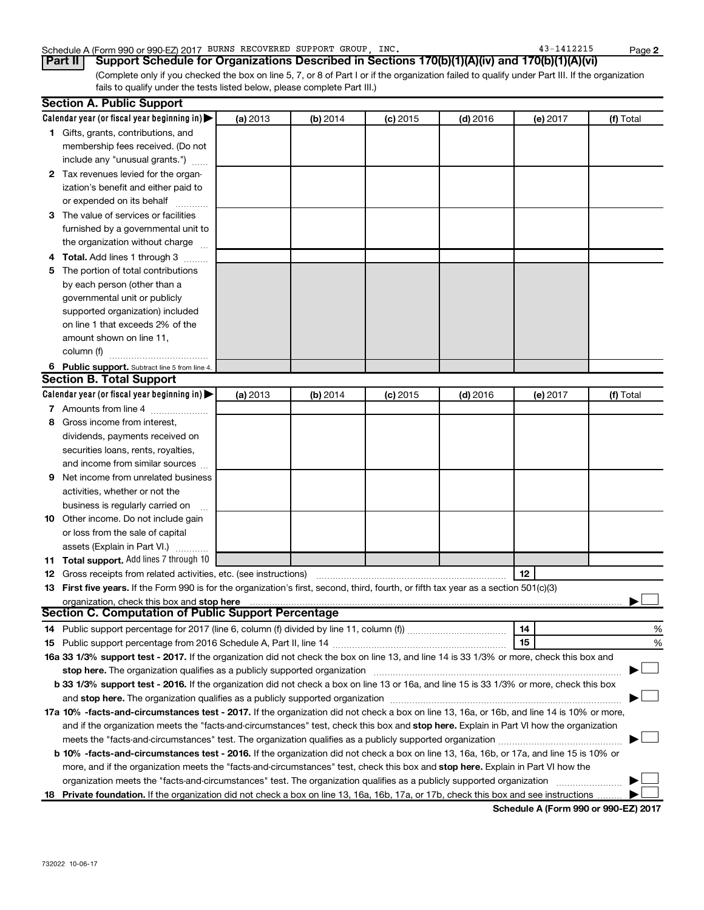Schedule A (Form 990 or 990-EZ) 2017 BURNS RECOVERED SUPPORT GROUP, INC. 43-1412215

**Part II** **Support Schedule for Organizations Described in Sections 170(b)(1)(A)(iv) and 170(b)(1)(A)(vi)**

(Complete only if you checked the box on line 5, 7, or 8 of Part I or if the organization failed to qualify under Part III. If the organization fails to qualify under the tests listed below, please complete Part III.)

## Section A. Public Support

| Calendar year (or fiscal year beginning in) ▶ | (a) 2013 | (b) 2014 | (c) 2015 | (d) 2016 | (e) 2017 | (f) Total |
|---|---|---|---|---|---|---|
| **1** Gifts, grants, contributions, and membership fees received. (Do not include any "unusual grants.") | | | | | | |
| **2** Tax revenues levied for the organization's benefit and either paid to or expended on its behalf | | | | | | |
| **3** The value of services or facilities furnished by a governmental unit to the organization without charge | | | | | | |
| **4 Total.** Add lines 1 through 3 | | | | | | |
| **5** The portion of total contributions by each person (other than a governmental unit or publicly supported organization) included on line 1 that exceeds 2% of the amount shown on line 11, column (f) | | | | | | |
| **6 Public support.** Subtract line 5 from line 4. | | | | | | |

## Section B. Total Support

| Calendar year (or fiscal year beginning in) ▶ | (a) 2013 | (b) 2014 | (c) 2015 | (d) 2016 | (e) 2017 | (f) Total |
|---|---|---|---|---|---|---|
| **7** Amounts from line 4 | | | | | | |
| **8** Gross income from interest, dividends, payments received on securities loans, rents, royalties, and income from similar sources | | | | | | |
| **9** Net income from unrelated business activities, whether or not the business is regularly carried on | | | | | | |
| **10** Other income. Do not include gain or loss from the sale of capital assets (Explain in Part VI.) | | | | | | |
| **11 Total support.** Add lines 7 through 10 | | | | | | |

**12** Gross receipts from related activities, etc. (see instructions) | **12** |

**13 First five years.** If the Form 990 is for the organization's first, second, third, fourth, or fifth tax year as a section 501(c)(3) organization, check this box and **stop here** ▶ ☐

## Section C. Computation of Public Support Percentage

**14** Public support percentage for 2017 (line 6, column (f) divided by line 11, column (f)) | **14** | %

**15** Public support percentage from 2016 Schedule A, Part II, line 14 | **15** | %

**16a 33 1/3% support test - 2017.** If the organization did not check the box on line 13, and line 14 is 33 1/3% or more, check this box and **stop here.** The organization qualifies as a publicly supported organization ▶ ☐

**b 33 1/3% support test - 2016.** If the organization did not check a box on line 13 or 16a, and line 15 is 33 1/3% or more, check this box and **stop here.** The organization qualifies as a publicly supported organization ▶ ☐

**17a 10% -facts-and-circumstances test - 2017.** If the organization did not check a box on line 13, 16a, or 16b, and line 14 is 10% or more, and if the organization meets the "facts-and-circumstances" test, check this box and **stop here.** Explain in Part VI how the organization meets the "facts-and-circumstances" test. The organization qualifies as a publicly supported organization ▶ ☐

**b 10% -facts-and-circumstances test - 2016.** If the organization did not check a box on line 13, 16a, 16b, or 17a, and line 15 is 10% or more, and if the organization meets the "facts-and-circumstances" test, check this box and **stop here.** Explain in Part VI how the organization meets the "facts-and-circumstances" test. The organization qualifies as a publicly supported organization ▶ ☐

**18 Private foundation.** If the organization did not check a box on line 13, 16a, 16b, 17a, or 17b, check this box and see instructions ▶ ☐

**Schedule A (Form 990 or 990-EZ) 2017**

732022 10-06-17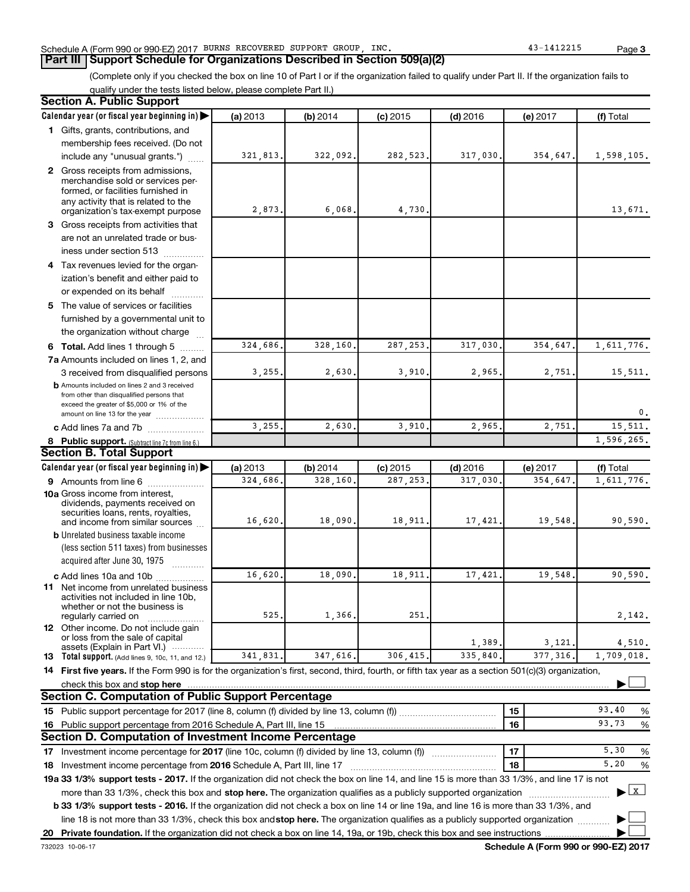Schedule A (Form 990 or 990-EZ) 2017 BURNS RECOVERED SUPPORT GROUP, INC. 43-1412215 Page 3

## Part III Support Schedule for Organizations Described in Section 509(a)(2)

(Complete only if you checked the box on line 10 of Part I or if the organization failed to qualify under Part II. If the organization fails to qualify under the tests listed below, please complete Part II.)

### Section A. Public Support

| Calendar year (or fiscal year beginning in) | (a) 2013 | (b) 2014 | (c) 2015 | (d) 2016 | (e) 2017 | (f) Total |
|---|---|---|---|---|---|---|
| 1 Gifts, grants, contributions, and membership fees received. (Do not include any "unusual grants.") | 321,813. | 322,092. | 282,523. | 317,030. | 354,647. | 1,598,105. |
| 2 Gross receipts from admissions, merchandise sold or services performed, or facilities furnished in any activity that is related to the organization's tax-exempt purpose | 2,873. | 6,068. | 4,730. | | | 13,671. |
| 3 Gross receipts from activities that are not an unrelated trade or business under section 513 | | | | | | |
| 4 Tax revenues levied for the organization's benefit and either paid to or expended on its behalf | | | | | | |
| 5 The value of services or facilities furnished by a governmental unit to the organization without charge | | | | | | |
| 6 Total. Add lines 1 through 5 | 324,686. | 328,160. | 287,253. | 317,030. | 354,647. | 1,611,776. |
| 7a Amounts included on lines 1, 2, and 3 received from disqualified persons | 3,255. | 2,630. | 3,910. | 2,965. | 2,751. | 15,511. |
| b Amounts included on lines 2 and 3 received from other than disqualified persons that exceed the greater of $5,000 or 1% of the amount on line 13 for the year | | | | | | 0. |
| c Add lines 7a and 7b | 3,255. | 2,630. | 3,910. | 2,965. | 2,751. | 15,511. |
| 8 Public support. (Subtract line 7c from line 6.) | | | | | | 1,596,265. |

### Section B. Total Support

| Calendar year (or fiscal year beginning in) | (a) 2013 | (b) 2014 | (c) 2015 | (d) 2016 | (e) 2017 | (f) Total |
|---|---|---|---|---|---|---|
| 9 Amounts from line 6 | 324,686. | 328,160. | 287,253. | 317,030. | 354,647. | 1,611,776. |
| 10a Gross income from interest, dividends, payments received on securities loans, rents, royalties, and income from similar sources | 16,620. | 18,090. | 18,911. | 17,421. | 19,548. | 90,590. |
| b Unrelated business taxable income (less section 511 taxes) from businesses acquired after June 30, 1975 | | | | | | |
| c Add lines 10a and 10b | 16,620. | 18,090. | 18,911. | 17,421. | 19,548. | 90,590. |
| 11 Net income from unrelated business activities not included in line 10b, whether or not the business is regularly carried on | 525. | 1,366. | 251. | | | 2,142. |
| 12 Other income. Do not include gain or loss from the sale of capital assets (Explain in Part VI.) | | | | 1,389. | 3,121. | 4,510. |
| 13 Total support. (Add lines 9, 10c, 11, and 12.) | 341,831. | 347,616. | 306,415. | 335,840. | 377,316. | 1,709,018. |

14 First five years. If the Form 990 is for the organization's first, second, third, fourth, or fifth tax year as a section 501(c)(3) organization, check this box and stop here ☐

### Section C. Computation of Public Support Percentage

| | | |
|---|---|---|
| 15 Public support percentage for 2017 (line 8, column (f) divided by line 13, column (f)) | 15 | 93.40 % |
| 16 Public support percentage from 2016 Schedule A, Part III, line 15 | 16 | 93.73 % |

### Section D. Computation of Investment Income Percentage

| | | |
|---|---|---|
| 17 Investment income percentage for 2017 (line 10c, column (f) divided by line 13, column (f)) | 17 | 5.30 % |
| 18 Investment income percentage from 2016 Schedule A, Part III, line 17 | 18 | 5.20 % |

19a 33 1/3% support tests - 2017. If the organization did not check the box on line 14, and line 15 is more than 33 1/3%, and line 17 is not more than 33 1/3%, check this box and stop here. The organization qualifies as a publicly supported organization ☒

b 33 1/3% support tests - 2016. If the organization did not check a box on line 14 or line 19a, and line 16 is more than 33 1/3%, and line 18 is not more than 33 1/3%, check this box and stop here. The organization qualifies as a publicly supported organization ☐

20 Private foundation. If the organization did not check a box on line 14, 19a, or 19b, check this box and see instructions ☐

732023 10-06-17 Schedule A (Form 990 or 990-EZ) 2017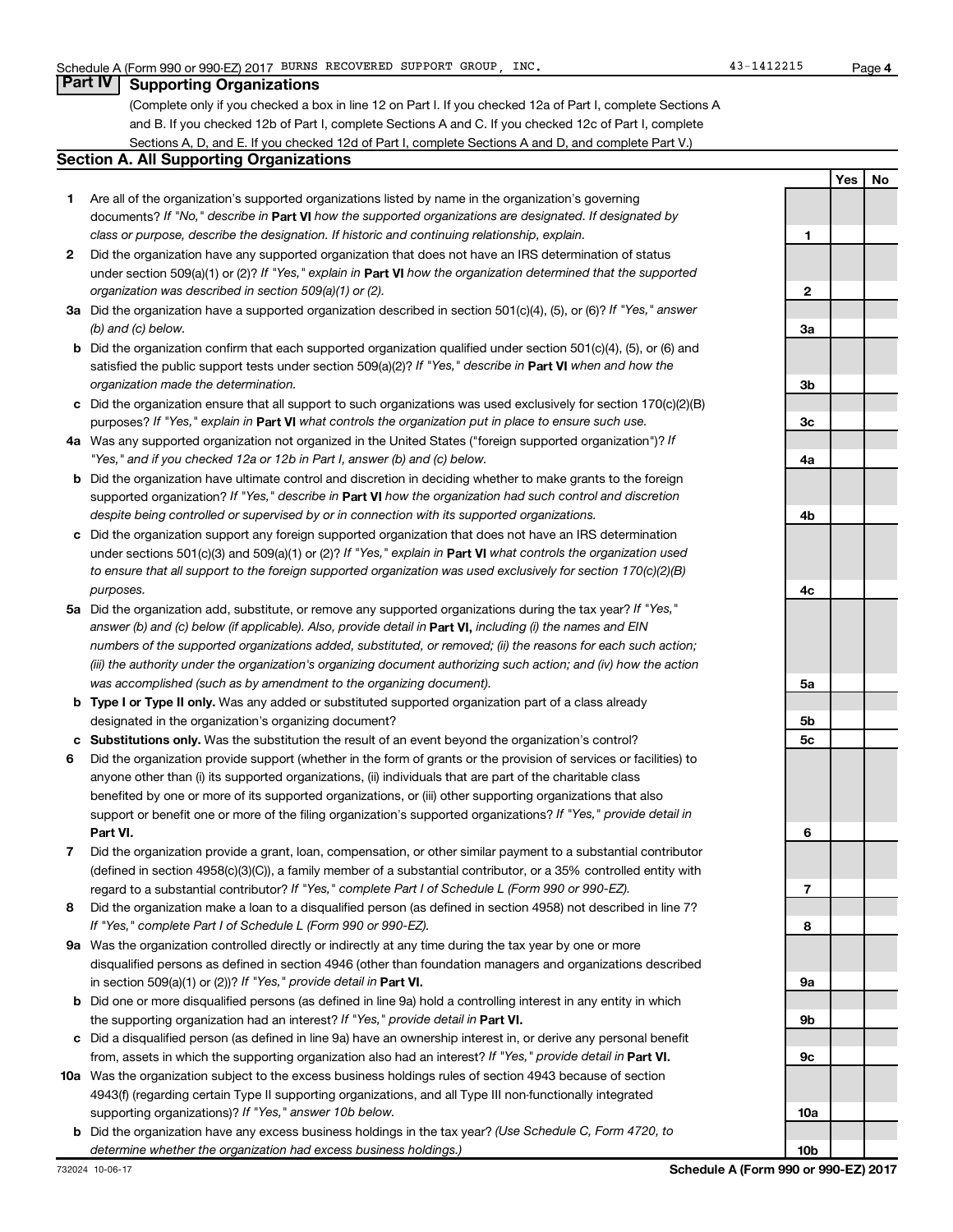Schedule A (Form 990 or 990-EZ) 2017 BURNS RECOVERED SUPPORT GROUP, INC. 43-1412215

## Part IV Supporting Organizations

(Complete only if you checked a box in line 12 on Part I. If you checked 12a of Part I, complete Sections A and B. If you checked 12b of Part I, complete Sections A and C. If you checked 12c of Part I, complete Sections A, D, and E. If you checked 12d of Part I, complete Sections A and D, and complete Part V.)

### Section A. All Supporting Organizations

| | | Line | Yes | No |
|---|---|---|---|---|
| **1** | Are all of the organization's supported organizations listed by name in the organization's governing documents? *If "No," describe in* **Part VI** *how the supported organizations are designated. If designated by class or purpose, describe the designation. If historic and continuing relationship, explain.* | 1 | | |
| **2** | Did the organization have any supported organization that does not have an IRS determination of status under section 509(a)(1) or (2)? *If "Yes," explain in* **Part VI** *how the organization determined that the supported organization was described in section 509(a)(1) or (2).* | 2 | | |
| **3a** | Did the organization have a supported organization described in section 501(c)(4), (5), or (6)? *If "Yes," answer (b) and (c) below.* | 3a | | |
| **b** | Did the organization confirm that each supported organization qualified under section 501(c)(4), (5), or (6) and satisfied the public support tests under section 509(a)(2)? *If "Yes," describe in* **Part VI** *when and how the organization made the determination.* | 3b | | |
| **c** | Did the organization ensure that all support to such organizations was used exclusively for section 170(c)(2)(B) purposes? *If "Yes," explain in* **Part VI** *what controls the organization put in place to ensure such use.* | 3c | | |
| **4a** | Was any supported organization not organized in the United States ("foreign supported organization")? *If "Yes," and if you checked 12a or 12b in Part I, answer (b) and (c) below.* | 4a | | |
| **b** | Did the organization have ultimate control and discretion in deciding whether to make grants to the foreign supported organization? *If "Yes," describe in* **Part VI** *how the organization had such control and discretion despite being controlled or supervised by or in connection with its supported organizations.* | 4b | | |
| **c** | Did the organization support any foreign supported organization that does not have an IRS determination under sections 501(c)(3) and 509(a)(1) or (2)? *If "Yes," explain in* **Part VI** *what controls the organization used to ensure that all support to the foreign supported organization was used exclusively for section 170(c)(2)(B) purposes.* | 4c | | |
| **5a** | Did the organization add, substitute, or remove any supported organizations during the tax year? *If "Yes," answer (b) and (c) below (if applicable). Also, provide detail in* **Part VI,** *including (i) the names and EIN numbers of the supported organizations added, substituted, or removed; (ii) the reasons for each such action; (iii) the authority under the organization's organizing document authorizing such action; and (iv) how the action was accomplished (such as by amendment to the organizing document).* | 5a | | |
| **b** | **Type I or Type II only.** Was any added or substituted supported organization part of a class already designated in the organization's organizing document? | 5b | | |
| **c** | **Substitutions only.** Was the substitution the result of an event beyond the organization's control? | 5c | | |
| **6** | Did the organization provide support (whether in the form of grants or the provision of services or facilities) to anyone other than (i) its supported organizations, (ii) individuals that are part of the charitable class benefited by one or more of its supported organizations, or (iii) other supporting organizations that also support or benefit one or more of the filing organization's supported organizations? *If "Yes," provide detail in* **Part VI.** | 6 | | |
| **7** | Did the organization provide a grant, loan, compensation, or other similar payment to a substantial contributor (defined in section 4958(c)(3)(C)), a family member of a substantial contributor, or a 35% controlled entity with regard to a substantial contributor? *If "Yes," complete Part I of Schedule L (Form 990 or 990-EZ).* | 7 | | |
| **8** | Did the organization make a loan to a disqualified person (as defined in section 4958) not described in line 7? *If "Yes," complete Part I of Schedule L (Form 990 or 990-EZ).* | 8 | | |
| **9a** | Was the organization controlled directly or indirectly at any time during the tax year by one or more disqualified persons as defined in section 4946 (other than foundation managers and organizations described in section 509(a)(1) or (2))? *If "Yes," provide detail in* **Part VI.** | 9a | | |
| **b** | Did one or more disqualified persons (as defined in line 9a) hold a controlling interest in any entity in which the supporting organization had an interest? *If "Yes," provide detail in* **Part VI.** | 9b | | |
| **c** | Did a disqualified person (as defined in line 9a) have an ownership interest in, or derive any personal benefit from, assets in which the supporting organization also had an interest? *If "Yes," provide detail in* **Part VI.** | 9c | | |
| **10a** | Was the organization subject to the excess business holdings rules of section 4943 because of section 4943(f) (regarding certain Type II supporting organizations, and all Type III non-functionally integrated supporting organizations)? *If "Yes," answer 10b below.* | 10a | | |
| **b** | Did the organization have any excess business holdings in the tax year? *(Use Schedule C, Form 4720, to determine whether the organization had excess business holdings.)* | 10b | | |

732024 10-06-17 **Schedule A (Form 990 or 990-EZ) 2017**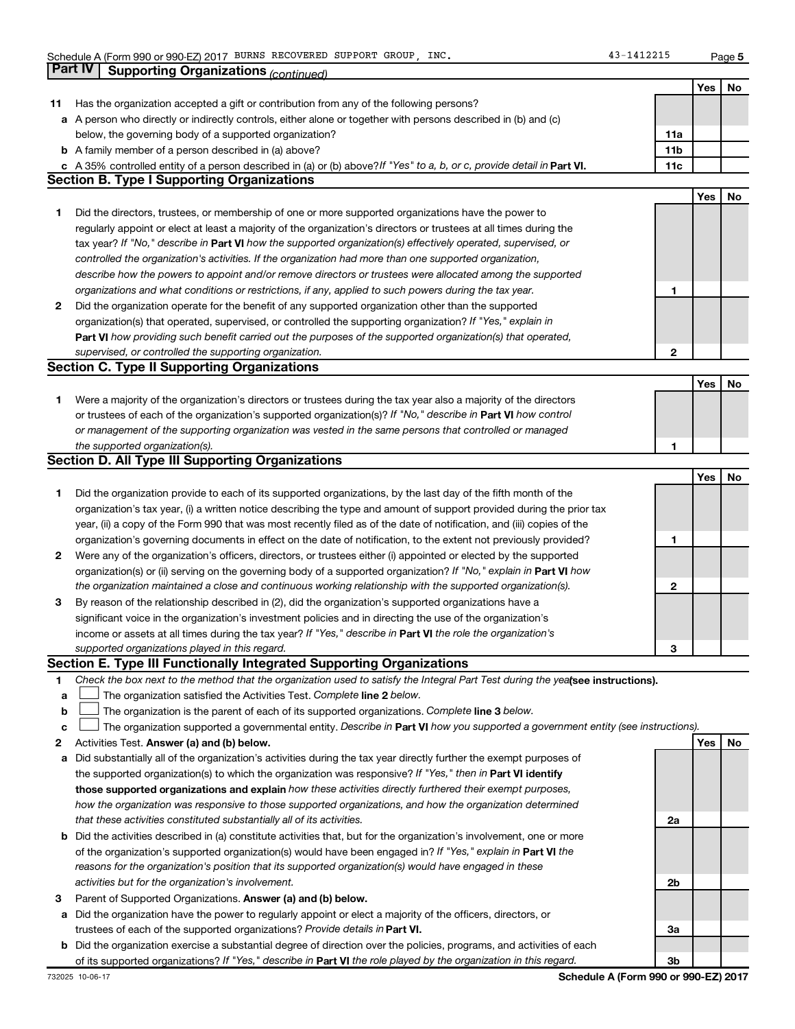## Part IV Supporting Organizations *(continued)*

| | | | Yes | No |
|---|---|---|---|---|
| **11** | Has the organization accepted a gift or contribution from any of the following persons? | | | |
| **a** | A person who directly or indirectly controls, either alone or together with persons described in (b) and (c) below, the governing body of a supported organization? | **11a** | | |
| **b** | A family member of a person described in (a) above? | **11b** | | |
| **c** | A 35% controlled entity of a person described in (a) or (b) above? *If "Yes" to a, b, or c, provide detail in* **Part VI.** | **11c** | | |

### Section B. Type I Supporting Organizations

| | | | Yes | No |
|---|---|---|---|---|
| **1** | Did the directors, trustees, or membership of one or more supported organizations have the power to regularly appoint or elect at least a majority of the organization's directors or trustees at all times during the tax year? *If "No," describe in* **Part VI** *how the supported organization(s) effectively operated, supervised, or controlled the organization's activities. If the organization had more than one supported organization, describe how the powers to appoint and/or remove directors or trustees were allocated among the supported organizations and what conditions or restrictions, if any, applied to such powers during the tax year.* | **1** | | |
| **2** | Did the organization operate for the benefit of any supported organization other than the supported organization(s) that operated, supervised, or controlled the supporting organization? *If "Yes," explain in* **Part VI** *how providing such benefit carried out the purposes of the supported organization(s) that operated, supervised, or controlled the supporting organization.* | **2** | | |

### Section C. Type II Supporting Organizations

| | | | Yes | No |
|---|---|---|---|---|
| **1** | Were a majority of the organization's directors or trustees during the tax year also a majority of the directors or trustees of each of the organization's supported organization(s)? *If "No," describe in* **Part VI** *how control or management of the supporting organization was vested in the same persons that controlled or managed the supported organization(s).* | **1** | | |

### Section D. All Type III Supporting Organizations

| | | | Yes | No |
|---|---|---|---|---|
| **1** | Did the organization provide to each of its supported organizations, by the last day of the fifth month of the organization's tax year, (i) a written notice describing the type and amount of support provided during the prior tax year, (ii) a copy of the Form 990 that was most recently filed as of the date of notification, and (iii) copies of the organization's governing documents in effect on the date of notification, to the extent not previously provided? | **1** | | |
| **2** | Were any of the organization's officers, directors, or trustees either (i) appointed or elected by the supported organization(s) or (ii) serving on the governing body of a supported organization? *If "No," explain in* **Part VI** *how the organization maintained a close and continuous working relationship with the supported organization(s).* | **2** | | |
| **3** | By reason of the relationship described in (2), did the organization's supported organizations have a significant voice in the organization's investment policies and in directing the use of the organization's income or assets at all times during the tax year? *If "Yes," describe in* **Part VI** *the role the organization's supported organizations played in this regard.* | **3** | | |

### Section E. Type III Functionally Integrated Supporting Organizations

**1** *Check the box next to the method that the organization used to satisfy the Integral Part Test during the year* **(see instructions).**

- **a** ☐ The organization satisfied the Activities Test. *Complete* **line 2** *below.*
- **b** ☐ The organization is the parent of each of its supported organizations. *Complete* **line 3** *below.*
- **c** ☐ The organization supported a governmental entity. *Describe in* **Part VI** *how you supported a government entity (see instructions).*

| | | | Yes | No |
|---|---|---|---|---|
| **2** | Activities Test. **Answer (a) and (b) below.** | | | |
| **a** | Did substantially all of the organization's activities during the tax year directly further the exempt purposes of the supported organization(s) to which the organization was responsive? *If "Yes," then in* **Part VI identify those supported organizations and explain** *how these activities directly furthered their exempt purposes, how the organization was responsive to those supported organizations, and how the organization determined that these activities constituted substantially all of its activities.* | **2a** | | |
| **b** | Did the activities described in (a) constitute activities that, but for the organization's involvement, one or more of the organization's supported organization(s) would have been engaged in? *If "Yes," explain in* **Part VI** *the reasons for the organization's position that its supported organization(s) would have engaged in these activities but for the organization's involvement.* | **2b** | | |
| **3** | Parent of Supported Organizations. **Answer (a) and (b) below.** | | | |
| **a** | Did the organization have the power to regularly appoint or elect a majority of the officers, directors, or trustees of each of the supported organizations? *Provide details in* **Part VI.** | **3a** | | |
| **b** | Did the organization exercise a substantial degree of direction over the policies, programs, and activities of each of its supported organizations? *If "Yes," describe in* **Part VI** *the role played by the organization in this regard.* | **3b** | | |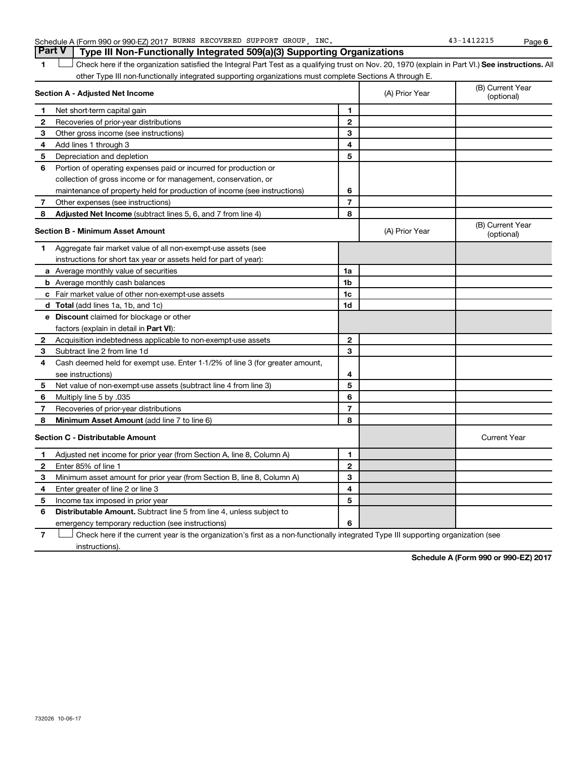## Part V — Type III Non-Functionally Integrated 509(a)(3) Supporting Organizations

**1** ☐ Check here if the organization satisfied the Integral Part Test as a qualifying trust on Nov. 20, 1970 (explain in Part VI.) **See instructions.** All other Type III non-functionally integrated supporting organizations must complete Sections A through E.

| **Section A - Adjusted Net Income** | | (A) Prior Year | (B) Current Year (optional) |
|---|---|---|---|
| **1** Net short-term capital gain | 1 | | |
| **2** Recoveries of prior-year distributions | 2 | | |
| **3** Other gross income (see instructions) | 3 | | |
| **4** Add lines 1 through 3 | 4 | | |
| **5** Depreciation and depletion | 5 | | |
| **6** Portion of operating expenses paid or incurred for production or collection of gross income or for management, conservation, or maintenance of property held for production of income (see instructions) | 6 | | |
| **7** Other expenses (see instructions) | 7 | | |
| **8** **Adjusted Net Income** (subtract lines 5, 6, and 7 from line 4) | 8 | | |

| **Section B - Minimum Asset Amount** | | (A) Prior Year | (B) Current Year (optional) |
|---|---|---|---|
| **1** Aggregate fair market value of all non-exempt-use assets (see instructions for short tax year or assets held for part of year): | | | |
| **a** Average monthly value of securities | 1a | | |
| **b** Average monthly cash balances | 1b | | |
| **c** Fair market value of other non-exempt-use assets | 1c | | |
| **d** **Total** (add lines 1a, 1b, and 1c) | 1d | | |
| **e** **Discount** claimed for blockage or other factors (explain in detail in **Part VI**): | | | |
| **2** Acquisition indebtedness applicable to non-exempt-use assets | 2 | | |
| **3** Subtract line 2 from line 1d | 3 | | |
| **4** Cash deemed held for exempt use. Enter 1-1/2% of line 3 (for greater amount, see instructions) | 4 | | |
| **5** Net value of non-exempt-use assets (subtract line 4 from line 3) | 5 | | |
| **6** Multiply line 5 by .035 | 6 | | |
| **7** Recoveries of prior-year distributions | 7 | | |
| **8** **Minimum Asset Amount** (add line 7 to line 6) | 8 | | |

| **Section C - Distributable Amount** | | | Current Year |
|---|---|---|---|
| **1** Adjusted net income for prior year (from Section A, line 8, Column A) | 1 | | |
| **2** Enter 85% of line 1 | 2 | | |
| **3** Minimum asset amount for prior year (from Section B, line 8, Column A) | 3 | | |
| **4** Enter greater of line 2 or line 3 | 4 | | |
| **5** Income tax imposed in prior year | 5 | | |
| **6** **Distributable Amount.** Subtract line 5 from line 4, unless subject to emergency temporary reduction (see instructions) | 6 | | |

**7** ☐ Check here if the current year is the organization's first as a non-functionally integrated Type III supporting organization (see instructions).

**Schedule A (Form 990 or 990-EZ) 2017**

732026 10-06-17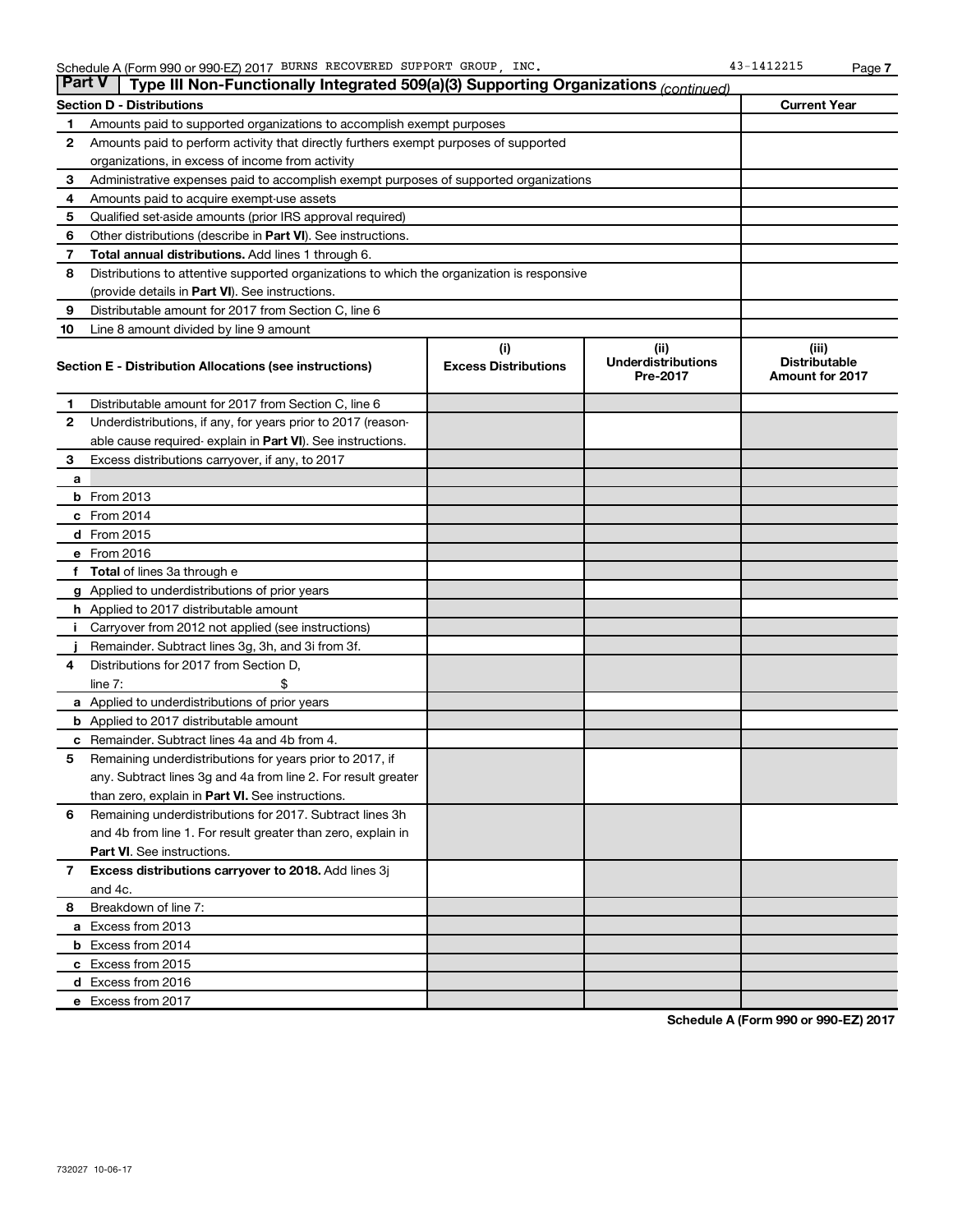Schedule A (Form 990 or 990-EZ) 2017 BURNS RECOVERED SUPPORT GROUP, INC. 43-1412215 Page 7

## Part V Type III Non-Functionally Integrated 509(a)(3) Supporting Organizations *(continued)*

| | Section D - Distributions | Current Year |
|---|---|---|
| 1 | Amounts paid to supported organizations to accomplish exempt purposes | |
| 2 | Amounts paid to perform activity that directly furthers exempt purposes of supported organizations, in excess of income from activity | |
| 3 | Administrative expenses paid to accomplish exempt purposes of supported organizations | |
| 4 | Amounts paid to acquire exempt-use assets | |
| 5 | Qualified set-aside amounts (prior IRS approval required) | |
| 6 | Other distributions (describe in **Part VI**). See instructions. | |
| 7 | **Total annual distributions.** Add lines 1 through 6. | |
| 8 | Distributions to attentive supported organizations to which the organization is responsive (provide details in **Part VI**). See instructions. | |
| 9 | Distributable amount for 2017 from Section C, line 6 | |
| 10 | Line 8 amount divided by line 9 amount | |

| | Section E - Distribution Allocations (see instructions) | (i) Excess Distributions | (ii) Underdistributions Pre-2017 | (iii) Distributable Amount for 2017 |
|---|---|---|---|---|
| 1 | Distributable amount for 2017 from Section C, line 6 | | | |
| 2 | Underdistributions, if any, for years prior to 2017 (reasonable cause required- explain in **Part VI**). See instructions. | | | |
| 3 | Excess distributions carryover, if any, to 2017 | | | |
| a | | | | |
| b | From 2013 | | | |
| c | From 2014 | | | |
| d | From 2015 | | | |
| e | From 2016 | | | |
| f | **Total** of lines 3a through e | | | |
| g | Applied to underdistributions of prior years | | | |
| h | Applied to 2017 distributable amount | | | |
| i | Carryover from 2012 not applied (see instructions) | | | |
| j | Remainder. Subtract lines 3g, 3h, and 3i from 3f. | | | |
| 4 | Distributions for 2017 from Section D, line 7: $ | | | |
| a | Applied to underdistributions of prior years | | | |
| b | Applied to 2017 distributable amount | | | |
| c | Remainder. Subtract lines 4a and 4b from 4. | | | |
| 5 | Remaining underdistributions for years prior to 2017, if any. Subtract lines 3g and 4a from line 2. For result greater than zero, explain in **Part VI.** See instructions. | | | |
| 6 | Remaining underdistributions for 2017. Subtract lines 3h and 4b from line 1. For result greater than zero, explain in **Part VI**. See instructions. | | | |
| 7 | **Excess distributions carryover to 2018.** Add lines 3j and 4c. | | | |
| 8 | Breakdown of line 7: | | | |
| a | Excess from 2013 | | | |
| b | Excess from 2014 | | | |
| c | Excess from 2015 | | | |
| d | Excess from 2016 | | | |
| e | Excess from 2017 | | | |

**Schedule A (Form 990 or 990-EZ) 2017**

732027 10-06-17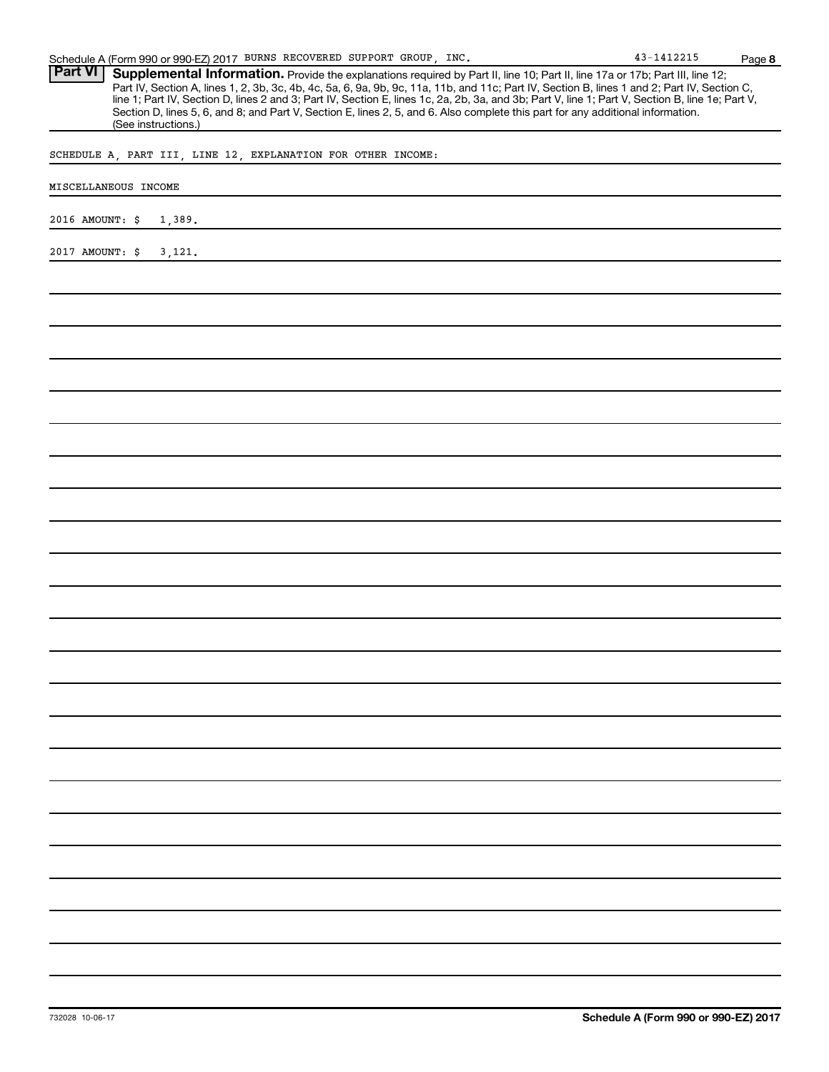Schedule A (Form 990 or 990-EZ) 2017 BURNS RECOVERED SUPPORT GROUP, INC. 43-1412215

**Part VI** **Supplemental Information.** Provide the explanations required by Part II, line 10; Part II, line 17a or 17b; Part III, line 12; Part IV, Section A, lines 1, 2, 3b, 3c, 4b, 4c, 5a, 6, 9a, 9b, 9c, 11a, 11b, and 11c; Part IV, Section B, lines 1 and 2; Part IV, Section C, line 1; Part IV, Section D, lines 2 and 3; Part IV, Section E, lines 1c, 2a, 2b, 3a, and 3b; Part V, line 1; Part V, Section B, line 1e; Part V, Section D, lines 5, 6, and 8; and Part V, Section E, lines 2, 5, and 6. Also complete this part for any additional information. (See instructions.)

SCHEDULE A, PART III, LINE 12, EXPLANATION FOR OTHER INCOME:

MISCELLANEOUS INCOME

2016 AMOUNT: $ 1,389.

2017 AMOUNT: $ 3,121.

732028 10-06-17

**Schedule A (Form 990 or 990-EZ) 2017**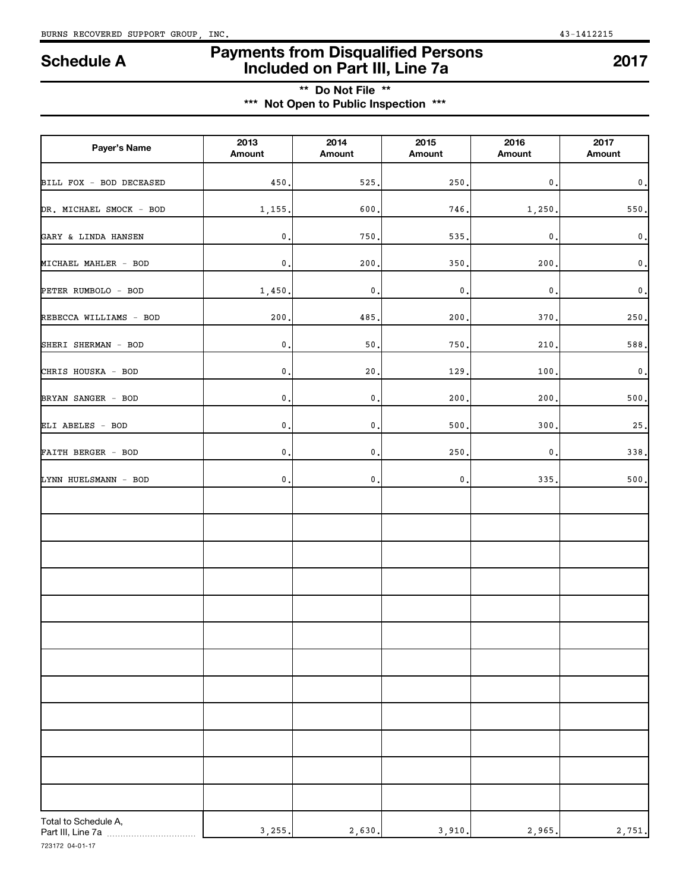# Schedule A

## Payments from Disqualified Persons Included on Part III, Line 7a

**2017**

**\*\* Do Not File \*\***

**\*\*\* Not Open to Public Inspection \*\*\***

| Payer's Name | 2013 Amount | 2014 Amount | 2015 Amount | 2016 Amount | 2017 Amount |
|---|---|---|---|---|---|
| BILL FOX - BOD DECEASED | 450. | 525. | 250. | 0. | 0. |
| DR. MICHAEL SMOCK - BOD | 1,155. | 600. | 746. | 1,250. | 550. |
| GARY & LINDA HANSEN | 0. | 750. | 535. | 0. | 0. |
| MICHAEL MAHLER - BOD | 0. | 200. | 350. | 200. | 0. |
| PETER RUMBOLO - BOD | 1,450. | 0. | 0. | 0. | 0. |
| REBECCA WILLIAMS - BOD | 200. | 485. | 200. | 370. | 250. |
| SHERI SHERMAN - BOD | 0. | 50. | 750. | 210. | 588. |
| CHRIS HOUSKA - BOD | 0. | 20. | 129. | 100. | 0. |
| BRYAN SANGER - BOD | 0. | 0. | 200. | 200. | 500. |
| ELI ABELES - BOD | 0. | 0. | 500. | 300. | 25. |
| FAITH BERGER - BOD | 0. | 0. | 250. | 0. | 338. |
| LYNN HUELSMANN - BOD | 0. | 0. | 0. | 335. | 500. |
| | | | | | |
| Total to Schedule A, Part III, Line 7a | 3,255. | 2,630. | 3,910. | 2,965. | 2,751. |

723172 04-01-17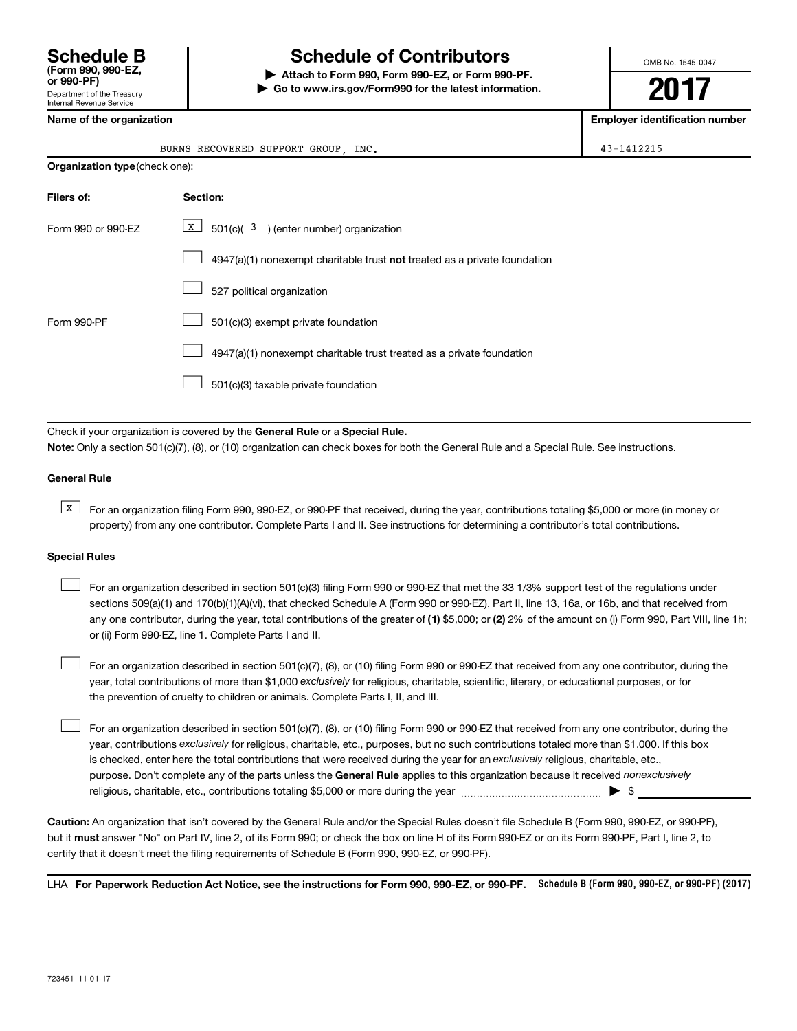# Schedule B

**(Form 990, 990-EZ, or 990-PF)**

Department of the Treasury
Internal Revenue Service

## Schedule of Contributors

▶ **Attach to Form 990, Form 990-EZ, or Form 990-PF.**

▶ **Go to www.irs.gov/Form990 for the latest information.**

OMB No. 1545-0047

**2017**

| **Name of the organization** | **Employer identification number** |
|---|---|
| BURNS RECOVERED SUPPORT GROUP, INC. | 43-1412215 |

**Organization type** (check one):

| **Filers of:** | **Section:** |
|---|---|
| Form 990 or 990-EZ | [X] 501(c)( 3 ) (enter number) organization |
| | [ ] 4947(a)(1) nonexempt charitable trust **not** treated as a private foundation |
| | [ ] 527 political organization |
| Form 990-PF | [ ] 501(c)(3) exempt private foundation |
| | [ ] 4947(a)(1) nonexempt charitable trust treated as a private foundation |
| | [ ] 501(c)(3) taxable private foundation |

Check if your organization is covered by the **General Rule** or a **Special Rule.**

**Note:** Only a section 501(c)(7), (8), or (10) organization can check boxes for both the General Rule and a Special Rule. See instructions.

**General Rule**

[X] For an organization filing Form 990, 990-EZ, or 990-PF that received, during the year, contributions totaling $5,000 or more (in money or property) from any one contributor. Complete Parts I and II. See instructions for determining a contributor's total contributions.

**Special Rules**

[ ] For an organization described in section 501(c)(3) filing Form 990 or 990-EZ that met the 33 1/3% support test of the regulations under sections 509(a)(1) and 170(b)(1)(A)(vi), that checked Schedule A (Form 990 or 990-EZ), Part II, line 13, 16a, or 16b, and that received from any one contributor, during the year, total contributions of the greater of **(1)** $5,000; or **(2)** 2% of the amount on (i) Form 990, Part VIII, line 1h; or (ii) Form 990-EZ, line 1. Complete Parts I and II.

[ ] For an organization described in section 501(c)(7), (8), or (10) filing Form 990 or 990-EZ that received from any one contributor, during the year, total contributions of more than $1,000 *exclusively* for religious, charitable, scientific, literary, or educational purposes, or for the prevention of cruelty to children or animals. Complete Parts I, II, and III.

[ ] For an organization described in section 501(c)(7), (8), or (10) filing Form 990 or 990-EZ that received from any one contributor, during the year, contributions *exclusively* for religious, charitable, etc., purposes, but no such contributions totaled more than $1,000. If this box is checked, enter here the total contributions that were received during the year for an *exclusively* religious, charitable, etc., purpose. Don't complete any of the parts unless the **General Rule** applies to this organization because it received *nonexclusively* religious, charitable, etc., contributions totaling $5,000 or more during the year ▶ $ ________

**Caution:** An organization that isn't covered by the General Rule and/or the Special Rules doesn't file Schedule B (Form 990, 990-EZ, or 990-PF), but it **must** answer "No" on Part IV, line 2, of its Form 990; or check the box on line H of its Form 990-EZ or on its Form 990-PF, Part I, line 2, to certify that it doesn't meet the filing requirements of Schedule B (Form 990, 990-EZ, or 990-PF).

LHA **For Paperwork Reduction Act Notice, see the instructions for Form 990, 990-EZ, or 990-PF.** **Schedule B (Form 990, 990-EZ, or 990-PF) (2017)**

723451 11-01-17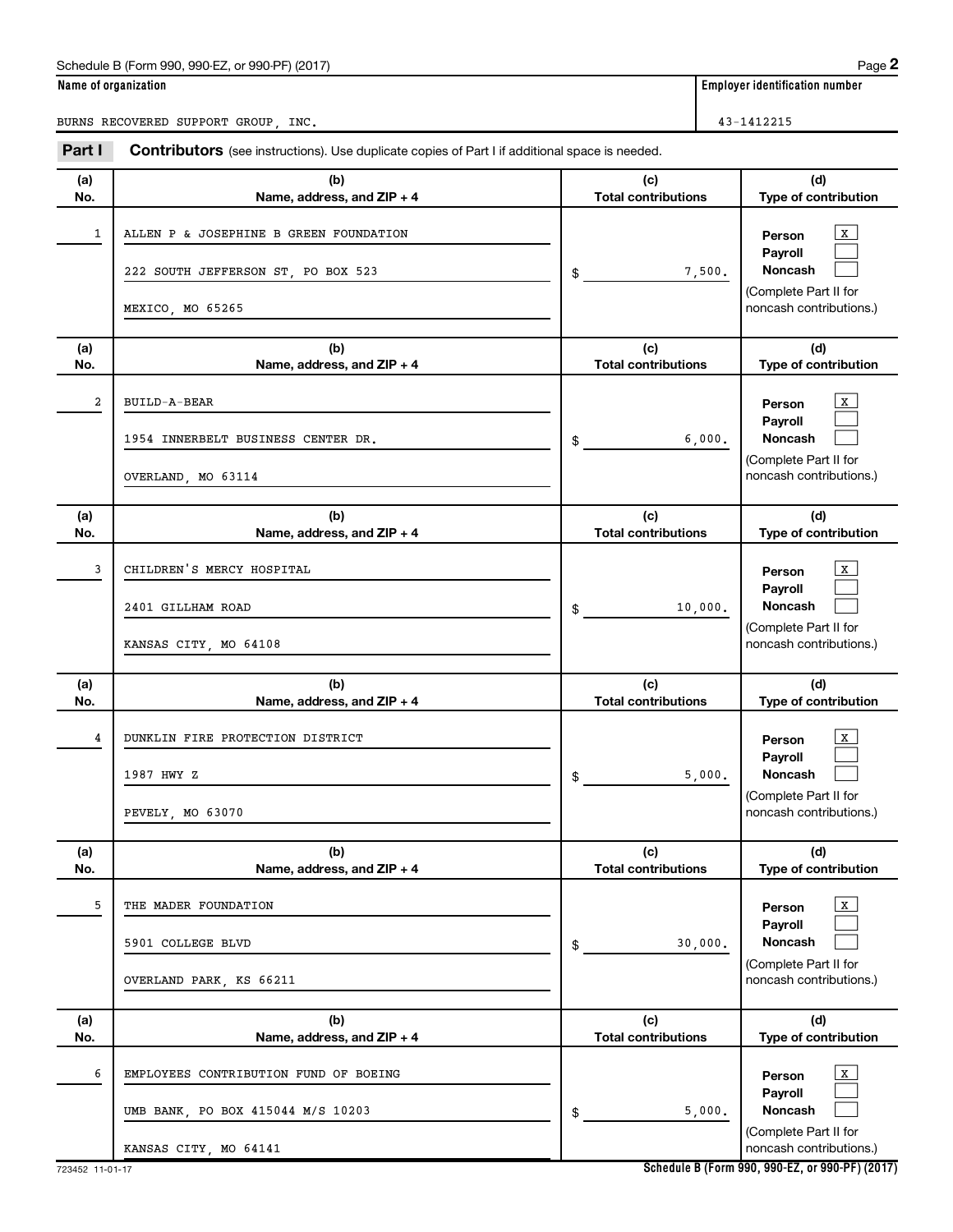Schedule B (Form 990, 990-EZ, or 990-PF) (2017)

| Name of organization | Employer identification number |
|---|---|
| BURNS RECOVERED SUPPORT GROUP, INC. | 43-1412215 |

**Part I** **Contributors** (see instructions). Use duplicate copies of Part I if additional space is needed.

| (a) No. | (b) Name, address, and ZIP + 4 | (c) Total contributions | (d) Type of contribution |
|---|---|---|---|
| 1 | ALLEN P & JOSEPHINE B GREEN FOUNDATION<br>222 SOUTH JEFFERSON ST, PO BOX 523<br>MEXICO, MO 65265 | $ 7,500. | Person [X]<br>Payroll [ ]<br>Noncash [ ]<br>(Complete Part II for noncash contributions.) |
| 2 | BUILD-A-BEAR<br>1954 INNERBELT BUSINESS CENTER DR.<br>OVERLAND, MO 63114 | $ 6,000. | Person [X]<br>Payroll [ ]<br>Noncash [ ]<br>(Complete Part II for noncash contributions.) |
| 3 | CHILDREN'S MERCY HOSPITAL<br>2401 GILLHAM ROAD<br>KANSAS CITY, MO 64108 | $ 10,000. | Person [X]<br>Payroll [ ]<br>Noncash [ ]<br>(Complete Part II for noncash contributions.) |
| 4 | DUNKLIN FIRE PROTECTION DISTRICT<br>1987 HWY Z<br>PEVELY, MO 63070 | $ 5,000. | Person [X]<br>Payroll [ ]<br>Noncash [ ]<br>(Complete Part II for noncash contributions.) |
| 5 | THE MADER FOUNDATION<br>5901 COLLEGE BLVD<br>OVERLAND PARK, KS 66211 | $ 30,000. | Person [X]<br>Payroll [ ]<br>Noncash [ ]<br>(Complete Part II for noncash contributions.) |
| 6 | EMPLOYEES CONTRIBUTION FUND OF BOEING<br>UMB BANK, PO BOX 415044 M/S 10203<br>KANSAS CITY, MO 64141 | $ 5,000. | Person [X]<br>Payroll [ ]<br>Noncash [ ]<br>(Complete Part II for noncash contributions.) |

723452 11-01-17

Schedule B (Form 990, 990-EZ, or 990-PF) (2017)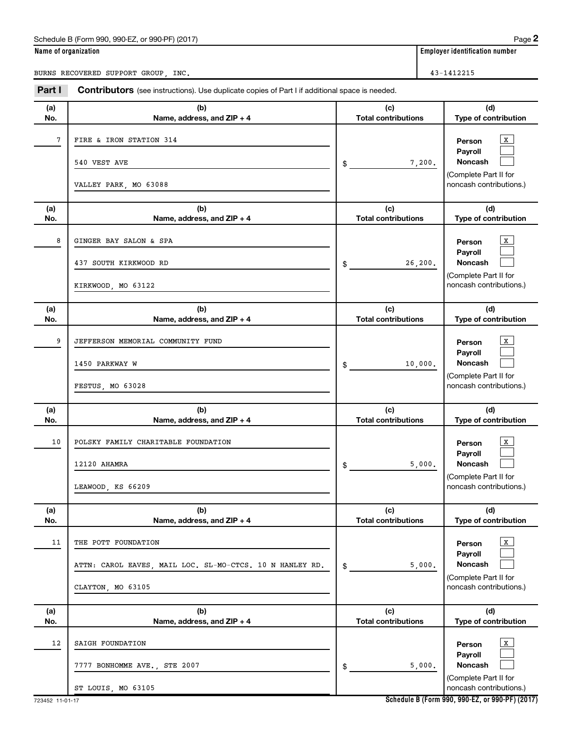Schedule B (Form 990, 990-EZ, or 990-PF) (2017)

**Name of organization**

BURNS RECOVERED SUPPORT GROUP, INC.

**Employer identification number**

43-1412215

**Part I** **Contributors** (see instructions). Use duplicate copies of Part I if additional space is needed.

| (a) No. | (b) Name, address, and ZIP + 4 | (c) Total contributions | (d) Type of contribution |
|---|---|---|---|
| 7 | FIRE & IRON STATION 314<br>540 VEST AVE<br>VALLEY PARK, MO 63088 | $ 7,200. | Person [X]<br>Payroll [ ]<br>Noncash [ ]<br>(Complete Part II for noncash contributions.) |
| 8 | GINGER BAY SALON & SPA<br>437 SOUTH KIRKWOOD RD<br>KIRKWOOD, MO 63122 | $ 26,200. | Person [X]<br>Payroll [ ]<br>Noncash [ ]<br>(Complete Part II for noncash contributions.) |
| 9 | JEFFERSON MEMORIAL COMMUNITY FUND<br>1450 PARKWAY W<br>FESTUS, MO 63028 | $ 10,000. | Person [X]<br>Payroll [ ]<br>Noncash [ ]<br>(Complete Part II for noncash contributions.) |
| 10 | POLSKY FAMILY CHARITABLE FOUNDATION<br>12120 AHAMRA<br>LEAWOOD, KS 66209 | $ 5,000. | Person [X]<br>Payroll [ ]<br>Noncash [ ]<br>(Complete Part II for noncash contributions.) |
| 11 | THE POTT FOUNDATION<br>ATTN: CAROL EAVES, MAIL LOC. SL-MO-CTCS. 10 N HANLEY RD.<br>CLAYTON, MO 63105 | $ 5,000. | Person [X]<br>Payroll [ ]<br>Noncash [ ]<br>(Complete Part II for noncash contributions.) |
| 12 | SAIGH FOUNDATION<br>7777 BONHOMME AVE., STE 2007<br>ST LOUIS, MO 63105 | $ 5,000. | Person [X]<br>Payroll [ ]<br>Noncash [ ]<br>(Complete Part II for noncash contributions.) |

723452 11-01-17

**Schedule B (Form 990, 990-EZ, or 990-PF) (2017)**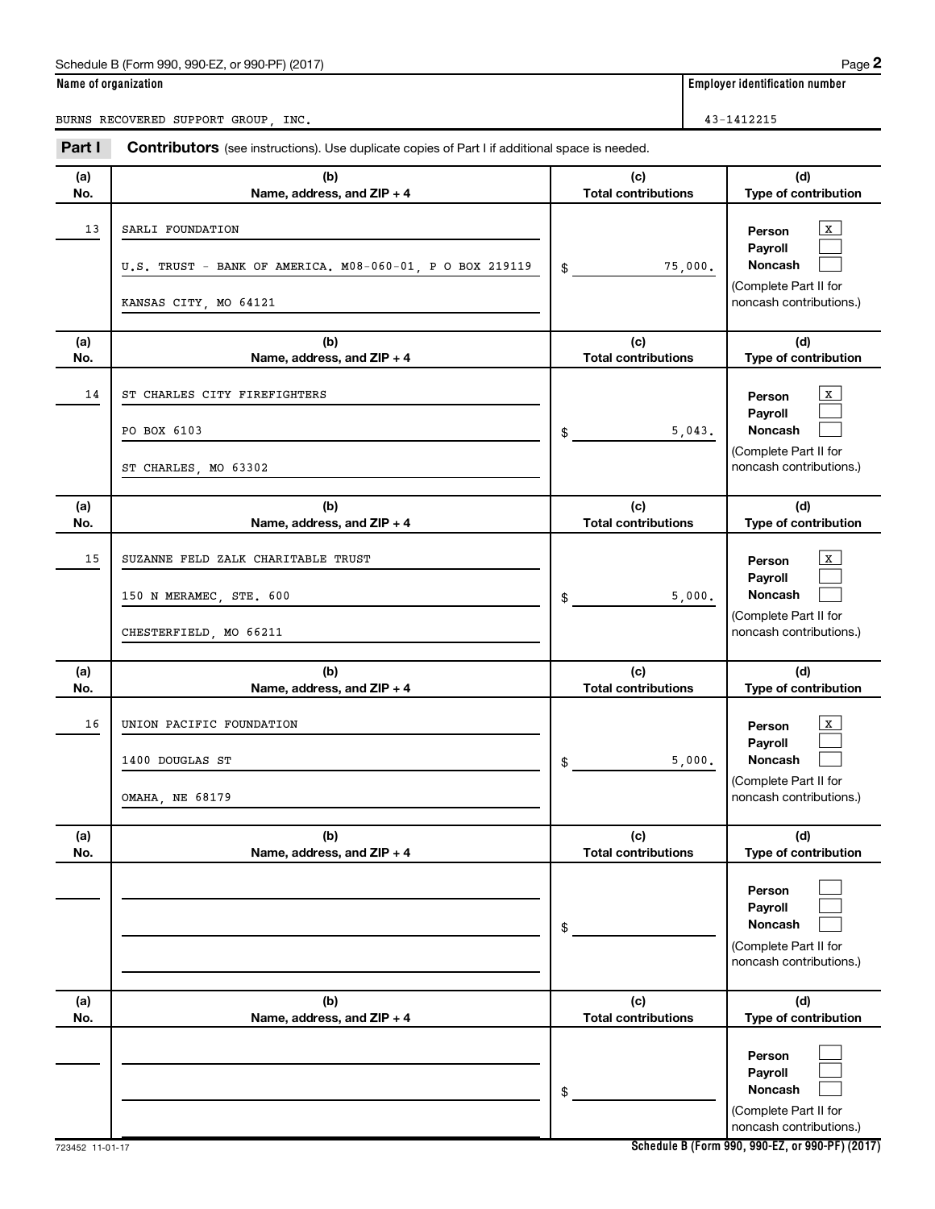Schedule B (Form 990, 990-EZ, or 990-PF) (2017) Page **2**

| Name of organization | Employer identification number |
|---|---|
| BURNS RECOVERED SUPPORT GROUP, INC. | 43-1412215 |

**Part I** **Contributors** (see instructions). Use duplicate copies of Part I if additional space is needed.

| (a) No. | (b) Name, address, and ZIP + 4 | (c) Total contributions | (d) Type of contribution |
|---|---|---|---|
| 13 | SARLI FOUNDATION<br>U.S. TRUST - BANK OF AMERICA. M08-060-01, P O BOX 219119<br>KANSAS CITY, MO 64121 | $ 75,000. | Person [X]<br>Payroll [ ]<br>Noncash [ ]<br>(Complete Part II for noncash contributions.) |
| 14 | ST CHARLES CITY FIREFIGHTERS<br>PO BOX 6103<br>ST CHARLES, MO 63302 | $ 5,043. | Person [X]<br>Payroll [ ]<br>Noncash [ ]<br>(Complete Part II for noncash contributions.) |
| 15 | SUZANNE FELD ZALK CHARITABLE TRUST<br>150 N MERAMEC, STE. 600<br>CHESTERFIELD, MO 66211 | $ 5,000. | Person [X]<br>Payroll [ ]<br>Noncash [ ]<br>(Complete Part II for noncash contributions.) |
| 16 | UNION PACIFIC FOUNDATION<br>1400 DOUGLAS ST<br>OMAHA, NE 68179 | $ 5,000. | Person [X]<br>Payroll [ ]<br>Noncash [ ]<br>(Complete Part II for noncash contributions.) |
| | | $ | Person [ ]<br>Payroll [ ]<br>Noncash [ ]<br>(Complete Part II for noncash contributions.) |
| | | $ | Person [ ]<br>Payroll [ ]<br>Noncash [ ]<br>(Complete Part II for noncash contributions.) |

723452 11-01-17 **Schedule B (Form 990, 990-EZ, or 990-PF) (2017)**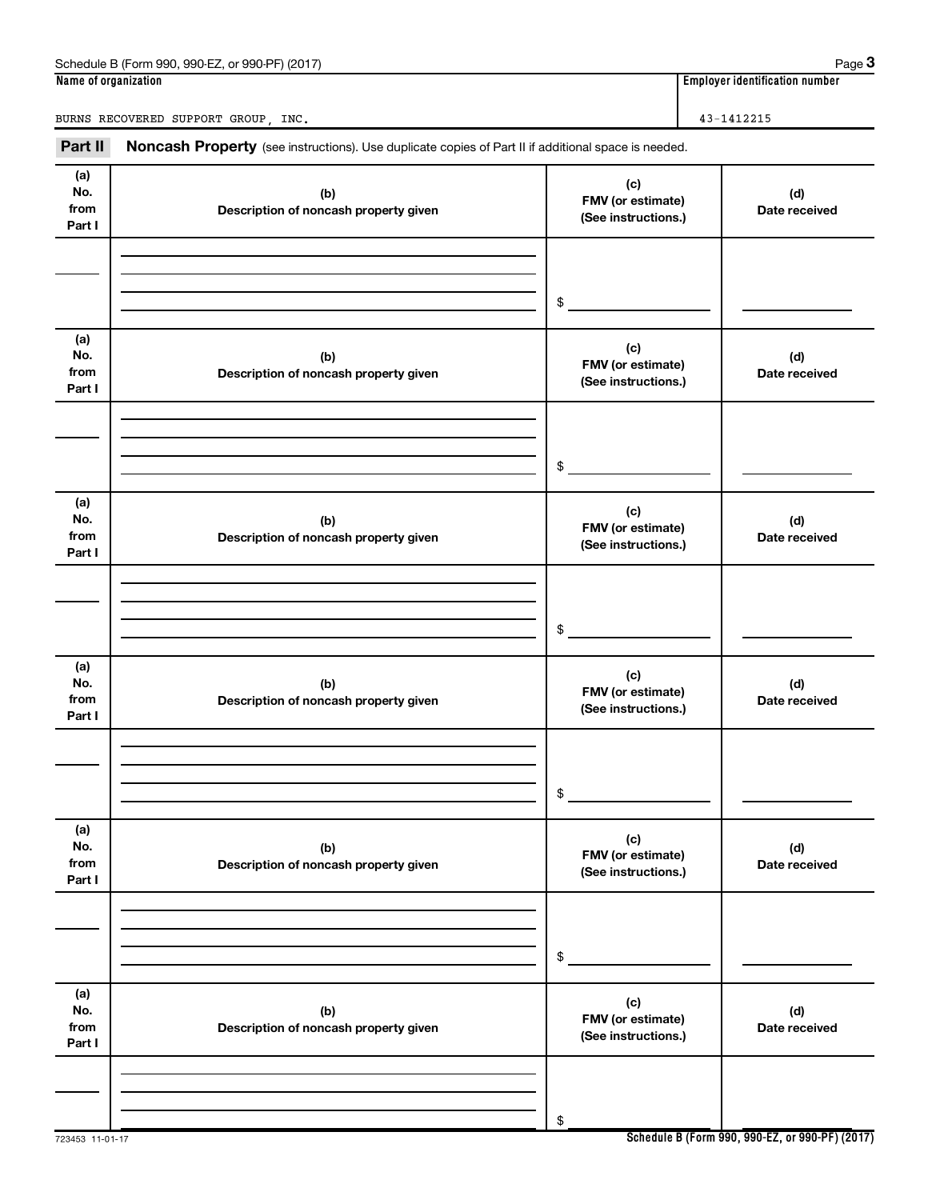Schedule B (Form 990, 990-EZ, or 990-PF) (2017)

| Name of organization | Employer identification number |
| --- | --- |
| BURNS RECOVERED SUPPORT GROUP, INC. | 43-1412215 |

**Part II** **Noncash Property** (see instructions). Use duplicate copies of Part II if additional space is needed.

| (a) No. from Part I | (b) Description of noncash property given | (c) FMV (or estimate) (See instructions.) | (d) Date received |
| --- | --- | --- | --- |
| | | $ | |

| (a) No. from Part I | (b) Description of noncash property given | (c) FMV (or estimate) (See instructions.) | (d) Date received |
| --- | --- | --- | --- |
| | | $ | |

| (a) No. from Part I | (b) Description of noncash property given | (c) FMV (or estimate) (See instructions.) | (d) Date received |
| --- | --- | --- | --- |
| | | $ | |

| (a) No. from Part I | (b) Description of noncash property given | (c) FMV (or estimate) (See instructions.) | (d) Date received |
| --- | --- | --- | --- |
| | | $ | |

| (a) No. from Part I | (b) Description of noncash property given | (c) FMV (or estimate) (See instructions.) | (d) Date received |
| --- | --- | --- | --- |
| | | $ | |

| (a) No. from Part I | (b) Description of noncash property given | (c) FMV (or estimate) (See instructions.) | (d) Date received |
| --- | --- | --- | --- |
| | | $ | |

723453 11-01-17

**Schedule B (Form 990, 990-EZ, or 990-PF) (2017)**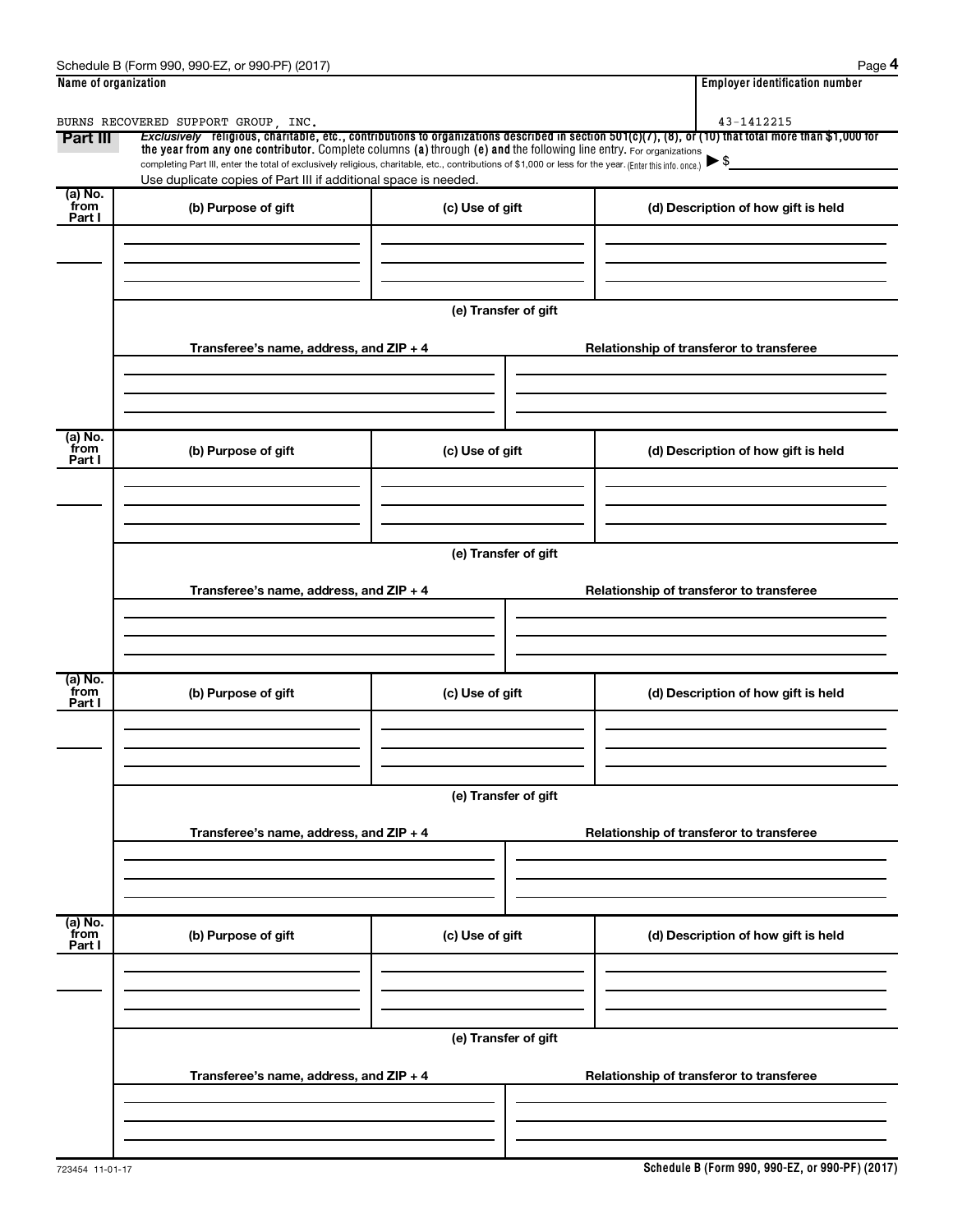| Name of organization | Employer identification number |
|---|---|
| BURNS RECOVERED SUPPORT GROUP, INC. | 43-1412215 |

**Part III** *Exclusively* **religious, charitable, etc., contributions to organizations described in section 501(c)(7), (8), or (10) that total more than $1,000 for the year from any one contributor.** Complete columns **(a)** through **(e) and** the following line entry. For organizations completing Part III, enter the total of exclusively religious, charitable, etc., contributions of $1,000 or less for the year. (Enter this info. once.) ▶ $

Use duplicate copies of Part III if additional space is needed.

| (a) No. from Part I | (b) Purpose of gift | (c) Use of gift | (d) Description of how gift is held |
|---|---|---|---|
| | | | |

**(e) Transfer of gift**

| Transferee's name, address, and ZIP + 4 | Relationship of transferor to transferee |
|---|---|
| | |

| (a) No. from Part I | (b) Purpose of gift | (c) Use of gift | (d) Description of how gift is held |
|---|---|---|---|
| | | | |

**(e) Transfer of gift**

| Transferee's name, address, and ZIP + 4 | Relationship of transferor to transferee |
|---|---|
| | |

| (a) No. from Part I | (b) Purpose of gift | (c) Use of gift | (d) Description of how gift is held |
|---|---|---|---|
| | | | |

**(e) Transfer of gift**

| Transferee's name, address, and ZIP + 4 | Relationship of transferor to transferee |
|---|---|
| | |

| (a) No. from Part I | (b) Purpose of gift | (c) Use of gift | (d) Description of how gift is held |
|---|---|---|---|
| | | | |

**(e) Transfer of gift**

| Transferee's name, address, and ZIP + 4 | Relationship of transferor to transferee |
|---|---|
| | |

723454 11-01-17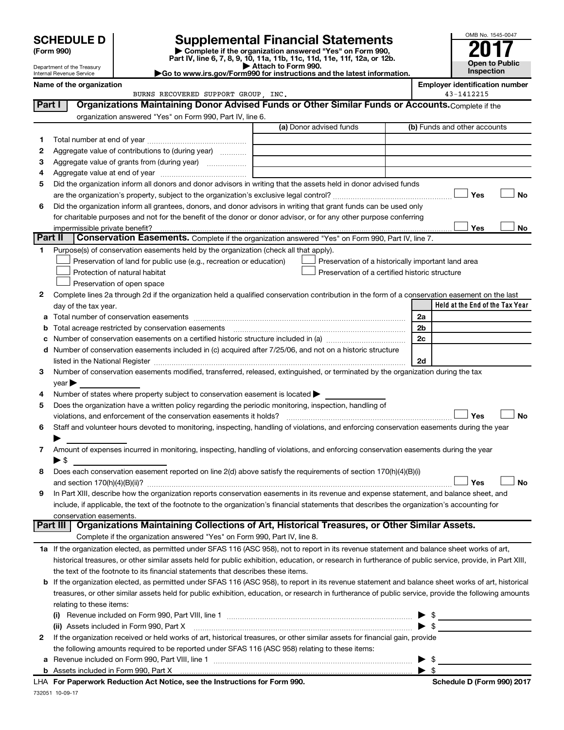# SCHEDULE D (Form 990)

Department of the Treasury
Internal Revenue Service

## Supplemental Financial Statements

▶ Complete if the organization answered "Yes" on Form 990, Part IV, line 6, 7, 8, 9, 10, 11a, 11b, 11c, 11d, 11e, 11f, 12a, or 12b.
▶ Attach to Form 990.
▶Go to www.irs.gov/Form990 for instructions and the latest information.

OMB No. 1545-0047

**2017**

**Open to Public Inspection**

**Name of the organization**: BURNS RECOVERED SUPPORT GROUP, INC.

**Employer identification number**: 43-1412215

### Part I — Organizations Maintaining Donor Advised Funds or Other Similar Funds or Accounts. Complete if the organization answered "Yes" on Form 990, Part IV, line 6.

| | | (a) Donor advised funds | (b) Funds and other accounts |
|---|---|---|---|
| 1 | Total number at end of year | | |
| 2 | Aggregate value of contributions to (during year) | | |
| 3 | Aggregate value of grants from (during year) | | |
| 4 | Aggregate value at end of year | | |

5 Did the organization inform all donors and donor advisors in writing that the assets held in donor advised funds are the organization's property, subject to the organization's exclusive legal control? ☐ Yes ☐ No

6 Did the organization inform all grantees, donors, and donor advisors in writing that grant funds can be used only for charitable purposes and not for the benefit of the donor or donor advisor, or for any other purpose conferring impermissible private benefit? ☐ Yes ☐ No

### Part II — Conservation Easements. Complete if the organization answered "Yes" on Form 990, Part IV, line 7.

1 Purpose(s) of conservation easements held by the organization (check all that apply).

- ☐ Preservation of land for public use (e.g., recreation or education)
- ☐ Protection of natural habitat
- ☐ Preservation of open space
- ☐ Preservation of a historically important land area
- ☐ Preservation of a certified historic structure

2 Complete lines 2a through 2d if the organization held a qualified conservation contribution in the form of a conservation easement on the last day of the tax year.

| | | | Held at the End of the Tax Year |
|---|---|---|---|
| a | Total number of conservation easements | 2a | |
| b | Total acreage restricted by conservation easements | 2b | |
| c | Number of conservation easements on a certified historic structure included in (a) | 2c | |
| d | Number of conservation easements included in (c) acquired after 7/25/06, and not on a historic structure listed in the National Register | 2d | |

3 Number of conservation easements modified, transferred, released, extinguished, or terminated by the organization during the tax year ▶

4 Number of states where property subject to conservation easement is located ▶

5 Does the organization have a written policy regarding the periodic monitoring, inspection, handling of violations, and enforcement of the conservation easements it holds? ☐ Yes ☐ No

6 Staff and volunteer hours devoted to monitoring, inspecting, handling of violations, and enforcing conservation easements during the year ▶

7 Amount of expenses incurred in monitoring, inspecting, handling of violations, and enforcing conservation easements during the year ▶ $

8 Does each conservation easement reported on line 2(d) above satisfy the requirements of section 170(h)(4)(B)(i) and section 170(h)(4)(B)(ii)? ☐ Yes ☐ No

9 In Part XIII, describe how the organization reports conservation easements in its revenue and expense statement, and balance sheet, and include, if applicable, the text of the footnote to the organization's financial statements that describes the organization's accounting for conservation easements.

### Part III — Organizations Maintaining Collections of Art, Historical Treasures, or Other Similar Assets.

Complete if the organization answered "Yes" on Form 990, Part IV, line 8.

1a If the organization elected, as permitted under SFAS 116 (ASC 958), not to report in its revenue statement and balance sheet works of art, historical treasures, or other similar assets held for public exhibition, education, or research in furtherance of public service, provide, in Part XIII, the text of the footnote to its financial statements that describes these items.

b If the organization elected, as permitted under SFAS 116 (ASC 958), to report in its revenue statement and balance sheet works of art, historical treasures, or other similar assets held for public exhibition, education, or research in furtherance of public service, provide the following amounts relating to these items:

(i) Revenue included on Form 990, Part VIII, line 1 ▶ $

(ii) Assets included in Form 990, Part X ▶ $

2 If the organization received or held works of art, historical treasures, or other similar assets for financial gain, provide the following amounts required to be reported under SFAS 116 (ASC 958) relating to these items:

a Revenue included on Form 990, Part VIII, line 1 ▶ $

b Assets included in Form 990, Part X ▶ $

LHA For Paperwork Reduction Act Notice, see the Instructions for Form 990. Schedule D (Form 990) 2017

732051 10-09-17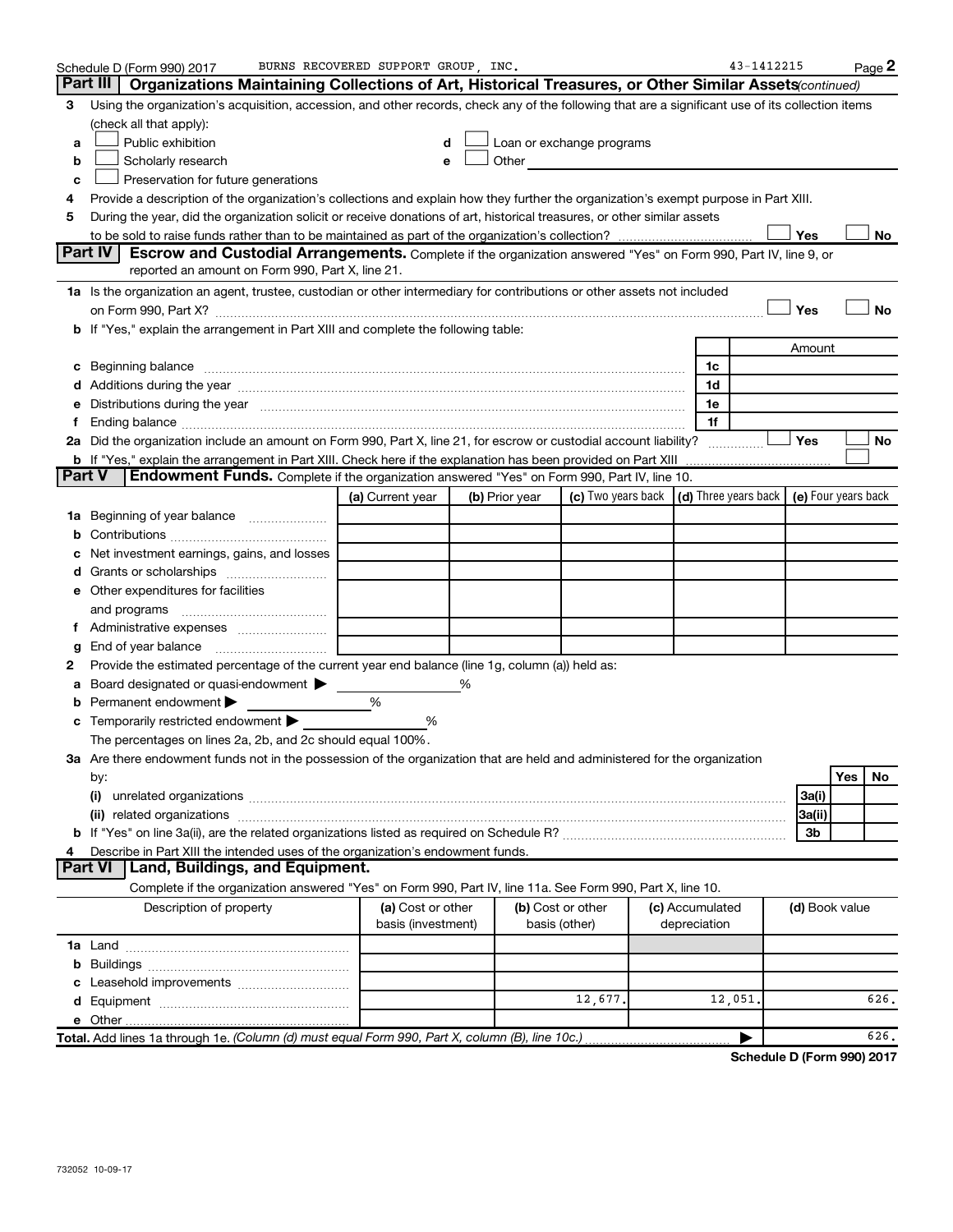Schedule D (Form 990) 2017 BURNS RECOVERED SUPPORT GROUP, INC. 43-1412215 Page 2

## Part III Organizations Maintaining Collections of Art, Historical Treasures, or Other Similar Assets *(continued)*

3 Using the organization's acquisition, accession, and other records, check any of the following that are a significant use of its collection items (check all that apply):

a ☐ Public exhibition
b ☐ Scholarly research
c ☐ Preservation for future generations
d ☐ Loan or exchange programs
e ☐ Other

4 Provide a description of the organization's collections and explain how they further the organization's exempt purpose in Part XIII.

5 During the year, did the organization solicit or receive donations of art, historical treasures, or other similar assets to be sold to raise funds rather than to be maintained as part of the organization's collection? ☐ Yes ☐ No

## Part IV Escrow and Custodial Arrangements.

Complete if the organization answered "Yes" on Form 990, Part IV, line 9, or reported an amount on Form 990, Part X, line 21.

1a Is the organization an agent, trustee, custodian or other intermediary for contributions or other assets not included on Form 990, Part X? ☐ Yes ☐ No

b If "Yes," explain the arrangement in Part XIII and complete the following table:

| | | Amount |
|---|---|---|
| c Beginning balance | 1c | |
| d Additions during the year | 1d | |
| e Distributions during the year | 1e | |
| f Ending balance | 1f | |

2a Did the organization include an amount on Form 990, Part X, line 21, for escrow or custodial account liability? ☐ Yes ☐ No

b If "Yes," explain the arrangement in Part XIII. Check here if the explanation has been provided on Part XIII ☐

## Part V Endowment Funds.

Complete if the organization answered "Yes" on Form 990, Part IV, line 10.

| | (a) Current year | (b) Prior year | (c) Two years back | (d) Three years back | (e) Four years back |
|---|---|---|---|---|---|
| 1a Beginning of year balance | | | | | |
| b Contributions | | | | | |
| c Net investment earnings, gains, and losses | | | | | |
| d Grants or scholarships | | | | | |
| e Other expenditures for facilities and programs | | | | | |
| f Administrative expenses | | | | | |
| g End of year balance | | | | | |

2 Provide the estimated percentage of the current year end balance (line 1g, column (a)) held as:

a Board designated or quasi-endowment ▶ %
b Permanent endowment ▶ %
c Temporarily restricted endowment ▶ %

The percentages on lines 2a, 2b, and 2c should equal 100%.

3a Are there endowment funds not in the possession of the organization that are held and administered for the organization by:

| | | Yes | No |
|---|---|---|---|
| (i) unrelated organizations | 3a(i) | | |
| (ii) related organizations | 3a(ii) | | |
| b If "Yes" on line 3a(ii), are the related organizations listed as required on Schedule R? | 3b | | |

4 Describe in Part XIII the intended uses of the organization's endowment funds.

## Part VI Land, Buildings, and Equipment.

Complete if the organization answered "Yes" on Form 990, Part IV, line 11a. See Form 990, Part X, line 10.

| Description of property | (a) Cost or other basis (investment) | (b) Cost or other basis (other) | (c) Accumulated depreciation | (d) Book value |
|---|---|---|---|---|
| 1a Land | | | | |
| b Buildings | | | | |
| c Leasehold improvements | | | | |
| d Equipment | | 12,677. | 12,051. | 626. |
| e Other | | | | |
| **Total.** Add lines 1a through 1e. *(Column (d) must equal Form 990, Part X, column (B), line 10c.)* | | | ▶ | 626. |

**Schedule D (Form 990) 2017**

732052 10-09-17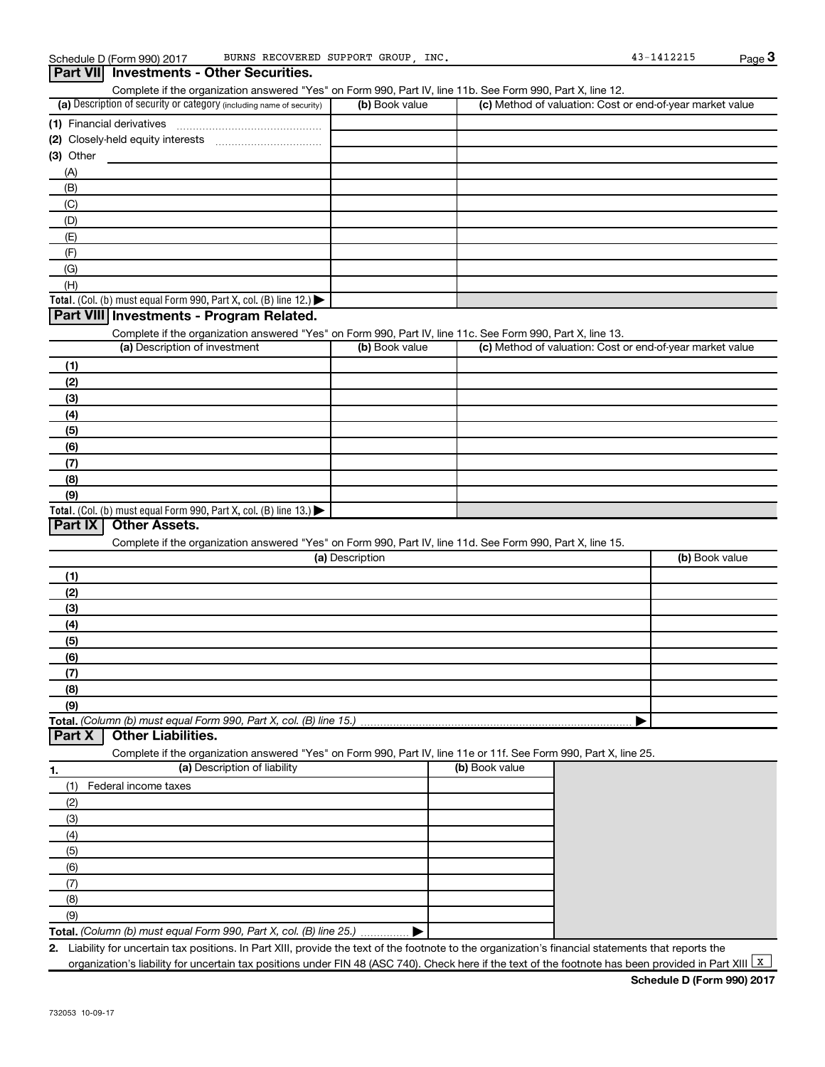Schedule D (Form 990) 2017 BURNS RECOVERED SUPPORT GROUP, INC. 43-1412215 Page 3

## Part VII Investments - Other Securities.

Complete if the organization answered "Yes" on Form 990, Part IV, line 11b. See Form 990, Part X, line 12.

| (a) Description of security or category (including name of security) | (b) Book value | (c) Method of valuation: Cost or end-of-year market value |
|---|---|---|
| (1) Financial derivatives | | |
| (2) Closely-held equity interests | | |
| (3) Other | | |
| (A) | | |
| (B) | | |
| (C) | | |
| (D) | | |
| (E) | | |
| (F) | | |
| (G) | | |
| (H) | | |
| **Total.** (Col. (b) must equal Form 990, Part X, col. (B) line 12.) ▶ | | |

## Part VIII Investments - Program Related.

Complete if the organization answered "Yes" on Form 990, Part IV, line 11c. See Form 990, Part X, line 13.

| (a) Description of investment | (b) Book value | (c) Method of valuation: Cost or end-of-year market value |
|---|---|---|
| (1) | | |
| (2) | | |
| (3) | | |
| (4) | | |
| (5) | | |
| (6) | | |
| (7) | | |
| (8) | | |
| (9) | | |
| **Total.** (Col. (b) must equal Form 990, Part X, col. (B) line 13.) ▶ | | |

## Part IX Other Assets.

Complete if the organization answered "Yes" on Form 990, Part IV, line 11d. See Form 990, Part X, line 15.

| (a) Description | (b) Book value |
|---|---|
| (1) | |
| (2) | |
| (3) | |
| (4) | |
| (5) | |
| (6) | |
| (7) | |
| (8) | |
| (9) | |
| **Total.** *(Column (b) must equal Form 990, Part X, col. (B) line 15.)* ▶ | |

## Part X Other Liabilities.

Complete if the organization answered "Yes" on Form 990, Part IV, line 11e or 11f. See Form 990, Part X, line 25.

| 1. (a) Description of liability | (b) Book value |
|---|---|
| (1) Federal income taxes | |
| (2) | |
| (3) | |
| (4) | |
| (5) | |
| (6) | |
| (7) | |
| (8) | |
| (9) | |
| **Total.** *(Column (b) must equal Form 990, Part X, col. (B) line 25.)* ▶ | |

2. Liability for uncertain tax positions. In Part XIII, provide the text of the footnote to the organization's financial statements that reports the organization's liability for uncertain tax positions under FIN 48 (ASC 740). Check here if the text of the footnote has been provided in Part XIII [X]

**Schedule D (Form 990) 2017**

732053 10-09-17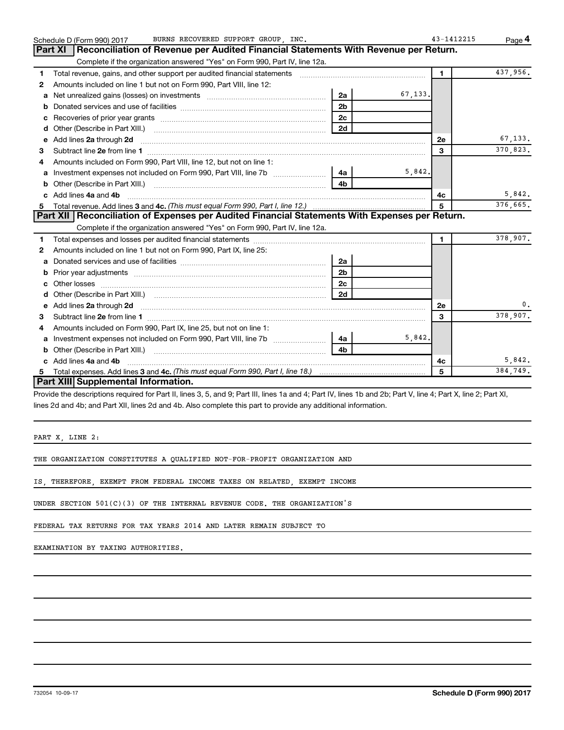Schedule D (Form 990) 2017 BURNS RECOVERED SUPPORT GROUP, INC. 43-1412215

## Part XI Reconciliation of Revenue per Audited Financial Statements With Revenue per Return.

Complete if the organization answered "Yes" on Form 990, Part IV, line 12a.

| | | | | | |
|---|---|---|---|---|---|
| 1 | Total revenue, gains, and other support per audited financial statements | | | 1 | 437,956. |
| 2 | Amounts included on line 1 but not on Form 990, Part VIII, line 12: | | | | |
| a | Net unrealized gains (losses) on investments | 2a | 67,133. | | |
| b | Donated services and use of facilities | 2b | | | |
| c | Recoveries of prior year grants | 2c | | | |
| d | Other (Describe in Part XIII.) | 2d | | | |
| e | Add lines 2a through 2d | | | 2e | 67,133. |
| 3 | Subtract line 2e from line 1 | | | 3 | 370,823. |
| 4 | Amounts included on Form 990, Part VIII, line 12, but not on line 1: | | | | |
| a | Investment expenses not included on Form 990, Part VIII, line 7b | 4a | 5,842. | | |
| b | Other (Describe in Part XIII.) | 4b | | | |
| c | Add lines 4a and 4b | | | 4c | 5,842. |
| 5 | Total revenue. Add lines 3 and 4c. *(This must equal Form 990, Part I, line 12.)* | | | 5 | 376,665. |

## Part XII Reconciliation of Expenses per Audited Financial Statements With Expenses per Return.

Complete if the organization answered "Yes" on Form 990, Part IV, line 12a.

| | | | | | |
|---|---|---|---|---|---|
| 1 | Total expenses and losses per audited financial statements | | | 1 | 378,907. |
| 2 | Amounts included on line 1 but not on Form 990, Part IX, line 25: | | | | |
| a | Donated services and use of facilities | 2a | | | |
| b | Prior year adjustments | 2b | | | |
| c | Other losses | 2c | | | |
| d | Other (Describe in Part XIII.) | 2d | | | |
| e | Add lines 2a through 2d | | | 2e | 0. |
| 3 | Subtract line 2e from line 1 | | | 3 | 378,907. |
| 4 | Amounts included on Form 990, Part IX, line 25, but not on line 1: | | | | |
| a | Investment expenses not included on Form 990, Part VIII, line 7b | 4a | 5,842. | | |
| b | Other (Describe in Part XIII.) | 4b | | | |
| c | Add lines 4a and 4b | | | 4c | 5,842. |
| 5 | Total expenses. Add lines 3 and 4c. *(This must equal Form 990, Part I, line 18.)* | | | 5 | 384,749. |

## Part XIII Supplemental Information.

Provide the descriptions required for Part II, lines 3, 5, and 9; Part III, lines 1a and 4; Part IV, lines 1b and 2b; Part V, line 4; Part X, line 2; Part XI, lines 2d and 4b; and Part XII, lines 2d and 4b. Also complete this part to provide any additional information.

PART X, LINE 2:

THE ORGANIZATION CONSTITUTES A QUALIFIED NOT-FOR-PROFIT ORGANIZATION AND IS, THEREFORE, EXEMPT FROM FEDERAL INCOME TAXES ON RELATED, EXEMPT INCOME UNDER SECTION 501(C)(3) OF THE INTERNAL REVENUE CODE. THE ORGANIZATION'S FEDERAL TAX RETURNS FOR TAX YEARS 2014 AND LATER REMAIN SUBJECT TO EXAMINATION BY TAXING AUTHORITIES.

732054 10-09-17 **Schedule D (Form 990) 2017**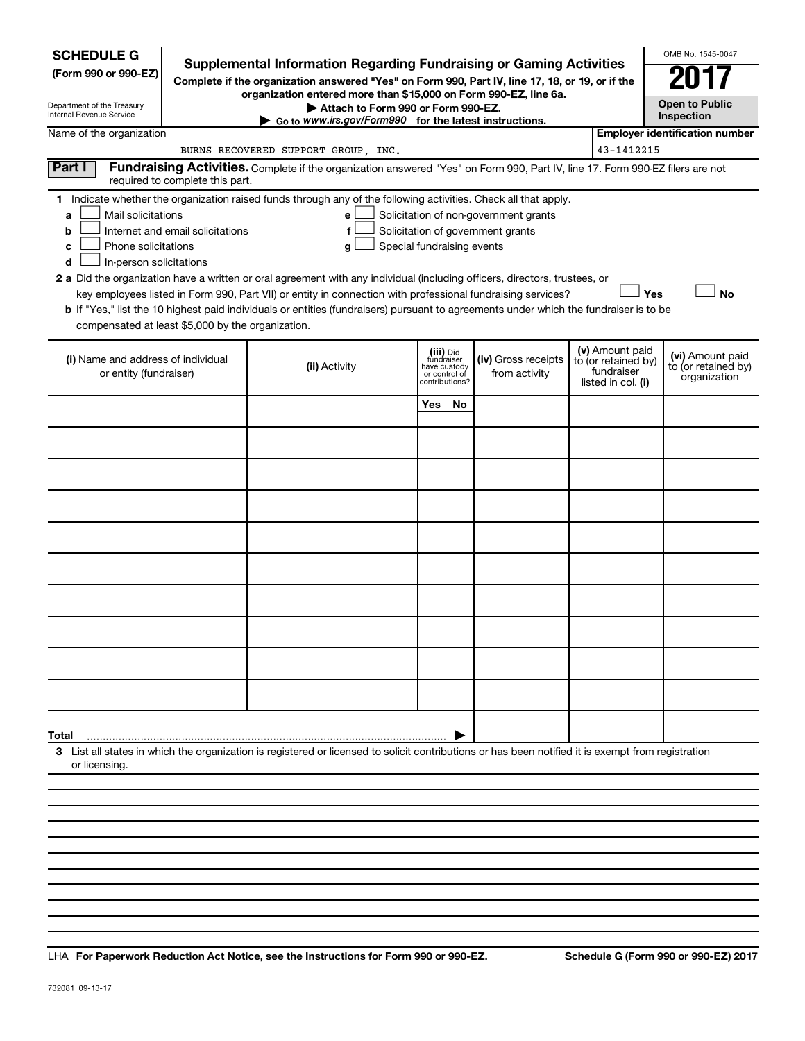**SCHEDULE G**
**(Form 990 or 990-EZ)**

Department of the Treasury
Internal Revenue Service

# Supplemental Information Regarding Fundraising or Gaming Activities

**Complete if the organization answered "Yes" on Form 990, Part IV, line 17, 18, or 19, or if the organization entered more than $15,000 on Form 990-EZ, line 6a.**

**▶ Attach to Form 990 or Form 990-EZ.**

**▶ Go to** ***www.irs.gov/Form990*** **for the latest instructions.**

OMB No. 1545-0047

**2017**

**Open to Public Inspection**

Name of the organization: BURNS RECOVERED SUPPORT GROUP, INC.

**Employer identification number:** 43-1412215

## Part I Fundraising Activities.

Complete if the organization answered "Yes" on Form 990, Part IV, line 17. Form 990-EZ filers are not required to complete this part.

**1** Indicate whether the organization raised funds through any of the following activities. Check all that apply.

- **a** ☐ Mail solicitations
- **b** ☐ Internet and email solicitations
- **c** ☐ Phone solicitations
- **d** ☐ In-person solicitations
- **e** ☐ Solicitation of non-government grants
- **f** ☐ Solicitation of government grants
- **g** ☐ Special fundraising events

**2 a** Did the organization have a written or oral agreement with any individual (including officers, directors, trustees, or key employees listed in Form 990, Part VII) or entity in connection with professional fundraising services? ☐ **Yes** ☐ **No**

**b** If "Yes," list the 10 highest paid individuals or entities (fundraisers) pursuant to agreements under which the fundraiser is to be compensated at least $5,000 by the organization.

| (i) Name and address of individual or entity (fundraiser) | (ii) Activity | (iii) Did fundraiser have custody or control of contributions? | | (iv) Gross receipts from activity | (v) Amount paid to (or retained by) fundraiser listed in col. (i) | (vi) Amount paid to (or retained by) organization |
|---|---|---|---|---|---|---|
| | | Yes | No | | | |
| | | | | | | |
| | | | | | | |
| | | | | | | |
| | | | | | | |
| | | | | | | |
| | | | | | | |
| | | | | | | |
| | | | | | | |
| | | | | | | |
| | | | | | | |
| **Total** ▶ | | | | | | |

**3** List all states in which the organization is registered or licensed to solicit contributions or has been notified it is exempt from registration or licensing.

LHA **For Paperwork Reduction Act Notice, see the Instructions for Form 990 or 990-EZ.** **Schedule G (Form 990 or 990-EZ) 2017**

732081 09-13-17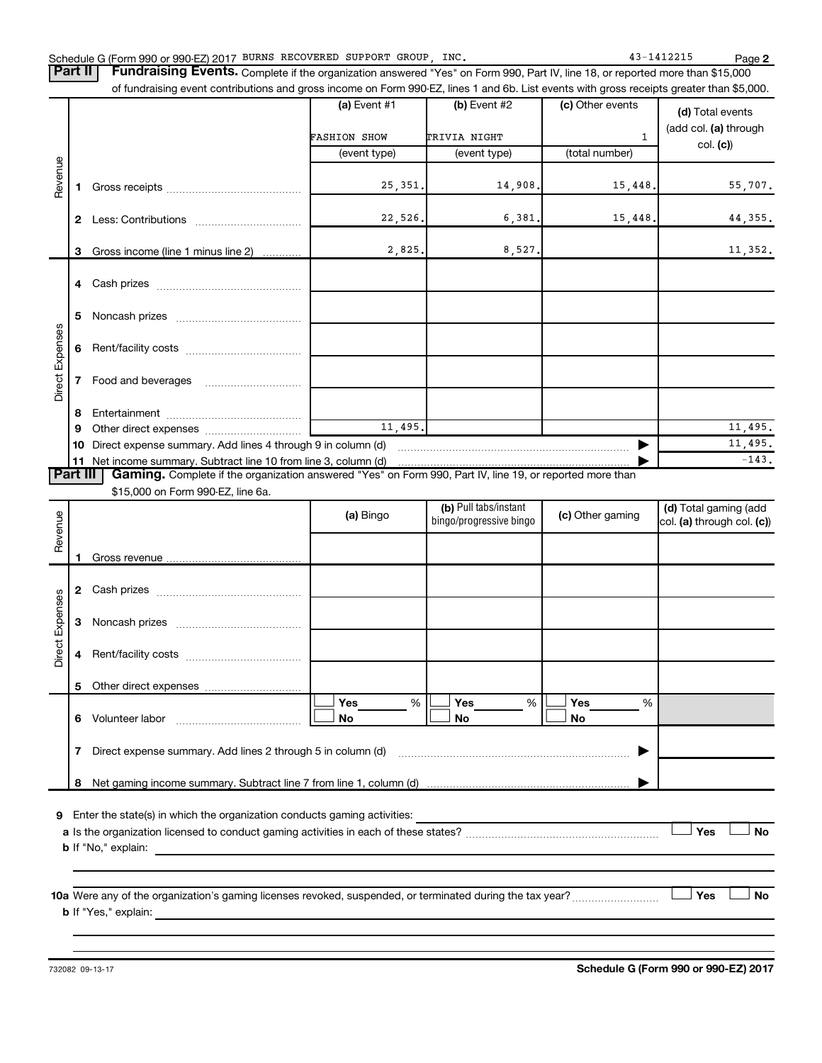Schedule G (Form 990 or 990-EZ) 2017 BURNS RECOVERED SUPPORT GROUP, INC. 43-1412215 Page **2**

**Part II** **Fundraising Events.** Complete if the organization answered "Yes" on Form 990, Part IV, line 18, or reported more than $15,000 of fundraising event contributions and gross income on Form 990-EZ, lines 1 and 6b. List events with gross receipts greater than $5,000.

| | | (a) Event #1 | (b) Event #2 | (c) Other events | (d) Total events (add col. (a) through col. (c)) |
|---|---|---|---|---|---|
| | | FASHION SHOW | TRIVIA NIGHT | 1 | |
| | | (event type) | (event type) | (total number) | |
| Revenue | 1 Gross receipts | 25,351. | 14,908. | 15,448. | 55,707. |
| | 2 Less: Contributions | 22,526. | 6,381. | 15,448. | 44,355. |
| | 3 Gross income (line 1 minus line 2) | 2,825. | 8,527. | | 11,352. |
| Direct Expenses | 4 Cash prizes | | | | |
| | 5 Noncash prizes | | | | |
| | 6 Rent/facility costs | | | | |
| | 7 Food and beverages | | | | |
| | 8 Entertainment | | | | |
| | 9 Other direct expenses | 11,495. | | | 11,495. |
| | 10 Direct expense summary. Add lines 4 through 9 in column (d) | | | ▶ | 11,495. |
| | 11 Net income summary. Subtract line 10 from line 3, column (d) | | | ▶ | -143. |

**Part III** **Gaming.** Complete if the organization answered "Yes" on Form 990, Part IV, line 19, or reported more than $15,000 on Form 990-EZ, line 6a.

| | | (a) Bingo | (b) Pull tabs/instant bingo/progressive bingo | (c) Other gaming | (d) Total gaming (add col. (a) through col. (c)) |
|---|---|---|---|---|---|
| Revenue | 1 Gross revenue | | | | |
| Direct Expenses | 2 Cash prizes | | | | |
| | 3 Noncash prizes | | | | |
| | 4 Rent/facility costs | | | | |
| | 5 Other direct expenses | | | | |
| | 6 Volunteer labor | ☐ Yes ___ % ☐ No | ☐ Yes ___ % ☐ No | ☐ Yes ___ % ☐ No | |
| | 7 Direct expense summary. Add lines 2 through 5 in column (d) | | | ▶ | |
| | 8 Net gaming income summary. Subtract line 7 from line 1, column (d) | | | ▶ | |

**9** Enter the state(s) in which the organization conducts gaming activities: ____________

**a** Is the organization licensed to conduct gaming activities in each of these states? ☐ Yes ☐ No

**b** If "No," explain: ____________

**10a** Were any of the organization's gaming licenses revoked, suspended, or terminated during the tax year? ☐ Yes ☐ No

**b** If "Yes," explain: ____________

732082 09-13-17 **Schedule G (Form 990 or 990-EZ) 2017**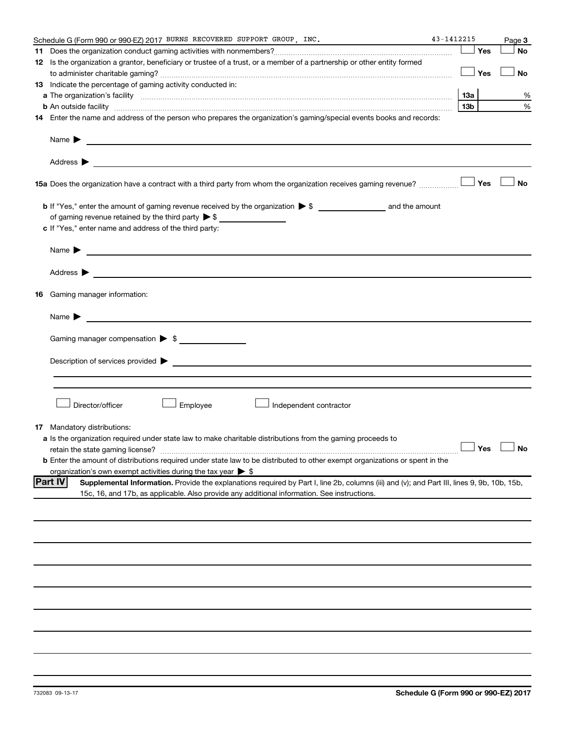Schedule G (Form 990 or 990-EZ) 2017 BURNS RECOVERED SUPPORT GROUP, INC. 43-1412215 Page 3

**11** Does the organization conduct gaming activities with nonmembers? ☐ Yes ☐ No

**12** Is the organization a grantor, beneficiary or trustee of a trust, or a member of a partnership or other entity formed to administer charitable gaming? ☐ Yes ☐ No

**13** Indicate the percentage of gaming activity conducted in:

**a** The organization's facility | 13a | %

**b** An outside facility | 13b | %

**14** Enter the name and address of the person who prepares the organization's gaming/special events books and records:

Name ▶

Address ▶

**15a** Does the organization have a contract with a third party from whom the organization receives gaming revenue? ☐ Yes ☐ No

**b** If "Yes," enter the amount of gaming revenue received by the organization ▶ $ ______ and the amount of gaming revenue retained by the third party ▶ $ ______

**c** If "Yes," enter name and address of the third party:

Name ▶

Address ▶

**16** Gaming manager information:

Name ▶

Gaming manager compensation ▶ $

Description of services provided ▶

☐ Director/officer ☐ Employee ☐ Independent contractor

**17** Mandatory distributions:

**a** Is the organization required under state law to make charitable distributions from the gaming proceeds to retain the state gaming license? ☐ Yes ☐ No

**b** Enter the amount of distributions required under state law to be distributed to other exempt organizations or spent in the organization's own exempt activities during the tax year ▶ $

## Part IV Supplemental Information.

Provide the explanations required by Part I, line 2b, columns (iii) and (v); and Part III, lines 9, 9b, 10b, 15b, 15c, 16, and 17b, as applicable. Also provide any additional information. See instructions.

732083 09-13-17

**Schedule G (Form 990 or 990-EZ) 2017**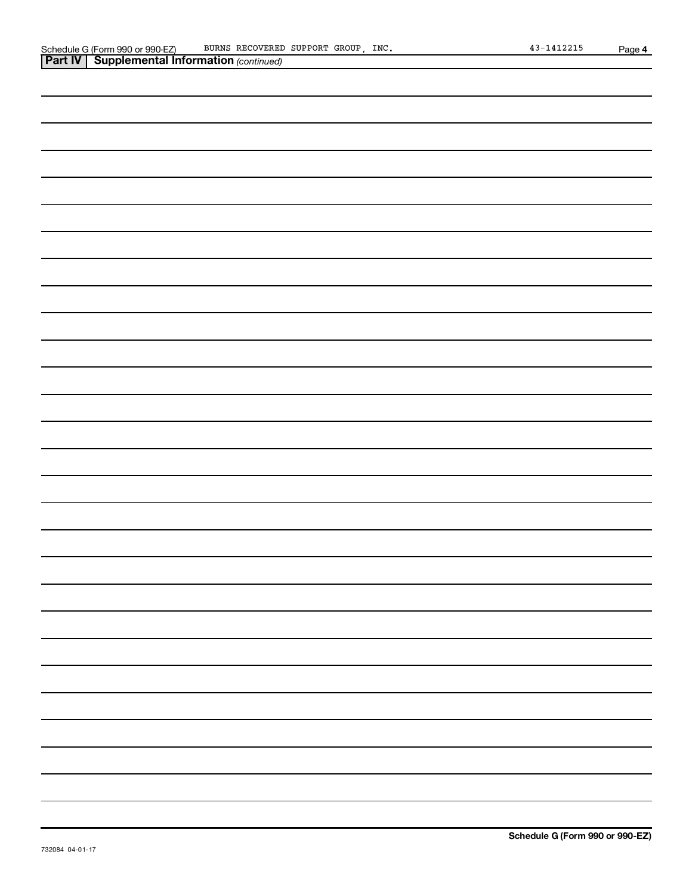Schedule G (Form 990 or 990-EZ) BURNS RECOVERED SUPPORT GROUP, INC. 43-1412215

## Part IV Supplemental Information *(continued)*

**Schedule G (Form 990 or 990-EZ)**

732084 04-01-17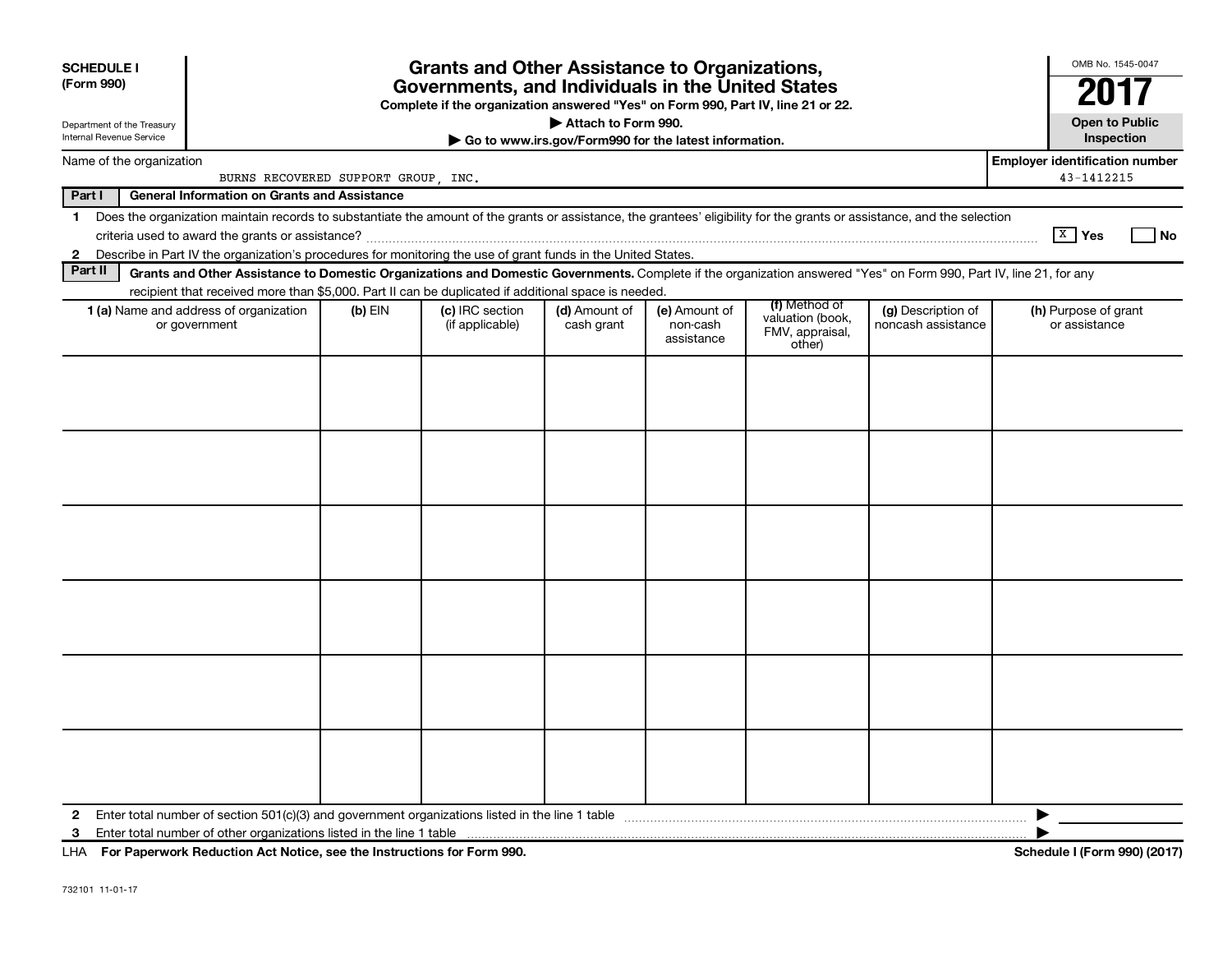**SCHEDULE I**
**(Form 990)**

Department of the Treasury
Internal Revenue Service

# Grants and Other Assistance to Organizations, Governments, and Individuals in the United States

**Complete if the organization answered "Yes" on Form 990, Part IV, line 21 or 22.**

**▶ Attach to Form 990.**

**▶ Go to www.irs.gov/Form990 for the latest information.**

OMB No. 1545-0047

**2017**

**Open to Public Inspection**

Name of the organization: BURNS RECOVERED SUPPORT GROUP, INC.

**Employer identification number:** 43-1412215

**Part I — General Information on Grants and Assistance**

1 Does the organization maintain records to substantiate the amount of the grants or assistance, the grantees' eligibility for the grants or assistance, and the selection criteria used to award the grants or assistance? [X] **Yes** [ ] **No**

2 Describe in Part IV the organization's procedures for monitoring the use of grant funds in the United States.

**Part II — Grants and Other Assistance to Domestic Organizations and Domestic Governments.** Complete if the organization answered "Yes" on Form 990, Part IV, line 21, for any recipient that received more than $5,000. Part II can be duplicated if additional space is needed.

| 1 (a) Name and address of organization or government | (b) EIN | (c) IRC section (if applicable) | (d) Amount of cash grant | (e) Amount of non-cash assistance | (f) Method of valuation (book, FMV, appraisal, other) | (g) Description of noncash assistance | (h) Purpose of grant or assistance |
|---|---|---|---|---|---|---|---|
| | | | | | | | |
| | | | | | | | |
| | | | | | | | |
| | | | | | | | |
| | | | | | | | |
| | | | | | | | |

2 Enter total number of section 501(c)(3) and government organizations listed in the line 1 table ▶

3 Enter total number of other organizations listed in the line 1 table ▶

LHA **For Paperwork Reduction Act Notice, see the Instructions for Form 990.** **Schedule I (Form 990) (2017)**

732101 11-01-17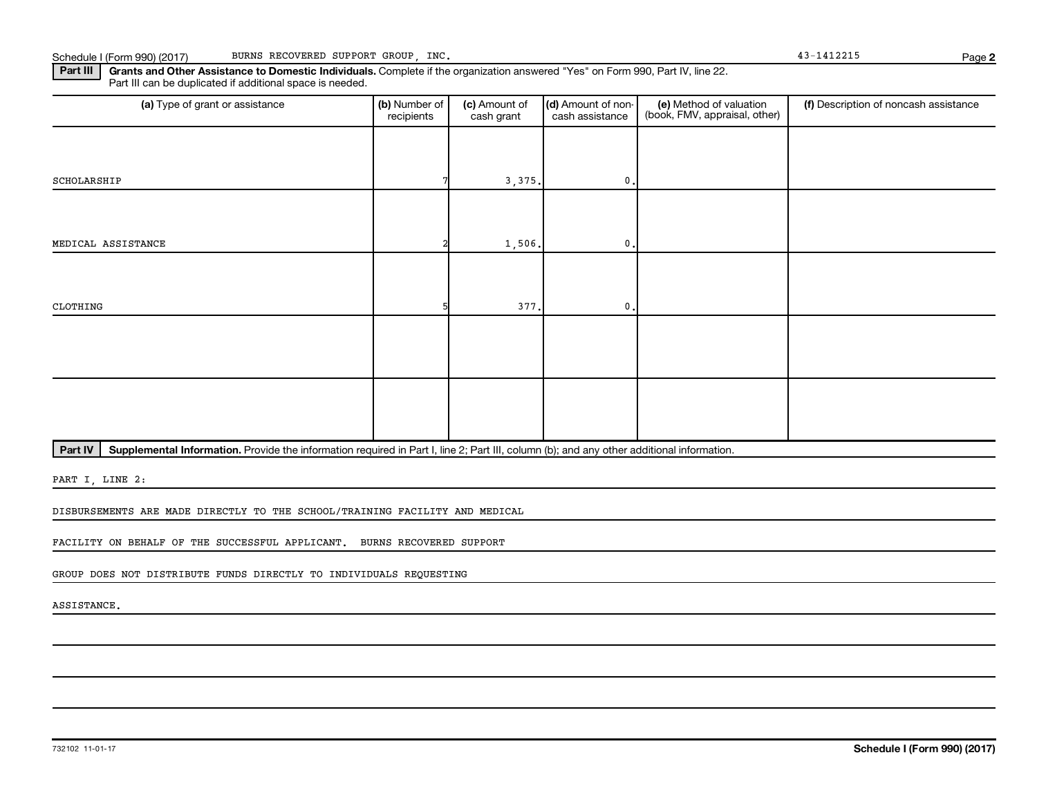Schedule I (Form 990) (2017) BURNS RECOVERED SUPPORT GROUP, INC. 43-1412215

**Part III** **Grants and Other Assistance to Domestic Individuals.** Complete if the organization answered "Yes" on Form 990, Part IV, line 22. Part III can be duplicated if additional space is needed.

| (a) Type of grant or assistance | (b) Number of recipients | (c) Amount of cash grant | (d) Amount of non-cash assistance | (e) Method of valuation (book, FMV, appraisal, other) | (f) Description of noncash assistance |
|---|---|---|---|---|---|
| SCHOLARSHIP | 7 | 3,375. | 0. | | |
| MEDICAL ASSISTANCE | 2 | 1,506. | 0. | | |
| CLOTHING | 5 | 377. | 0. | | |
| | | | | | |
| | | | | | |

**Part IV** **Supplemental Information.** Provide the information required in Part I, line 2; Part III, column (b); and any other additional information.

PART I, LINE 2:

DISBURSEMENTS ARE MADE DIRECTLY TO THE SCHOOL/TRAINING FACILITY AND MEDICAL FACILITY ON BEHALF OF THE SUCCESSFUL APPLICANT. BURNS RECOVERED SUPPORT GROUP DOES NOT DISTRIBUTE FUNDS DIRECTLY TO INDIVIDUALS REQUESTING ASSISTANCE.

732102 11-01-17

**Schedule I (Form 990) (2017)**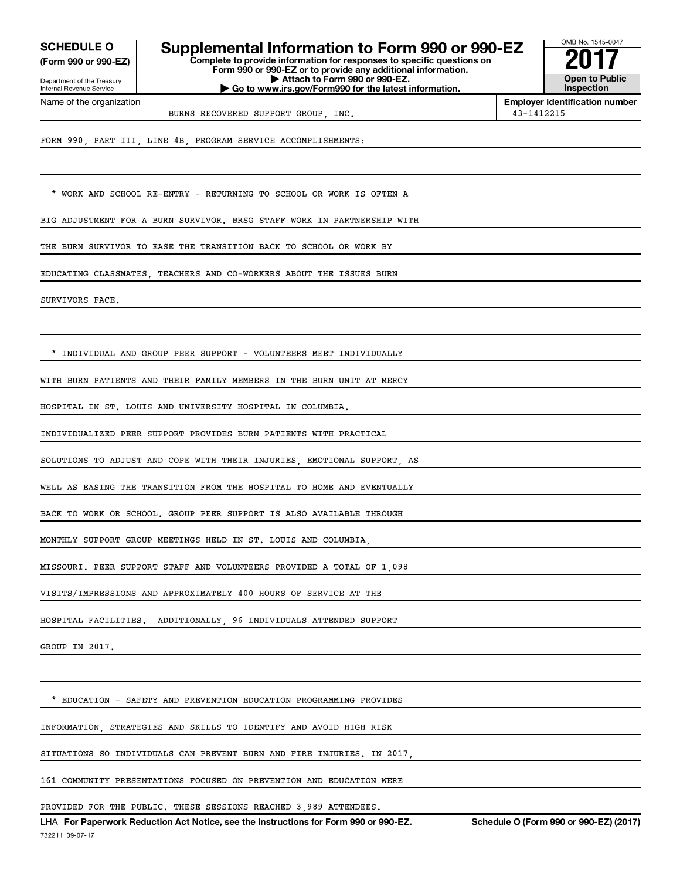**SCHEDULE O** (Form 990 or 990-EZ)

Department of the Treasury
Internal Revenue Service

# Supplemental Information to Form 990 or 990-EZ

**Complete to provide information for responses to specific questions on Form 990 or 990-EZ or to provide any additional information.**
**▶ Attach to Form 990 or 990-EZ.**
**▶ Go to www.irs.gov/Form990 for the latest information.**

OMB No. 1545-0047

**2017**

**Open to Public Inspection**

Name of the organization: BURNS RECOVERED SUPPORT GROUP, INC.

**Employer identification number:** 43-1412215

FORM 990, PART III, LINE 4B, PROGRAM SERVICE ACCOMPLISHMENTS:

* WORK AND SCHOOL RE-ENTRY - RETURNING TO SCHOOL OR WORK IS OFTEN A BIG ADJUSTMENT FOR A BURN SURVIVOR. BRSG STAFF WORK IN PARTNERSHIP WITH THE BURN SURVIVOR TO EASE THE TRANSITION BACK TO SCHOOL OR WORK BY EDUCATING CLASSMATES, TEACHERS AND CO-WORKERS ABOUT THE ISSUES BURN SURVIVORS FACE.

* INDIVIDUAL AND GROUP PEER SUPPORT - VOLUNTEERS MEET INDIVIDUALLY WITH BURN PATIENTS AND THEIR FAMILY MEMBERS IN THE BURN UNIT AT MERCY HOSPITAL IN ST. LOUIS AND UNIVERSITY HOSPITAL IN COLUMBIA. INDIVIDUALIZED PEER SUPPORT PROVIDES BURN PATIENTS WITH PRACTICAL SOLUTIONS TO ADJUST AND COPE WITH THEIR INJURIES, EMOTIONAL SUPPORT, AS WELL AS EASING THE TRANSITION FROM THE HOSPITAL TO HOME AND EVENTUALLY BACK TO WORK OR SCHOOL. GROUP PEER SUPPORT IS ALSO AVAILABLE THROUGH MONTHLY SUPPORT GROUP MEETINGS HELD IN ST. LOUIS AND COLUMBIA, MISSOURI. PEER SUPPORT STAFF AND VOLUNTEERS PROVIDED A TOTAL OF 1,098 VISITS/IMPRESSIONS AND APPROXIMATELY 400 HOURS OF SERVICE AT THE HOSPITAL FACILITIES. ADDITIONALLY, 96 INDIVIDUALS ATTENDED SUPPORT GROUP IN 2017.

* EDUCATION - SAFETY AND PREVENTION EDUCATION PROGRAMMING PROVIDES INFORMATION, STRATEGIES AND SKILLS TO IDENTIFY AND AVOID HIGH RISK SITUATIONS SO INDIVIDUALS CAN PREVENT BURN AND FIRE INJURIES. IN 2017, 161 COMMUNITY PRESENTATIONS FOCUSED ON PREVENTION AND EDUCATION WERE PROVIDED FOR THE PUBLIC. THESE SESSIONS REACHED 3,989 ATTENDEES.

LHA **For Paperwork Reduction Act Notice, see the Instructions for Form 990 or 990-EZ.** **Schedule O (Form 990 or 990-EZ) (2017)**

732211 09-07-17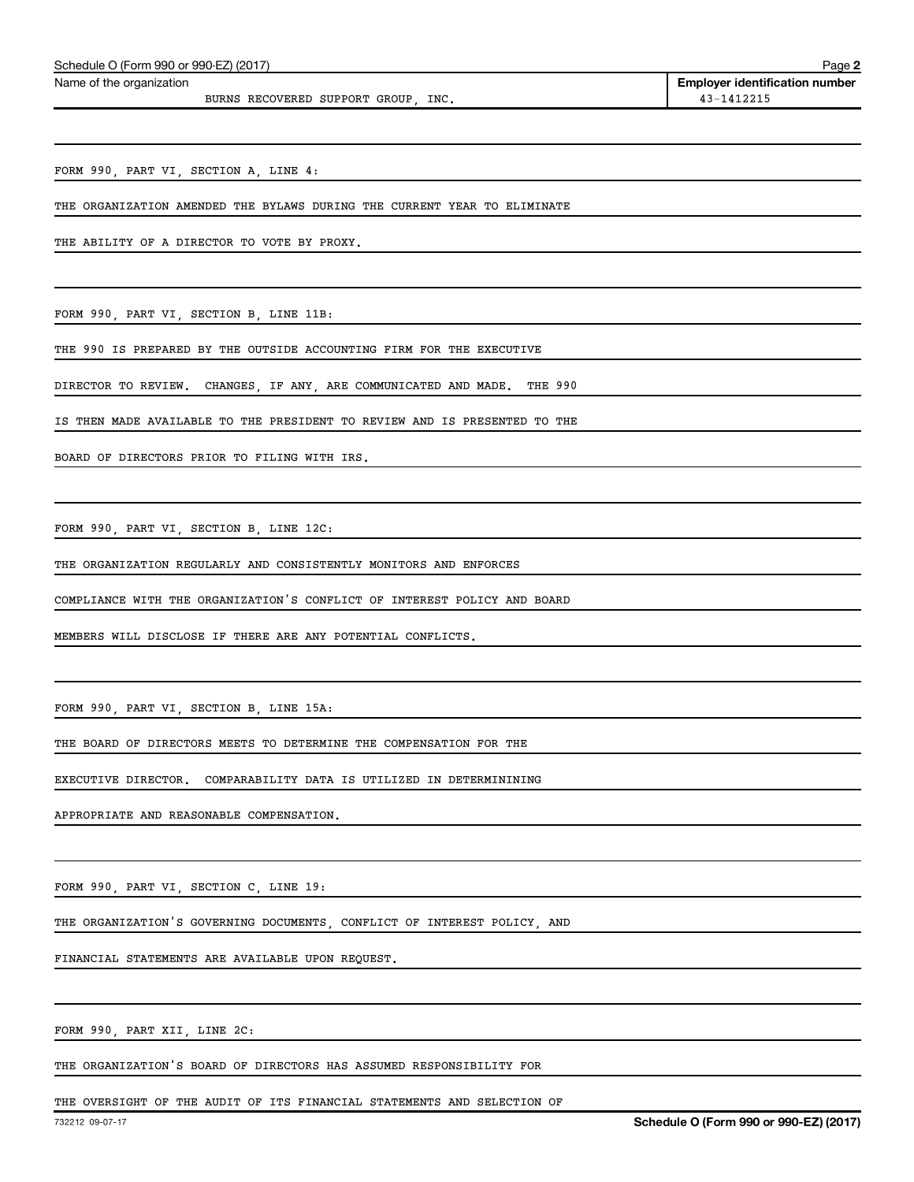Name of the organization: BURNS RECOVERED SUPPORT GROUP, INC.

Employer identification number: 43-1412215

FORM 990, PART VI, SECTION A, LINE 4:

THE ORGANIZATION AMENDED THE BYLAWS DURING THE CURRENT YEAR TO ELIMINATE THE ABILITY OF A DIRECTOR TO VOTE BY PROXY.

FORM 990, PART VI, SECTION B, LINE 11B:

THE 990 IS PREPARED BY THE OUTSIDE ACCOUNTING FIRM FOR THE EXECUTIVE DIRECTOR TO REVIEW. CHANGES, IF ANY, ARE COMMUNICATED AND MADE. THE 990 IS THEN MADE AVAILABLE TO THE PRESIDENT TO REVIEW AND IS PRESENTED TO THE BOARD OF DIRECTORS PRIOR TO FILING WITH IRS.

FORM 990, PART VI, SECTION B, LINE 12C:

THE ORGANIZATION REGULARLY AND CONSISTENTLY MONITORS AND ENFORCES COMPLIANCE WITH THE ORGANIZATION'S CONFLICT OF INTEREST POLICY AND BOARD MEMBERS WILL DISCLOSE IF THERE ARE ANY POTENTIAL CONFLICTS.

FORM 990, PART VI, SECTION B, LINE 15A:

THE BOARD OF DIRECTORS MEETS TO DETERMINE THE COMPENSATION FOR THE EXECUTIVE DIRECTOR. COMPARABILITY DATA IS UTILIZED IN DETERMINININING APPROPRIATE AND REASONABLE COMPENSATION.

FORM 990, PART VI, SECTION C, LINE 19:

THE ORGANIZATION'S GOVERNING DOCUMENTS, CONFLICT OF INTEREST POLICY, AND FINANCIAL STATEMENTS ARE AVAILABLE UPON REQUEST.

FORM 990, PART XII, LINE 2C:

THE ORGANIZATION'S BOARD OF DIRECTORS HAS ASSUMED RESPONSIBILITY FOR THE OVERSIGHT OF THE AUDIT OF ITS FINANCIAL STATEMENTS AND SELECTION OF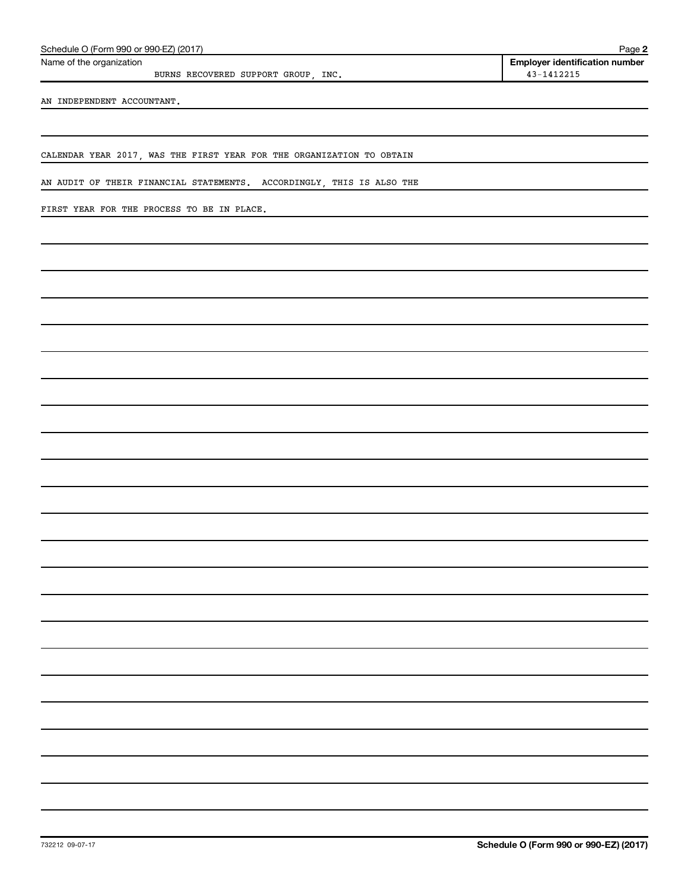Name of the organization: BURNS RECOVERED SUPPORT GROUP, INC.

Employer identification number: 43-1412215

AN INDEPENDENT ACCOUNTANT.

CALENDAR YEAR 2017, WAS THE FIRST YEAR FOR THE ORGANIZATION TO OBTAIN AN AUDIT OF THEIR FINANCIAL STATEMENTS. ACCORDINGLY, THIS IS ALSO THE FIRST YEAR FOR THE PROCESS TO BE IN PLACE.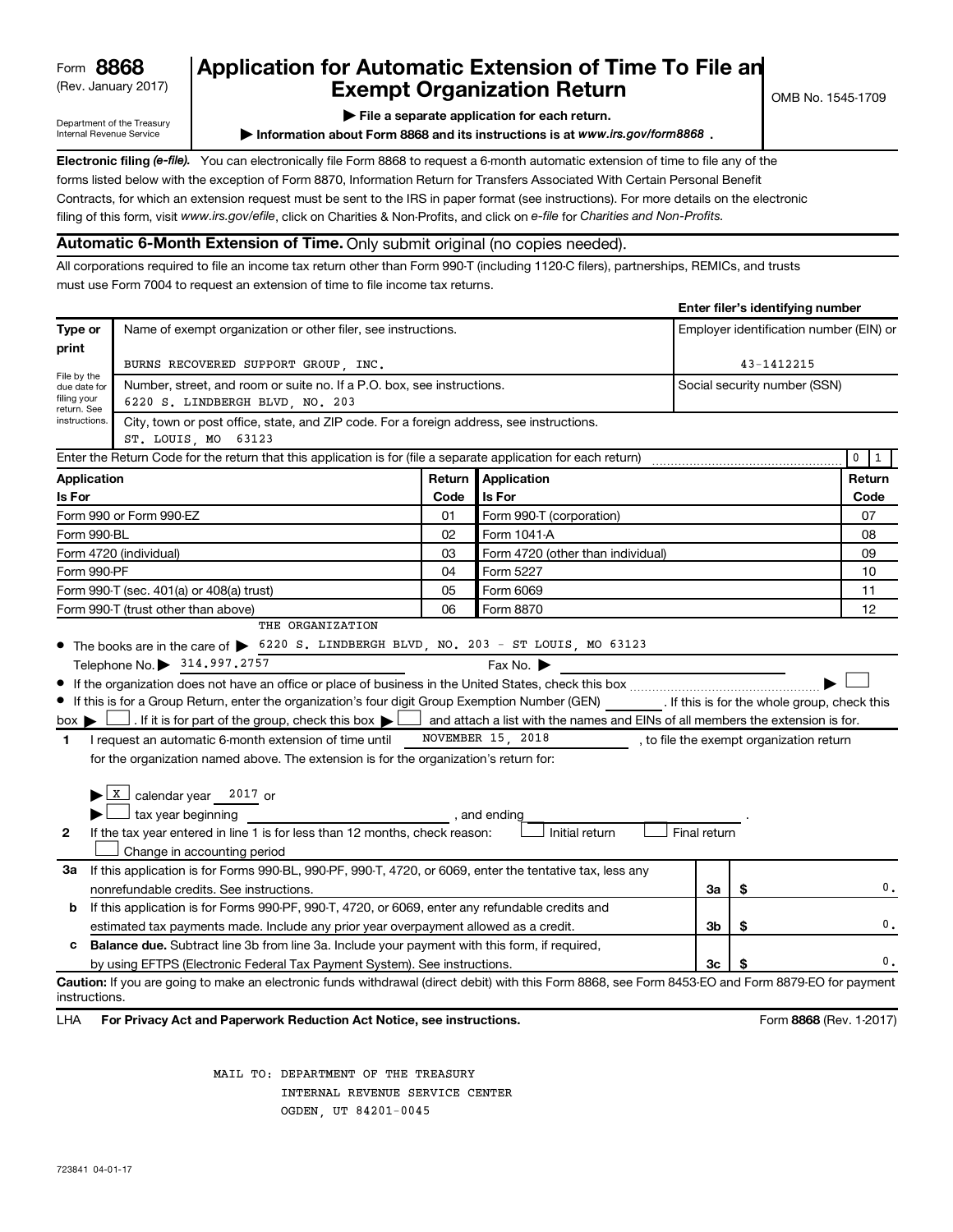Form **8868**
(Rev. January 2017)

Department of the Treasury
Internal Revenue Service

# Application for Automatic Extension of Time To File an Exempt Organization Return

▶ **File a separate application for each return.**

▶ **Information about Form 8868 and its instructions is at** ***www.irs.gov/form8868*** **.**

OMB No. 1545-1709

**Electronic filing** ***(e-file).*** You can electronically file Form 8868 to request a 6-month automatic extension of time to file any of the forms listed below with the exception of Form 8870, Information Return for Transfers Associated With Certain Personal Benefit Contracts, for which an extension request must be sent to the IRS in paper format (see instructions). For more details on the electronic filing of this form, visit *www.irs.gov/efile*, click on Charities & Non-Profits, and click on *e-file* for *Charities and Non-Profits.*

## Automatic 6-Month Extension of Time. Only submit original (no copies needed).

All corporations required to file an income tax return other than Form 990-T (including 1120-C filers), partnerships, REMICs, and trusts must use Form 7004 to request an extension of time to file income tax returns.

**Enter filer's identifying number**

| | | |
|---|---|---|
| **Type or print** | Name of exempt organization or other filer, see instructions. BURNS RECOVERED SUPPORT GROUP, INC. | Employer identification number (EIN) or 43-1412215 |
| File by the due date for filing your return. See instructions. | Number, street, and room or suite no. If a P.O. box, see instructions. 6220 S. LINDBERGH BLVD, NO. 203 | Social security number (SSN) |
| | City, town or post office, state, and ZIP code. For a foreign address, see instructions. ST. LOUIS, MO 63123 | |

Enter the Return Code for the return that this application is for (file a separate application for each return) ..... 0 1

| **Application Is For** | **Return Code** | **Application Is For** | **Return Code** |
|---|---|---|---|
| Form 990 or Form 990-EZ | 01 | Form 990-T (corporation) | 07 |
| Form 990-BL | 02 | Form 1041-A | 08 |
| Form 4720 (individual) | 03 | Form 4720 (other than individual) | 09 |
| Form 990-PF | 04 | Form 5227 | 10 |
| Form 990-T (sec. 401(a) or 408(a) trust) | 05 | Form 6069 | 11 |
| Form 990-T (trust other than above) | 06 | Form 8870 | 12 |

- The books are in the care of ▶ THE ORGANIZATION 6220 S. LINDBERGH BLVD, NO. 203 - ST LOUIS, MO 63123
  Telephone No. ▶ 314.997.2757 Fax No. ▶
- If the organization does not have an office or place of business in the United States, check this box ..... ▶ ☐
- If this is for a Group Return, enter the organization's four digit Group Exemption Number (GEN) ______ . If this is for the whole group, check this box ▶ ☐ . If it is for part of the group, check this box ▶ ☐ and attach a list with the names and EINs of all members the extension is for.

**1** I request an automatic 6-month extension of time until NOVEMBER 15, 2018 , to file the exempt organization return for the organization named above. The extension is for the organization's return for:

▶ ☒ calendar year 2017 or

▶ ☐ tax year beginning ______ , and ending ______ .

**2** If the tax year entered in line 1 is for less than 12 months, check reason: ☐ Initial return ☐ Final return ☐ Change in accounting period

| | | | |
|---|---|---|---|
| **3a** | If this application is for Forms 990-BL, 990-PF, 990-T, 4720, or 6069, enter the tentative tax, less any nonrefundable credits. See instructions. | **3a** | $ 0. |
| **b** | If this application is for Forms 990-PF, 990-T, 4720, or 6069, enter any refundable credits and estimated tax payments made. Include any prior year overpayment allowed as a credit. | **3b** | $ 0. |
| **c** | **Balance due.** Subtract line 3b from line 3a. Include your payment with this form, if required, by using EFTPS (Electronic Federal Tax Payment System). See instructions. | **3c** | $ 0. |

**Caution:** If you are going to make an electronic funds withdrawal (direct debit) with this Form 8868, see Form 8453-EO and Form 8879-EO for payment instructions.

LHA **For Privacy Act and Paperwork Reduction Act Notice, see instructions.** Form **8868** (Rev. 1-2017)

MAIL TO: DEPARTMENT OF THE TREASURY
INTERNAL REVENUE SERVICE CENTER
OGDEN, UT 84201-0045

723841 04-01-17